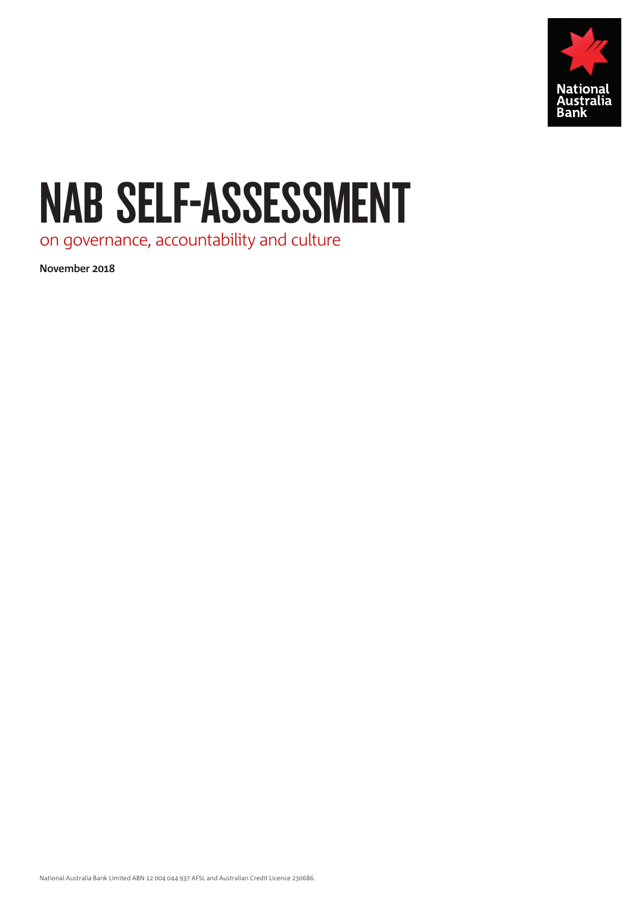National Australia Bank

# NAB SELF-ASSESSMENT

on governance, accountability and culture

**November 2018**

National Australia Bank Limited ABN 12 004 044 937 AFSL and Australian Credit Licence 230686.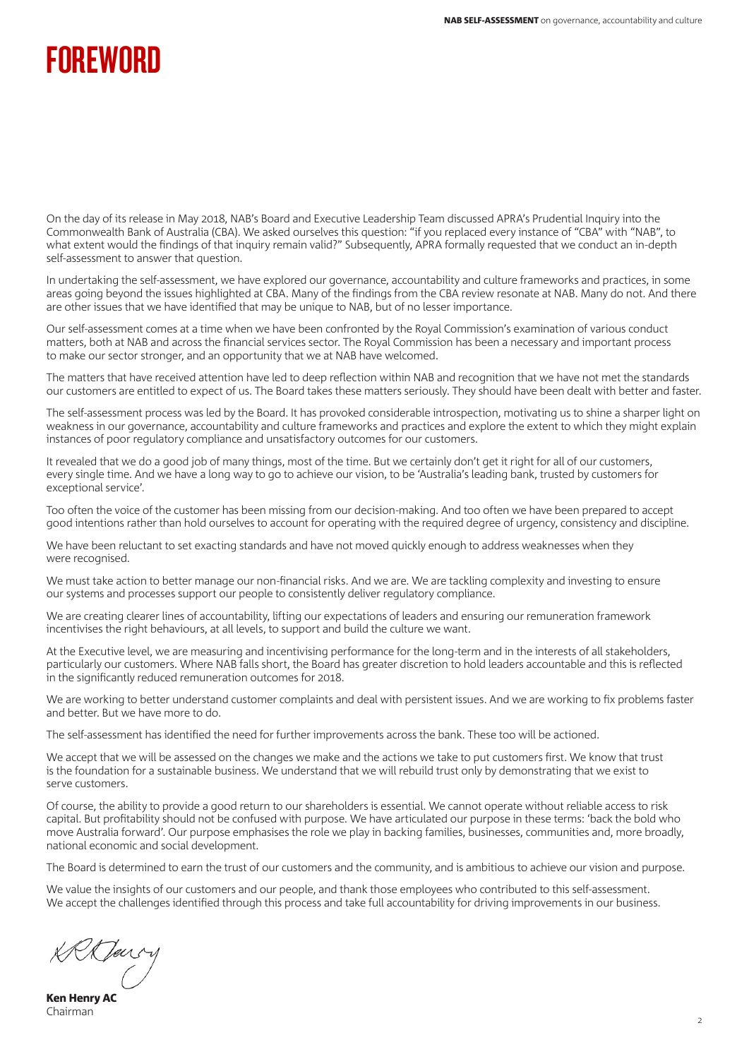# FOREWORD

On the day of its release in May 2018, NAB's Board and Executive Leadership Team discussed APRA's Prudential Inquiry into the Commonwealth Bank of Australia (CBA). We asked ourselves this question: "if you replaced every instance of "CBA" with "NAB", to what extent would the findings of that inquiry remain valid?" Subsequently, APRA formally requested that we conduct an in-depth self-assessment to answer that question.

In undertaking the self-assessment, we have explored our governance, accountability and culture frameworks and practices, in some areas going beyond the issues highlighted at CBA. Many of the findings from the CBA review resonate at NAB. Many do not. And there are other issues that we have identified that may be unique to NAB, but of no lesser importance.

Our self-assessment comes at a time when we have been confronted by the Royal Commission's examination of various conduct matters, both at NAB and across the financial services sector. The Royal Commission has been a necessary and important process to make our sector stronger, and an opportunity that we at NAB have welcomed.

The matters that have received attention have led to deep reflection within NAB and recognition that we have not met the standards our customers are entitled to expect of us. The Board takes these matters seriously. They should have been dealt with better and faster.

The self-assessment process was led by the Board. It has provoked considerable introspection, motivating us to shine a sharper light on weakness in our governance, accountability and culture frameworks and practices and explore the extent to which they might explain instances of poor regulatory compliance and unsatisfactory outcomes for our customers.

It revealed that we do a good job of many things, most of the time. But we certainly don't get it right for all of our customers, every single time. And we have a long way to go to achieve our vision, to be 'Australia's leading bank, trusted by customers for exceptional service'.

Too often the voice of the customer has been missing from our decision-making. And too often we have been prepared to accept good intentions rather than hold ourselves to account for operating with the required degree of urgency, consistency and discipline.

We have been reluctant to set exacting standards and have not moved quickly enough to address weaknesses when they were recognised.

We must take action to better manage our non-financial risks. And we are. We are tackling complexity and investing to ensure our systems and processes support our people to consistently deliver regulatory compliance.

We are creating clearer lines of accountability, lifting our expectations of leaders and ensuring our remuneration framework incentivises the right behaviours, at all levels, to support and build the culture we want.

At the Executive level, we are measuring and incentivising performance for the long-term and in the interests of all stakeholders, particularly our customers. Where NAB falls short, the Board has greater discretion to hold leaders accountable and this is reflected in the significantly reduced remuneration outcomes for 2018.

We are working to better understand customer complaints and deal with persistent issues. And we are working to fix problems faster and better. But we have more to do.

The self-assessment has identified the need for further improvements across the bank. These too will be actioned.

We accept that we will be assessed on the changes we make and the actions we take to put customers first. We know that trust is the foundation for a sustainable business. We understand that we will rebuild trust only by demonstrating that we exist to serve customers.

Of course, the ability to provide a good return to our shareholders is essential. We cannot operate without reliable access to risk capital. But profitability should not be confused with purpose. We have articulated our purpose in these terms: 'back the bold who move Australia forward'. Our purpose emphasises the role we play in backing families, businesses, communities and, more broadly, national economic and social development.

The Board is determined to earn the trust of our customers and the community, and is ambitious to achieve our vision and purpose.

We value the insights of our customers and our people, and thank those employees who contributed to this self-assessment. We accept the challenges identified through this process and take full accountability for driving improvements in our business.

**Ken Henry AC**
Chairman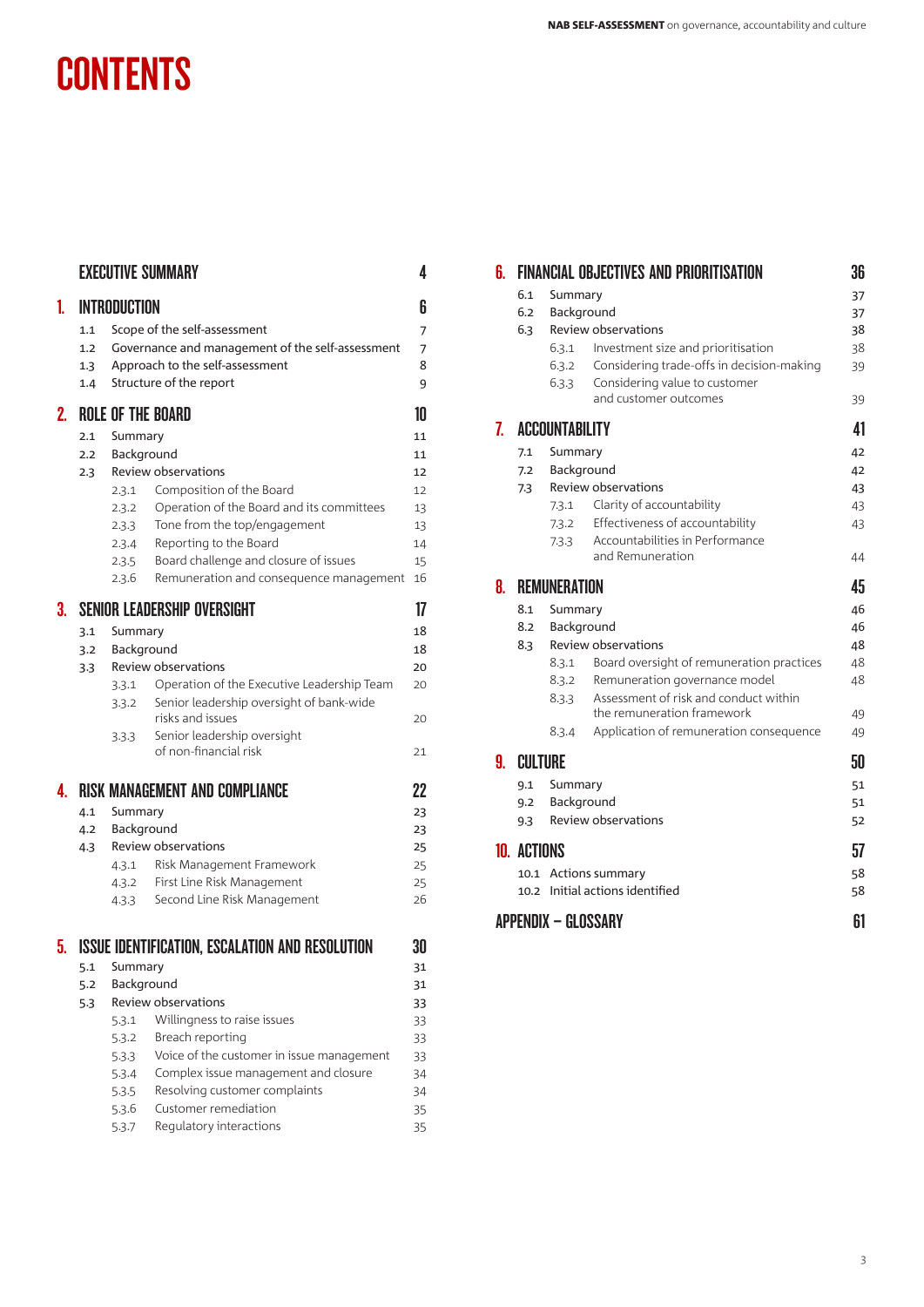# CONTENTS

| | | | |
|---|---|---|---|
| **EXECUTIVE SUMMARY** | | | **4** |
| **1.** | **INTRODUCTION** | | **6** |
| | 1.1 | Scope of the self-assessment | 7 |
| | 1.2 | Governance and management of the self-assessment | 7 |
| | 1.3 | Approach to the self-assessment | 8 |
| | 1.4 | Structure of the report | 9 |
| **2.** | **ROLE OF THE BOARD** | | **10** |
| | 2.1 | Summary | 11 |
| | 2.2 | Background | 11 |
| | 2.3 | Review observations | 12 |
| | 2.3.1 | Composition of the Board | 12 |
| | 2.3.2 | Operation of the Board and its committees | 13 |
| | 2.3.3 | Tone from the top/engagement | 13 |
| | 2.3.4 | Reporting to the Board | 14 |
| | 2.3.5 | Board challenge and closure of issues | 15 |
| | 2.3.6 | Remuneration and consequence management | 16 |
| **3.** | **SENIOR LEADERSHIP OVERSIGHT** | | **17** |
| | 3.1 | Summary | 18 |
| | 3.2 | Background | 18 |
| | 3.3 | Review observations | 20 |
| | 3.3.1 | Operation of the Executive Leadership Team | 20 |
| | 3.3.2 | Senior leadership oversight of bank-wide risks and issues | 20 |
| | 3.3.3 | Senior leadership oversight of non-financial risk | 21 |
| **4.** | **RISK MANAGEMENT AND COMPLIANCE** | | **22** |
| | 4.1 | Summary | 23 |
| | 4.2 | Background | 23 |
| | 4.3 | Review observations | 25 |
| | 4.3.1 | Risk Management Framework | 25 |
| | 4.3.2 | First Line Risk Management | 25 |
| | 4.3.3 | Second Line Risk Management | 26 |
| **5.** | **ISSUE IDENTIFICATION, ESCALATION AND RESOLUTION** | | **30** |
| | 5.1 | Summary | 31 |
| | 5.2 | Background | 31 |
| | 5.3 | Review observations | 33 |
| | 5.3.1 | Willingness to raise issues | 33 |
| | 5.3.2 | Breach reporting | 33 |
| | 5.3.3 | Voice of the customer in issue management | 33 |
| | 5.3.4 | Complex issue management and closure | 34 |
| | 5.3.5 | Resolving customer complaints | 34 |
| | 5.3.6 | Customer remediation | 35 |
| | 5.3.7 | Regulatory interactions | 35 |
| **6.** | **FINANCIAL OBJECTIVES AND PRIORITISATION** | | **36** |
| | 6.1 | Summary | 37 |
| | 6.2 | Background | 37 |
| | 6.3 | Review observations | 38 |
| | 6.3.1 | Investment size and prioritisation | 38 |
| | 6.3.2 | Considering trade-offs in decision-making | 39 |
| | 6.3.3 | Considering value to customer and customer outcomes | 39 |
| **7.** | **ACCOUNTABILITY** | | **41** |
| | 7.1 | Summary | 42 |
| | 7.2 | Background | 42 |
| | 7.3 | Review observations | 43 |
| | 7.3.1 | Clarity of accountability | 43 |
| | 7.3.2 | Effectiveness of accountability | 43 |
| | 7.3.3 | Accountabilities in Performance and Remuneration | 44 |
| **8.** | **REMUNERATION** | | **45** |
| | 8.1 | Summary | 46 |
| | 8.2 | Background | 46 |
| | 8.3 | Review observations | 48 |
| | 8.3.1 | Board oversight of remuneration practices | 48 |
| | 8.3.2 | Remuneration governance model | 48 |
| | 8.3.3 | Assessment of risk and conduct within the remuneration framework | 49 |
| | 8.3.4 | Application of remuneration consequence | 49 |
| **9.** | **CULTURE** | | **50** |
| | 9.1 | Summary | 51 |
| | 9.2 | Background | 51 |
| | 9.3 | Review observations | 52 |
| **10.** | **ACTIONS** | | **57** |
| | 10.1 | Actions summary | 58 |
| | 10.2 | Initial actions identified | 58 |
| **APPENDIX – GLOSSARY** | | | **61** |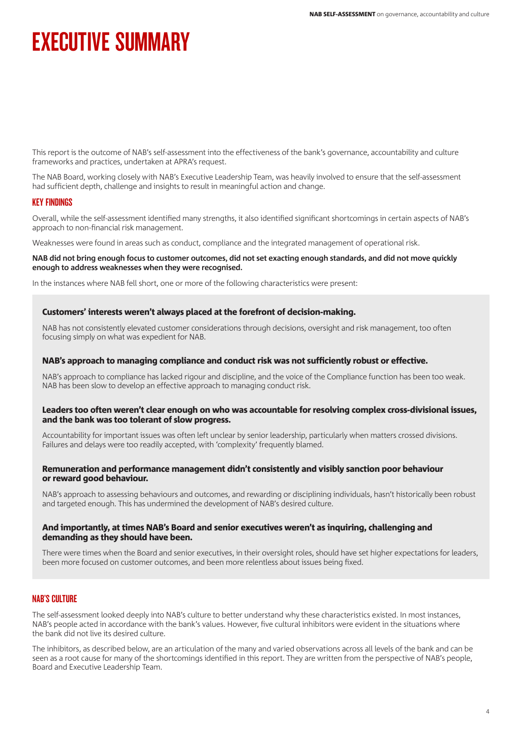# EXECUTIVE SUMMARY

This report is the outcome of NAB's self-assessment into the effectiveness of the bank's governance, accountability and culture frameworks and practices, undertaken at APRA's request.

The NAB Board, working closely with NAB's Executive Leadership Team, was heavily involved to ensure that the self-assessment had sufficient depth, challenge and insights to result in meaningful action and change.

## KEY FINDINGS

Overall, while the self-assessment identified many strengths, it also identified significant shortcomings in certain aspects of NAB's approach to non-financial risk management.

Weaknesses were found in areas such as conduct, compliance and the integrated management of operational risk.

**NAB did not bring enough focus to customer outcomes, did not set exacting enough standards, and did not move quickly enough to address weaknesses when they were recognised.**

In the instances where NAB fell short, one or more of the following characteristics were present:

**Customers' interests weren't always placed at the forefront of decision-making.**

NAB has not consistently elevated customer considerations through decisions, oversight and risk management, too often focusing simply on what was expedient for NAB.

**NAB's approach to managing compliance and conduct risk was not sufficiently robust or effective.**

NAB's approach to compliance has lacked rigour and discipline, and the voice of the Compliance function has been too weak. NAB has been slow to develop an effective approach to managing conduct risk.

**Leaders too often weren't clear enough on who was accountable for resolving complex cross-divisional issues, and the bank was too tolerant of slow progress.**

Accountability for important issues was often left unclear by senior leadership, particularly when matters crossed divisions. Failures and delays were too readily accepted, with 'complexity' frequently blamed.

**Remuneration and performance management didn't consistently and visibly sanction poor behaviour or reward good behaviour.**

NAB's approach to assessing behaviours and outcomes, and rewarding or disciplining individuals, hasn't historically been robust and targeted enough. This has undermined the development of NAB's desired culture.

**And importantly, at times NAB's Board and senior executives weren't as inquiring, challenging and demanding as they should have been.**

There were times when the Board and senior executives, in their oversight roles, should have set higher expectations for leaders, been more focused on customer outcomes, and been more relentless about issues being fixed.

## NAB'S CULTURE

The self-assessment looked deeply into NAB's culture to better understand why these characteristics existed. In most instances, NAB's people acted in accordance with the bank's values. However, five cultural inhibitors were evident in the situations where the bank did not live its desired culture.

The inhibitors, as described below, are an articulation of the many and varied observations across all levels of the bank and can be seen as a root cause for many of the shortcomings identified in this report. They are written from the perspective of NAB's people, Board and Executive Leadership Team.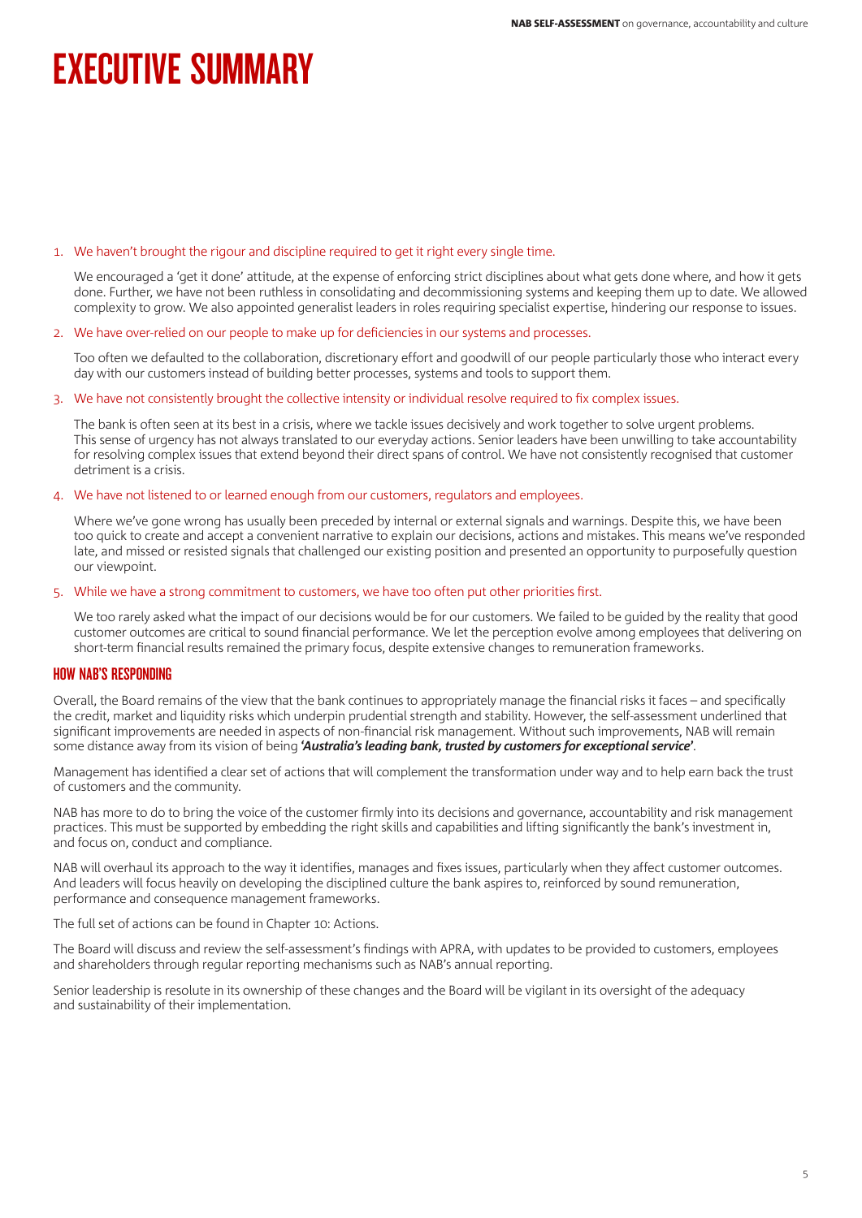# EXECUTIVE SUMMARY

1. We haven't brought the rigour and discipline required to get it right every single time.

   We encouraged a 'get it done' attitude, at the expense of enforcing strict disciplines about what gets done where, and how it gets done. Further, we have not been ruthless in consolidating and decommissioning systems and keeping them up to date. We allowed complexity to grow. We also appointed generalist leaders in roles requiring specialist expertise, hindering our response to issues.

2. We have over-relied on our people to make up for deficiencies in our systems and processes.

   Too often we defaulted to the collaboration, discretionary effort and goodwill of our people particularly those who interact every day with our customers instead of building better processes, systems and tools to support them.

3. We have not consistently brought the collective intensity or individual resolve required to fix complex issues.

   The bank is often seen at its best in a crisis, where we tackle issues decisively and work together to solve urgent problems. This sense of urgency has not always translated to our everyday actions. Senior leaders have been unwilling to take accountability for resolving complex issues that extend beyond their direct spans of control. We have not consistently recognised that customer detriment is a crisis.

4. We have not listened to or learned enough from our customers, regulators and employees.

   Where we've gone wrong has usually been preceded by internal or external signals and warnings. Despite this, we have been too quick to create and accept a convenient narrative to explain our decisions, actions and mistakes. This means we've responded late, and missed or resisted signals that challenged our existing position and presented an opportunity to purposefully question our viewpoint.

5. While we have a strong commitment to customers, we have too often put other priorities first.

   We too rarely asked what the impact of our decisions would be for our customers. We failed to be guided by the reality that good customer outcomes are critical to sound financial performance. We let the perception evolve among employees that delivering on short-term financial results remained the primary focus, despite extensive changes to remuneration frameworks.

## HOW NAB'S RESPONDING

Overall, the Board remains of the view that the bank continues to appropriately manage the financial risks it faces – and specifically the credit, market and liquidity risks which underpin prudential strength and stability. However, the self-assessment underlined that significant improvements are needed in aspects of non-financial risk management. Without such improvements, NAB will remain some distance away from its vision of being ***'Australia's leading bank, trusted by customers for exceptional service'***.

Management has identified a clear set of actions that will complement the transformation under way and to help earn back the trust of customers and the community.

NAB has more to do to bring the voice of the customer firmly into its decisions and governance, accountability and risk management practices. This must be supported by embedding the right skills and capabilities and lifting significantly the bank's investment in, and focus on, conduct and compliance.

NAB will overhaul its approach to the way it identifies, manages and fixes issues, particularly when they affect customer outcomes. And leaders will focus heavily on developing the disciplined culture the bank aspires to, reinforced by sound remuneration, performance and consequence management frameworks.

The full set of actions can be found in Chapter 10: Actions.

The Board will discuss and review the self-assessment's findings with APRA, with updates to be provided to customers, employees and shareholders through regular reporting mechanisms such as NAB's annual reporting.

Senior leadership is resolute in its ownership of these changes and the Board will be vigilant in its oversight of the adequacy and sustainability of their implementation.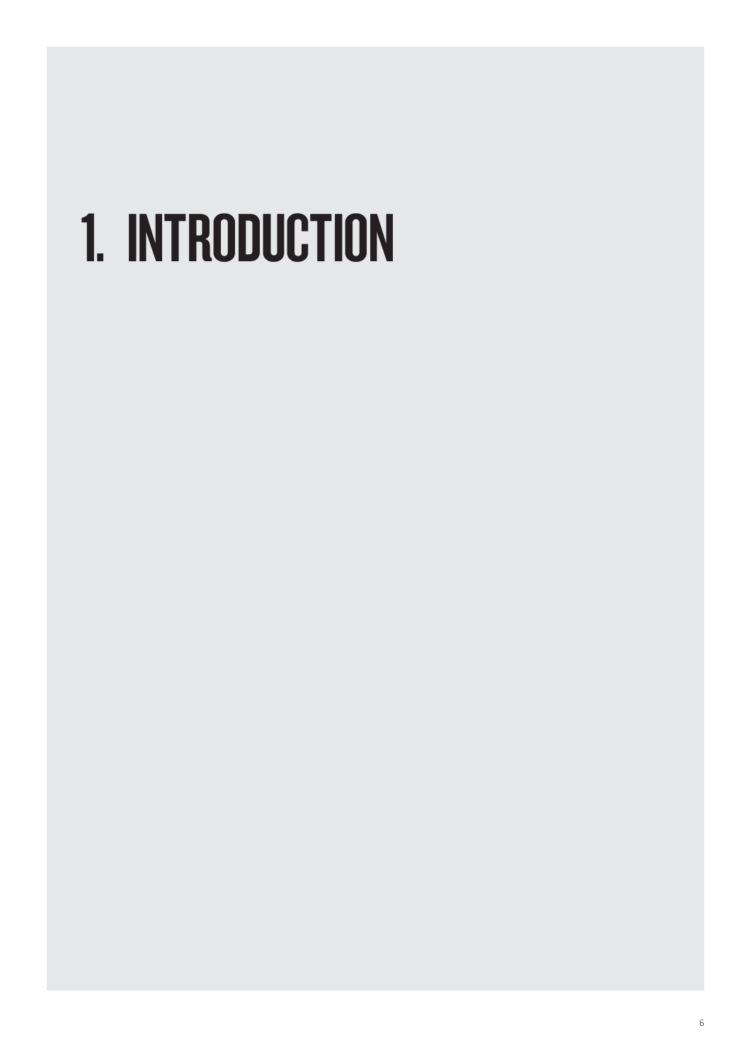# 1. INTRODUCTION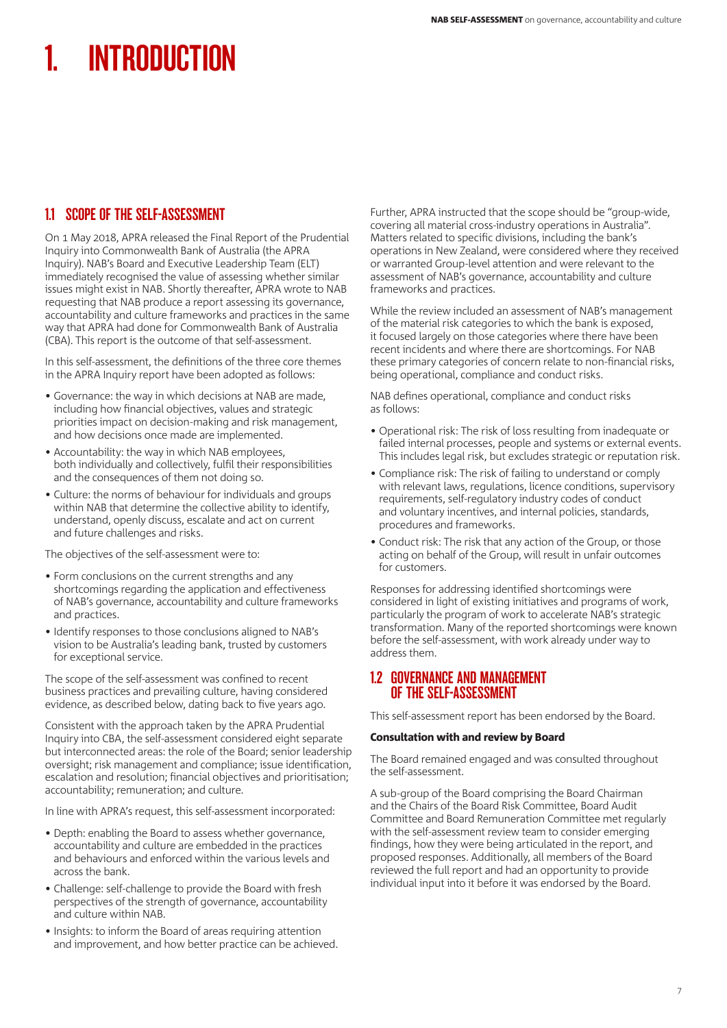# 1. INTRODUCTION

## 1.1 SCOPE OF THE SELF-ASSESSMENT

On 1 May 2018, APRA released the Final Report of the Prudential Inquiry into Commonwealth Bank of Australia (the APRA Inquiry). NAB's Board and Executive Leadership Team (ELT) immediately recognised the value of assessing whether similar issues might exist in NAB. Shortly thereafter, APRA wrote to NAB requesting that NAB produce a report assessing its governance, accountability and culture frameworks and practices in the same way that APRA had done for Commonwealth Bank of Australia (CBA). This report is the outcome of that self-assessment.

In this self-assessment, the definitions of the three core themes in the APRA Inquiry report have been adopted as follows:

- Governance: the way in which decisions at NAB are made, including how financial objectives, values and strategic priorities impact on decision-making and risk management, and how decisions once made are implemented.
- Accountability: the way in which NAB employees, both individually and collectively, fulfil their responsibilities and the consequences of them not doing so.
- Culture: the norms of behaviour for individuals and groups within NAB that determine the collective ability to identify, understand, openly discuss, escalate and act on current and future challenges and risks.

The objectives of the self-assessment were to:

- Form conclusions on the current strengths and any shortcomings regarding the application and effectiveness of NAB's governance, accountability and culture frameworks and practices.
- Identify responses to those conclusions aligned to NAB's vision to be Australia's leading bank, trusted by customers for exceptional service.

The scope of the self-assessment was confined to recent business practices and prevailing culture, having considered evidence, as described below, dating back to five years ago.

Consistent with the approach taken by the APRA Prudential Inquiry into CBA, the self-assessment considered eight separate but interconnected areas: the role of the Board; senior leadership oversight; risk management and compliance; issue identification, escalation and resolution; financial objectives and prioritisation; accountability; remuneration; and culture.

In line with APRA's request, this self-assessment incorporated:

- Depth: enabling the Board to assess whether governance, accountability and culture are embedded in the practices and behaviours and enforced within the various levels and across the bank.
- Challenge: self-challenge to provide the Board with fresh perspectives of the strength of governance, accountability and culture within NAB.
- Insights: to inform the Board of areas requiring attention and improvement, and how better practice can be achieved.

Further, APRA instructed that the scope should be "group-wide, covering all material cross-industry operations in Australia". Matters related to specific divisions, including the bank's operations in New Zealand, were considered where they received or warranted Group-level attention and were relevant to the assessment of NAB's governance, accountability and culture frameworks and practices.

While the review included an assessment of NAB's management of the material risk categories to which the bank is exposed, it focused largely on those categories where there have been recent incidents and where there are shortcomings. For NAB these primary categories of concern relate to non-financial risks, being operational, compliance and conduct risks.

NAB defines operational, compliance and conduct risks as follows:

- Operational risk: The risk of loss resulting from inadequate or failed internal processes, people and systems or external events. This includes legal risk, but excludes strategic or reputation risk.
- Compliance risk: The risk of failing to understand or comply with relevant laws, regulations, licence conditions, supervisory requirements, self-regulatory industry codes of conduct and voluntary incentives, and internal policies, standards, procedures and frameworks.
- Conduct risk: The risk that any action of the Group, or those acting on behalf of the Group, will result in unfair outcomes for customers.

Responses for addressing identified shortcomings were considered in light of existing initiatives and programs of work, particularly the program of work to accelerate NAB's strategic transformation. Many of the reported shortcomings were known before the self-assessment, with work already under way to address them.

## 1.2 GOVERNANCE AND MANAGEMENT OF THE SELF-ASSESSMENT

This self-assessment report has been endorsed by the Board.

**Consultation with and review by Board**

The Board remained engaged and was consulted throughout the self-assessment.

A sub-group of the Board comprising the Board Chairman and the Chairs of the Board Risk Committee, Board Audit Committee and Board Remuneration Committee met regularly with the self-assessment review team to consider emerging findings, how they were being articulated in the report, and proposed responses. Additionally, all members of the Board reviewed the full report and had an opportunity to provide individual input into it before it was endorsed by the Board.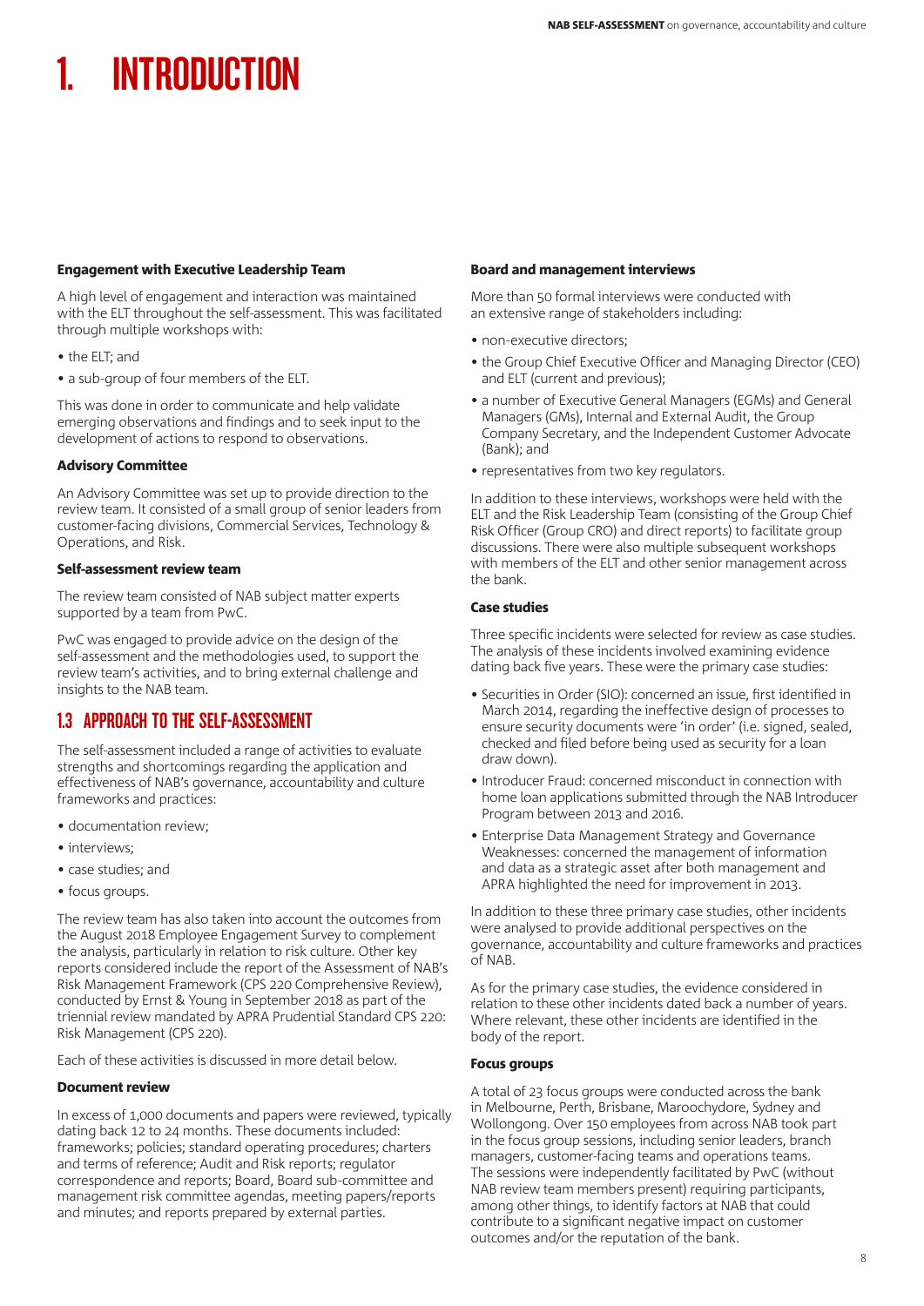# 1. INTRODUCTION

**Engagement with Executive Leadership Team**

A high level of engagement and interaction was maintained with the ELT throughout the self-assessment. This was facilitated through multiple workshops with:

- the ELT; and
- a sub-group of four members of the ELT.

This was done in order to communicate and help validate emerging observations and findings and to seek input to the development of actions to respond to observations.

**Advisory Committee**

An Advisory Committee was set up to provide direction to the review team. It consisted of a small group of senior leaders from customer-facing divisions, Commercial Services, Technology & Operations, and Risk.

**Self-assessment review team**

The review team consisted of NAB subject matter experts supported by a team from PwC.

PwC was engaged to provide advice on the design of the self-assessment and the methodologies used, to support the review team's activities, and to bring external challenge and insights to the NAB team.

## 1.3 APPROACH TO THE SELF-ASSESSMENT

The self-assessment included a range of activities to evaluate strengths and shortcomings regarding the application and effectiveness of NAB's governance, accountability and culture frameworks and practices:

- documentation review;
- interviews;
- case studies; and
- focus groups.

The review team has also taken into account the outcomes from the August 2018 Employee Engagement Survey to complement the analysis, particularly in relation to risk culture. Other key reports considered include the report of the Assessment of NAB's Risk Management Framework (CPS 220 Comprehensive Review), conducted by Ernst & Young in September 2018 as part of the triennial review mandated by APRA Prudential Standard CPS 220: Risk Management (CPS 220).

Each of these activities is discussed in more detail below.

**Document review**

In excess of 1,000 documents and papers were reviewed, typically dating back 12 to 24 months. These documents included: frameworks; policies; standard operating procedures; charters and terms of reference; Audit and Risk reports; regulator correspondence and reports; Board, Board sub-committee and management risk committee agendas, meeting papers/reports and minutes; and reports prepared by external parties.

**Board and management interviews**

More than 50 formal interviews were conducted with an extensive range of stakeholders including:

- non-executive directors;
- the Group Chief Executive Officer and Managing Director (CEO) and ELT (current and previous);
- a number of Executive General Managers (EGMs) and General Managers (GMs), Internal and External Audit, the Group Company Secretary, and the Independent Customer Advocate (Bank); and
- representatives from two key regulators.

In addition to these interviews, workshops were held with the ELT and the Risk Leadership Team (consisting of the Group Chief Risk Officer (Group CRO) and direct reports) to facilitate group discussions. There were also multiple subsequent workshops with members of the ELT and other senior management across the bank.

**Case studies**

Three specific incidents were selected for review as case studies. The analysis of these incidents involved examining evidence dating back five years. These were the primary case studies:

- Securities in Order (SIO): concerned an issue, first identified in March 2014, regarding the ineffective design of processes to ensure security documents were 'in order' (i.e. signed, sealed, checked and filed before being used as security for a loan draw down).
- Introducer Fraud: concerned misconduct in connection with home loan applications submitted through the NAB Introducer Program between 2013 and 2016.
- Enterprise Data Management Strategy and Governance Weaknesses: concerned the management of information and data as a strategic asset after both management and APRA highlighted the need for improvement in 2013.

In addition to these three primary case studies, other incidents were analysed to provide additional perspectives on the governance, accountability and culture frameworks and practices of NAB.

As for the primary case studies, the evidence considered in relation to these other incidents dated back a number of years. Where relevant, these other incidents are identified in the body of the report.

**Focus groups**

A total of 23 focus groups were conducted across the bank in Melbourne, Perth, Brisbane, Maroochydore, Sydney and Wollongong. Over 150 employees from across NAB took part in the focus group sessions, including senior leaders, branch managers, customer-facing teams and operations teams. The sessions were independently facilitated by PwC (without NAB review team members present) requiring participants, among other things, to identify factors at NAB that could contribute to a significant negative impact on customer outcomes and/or the reputation of the bank.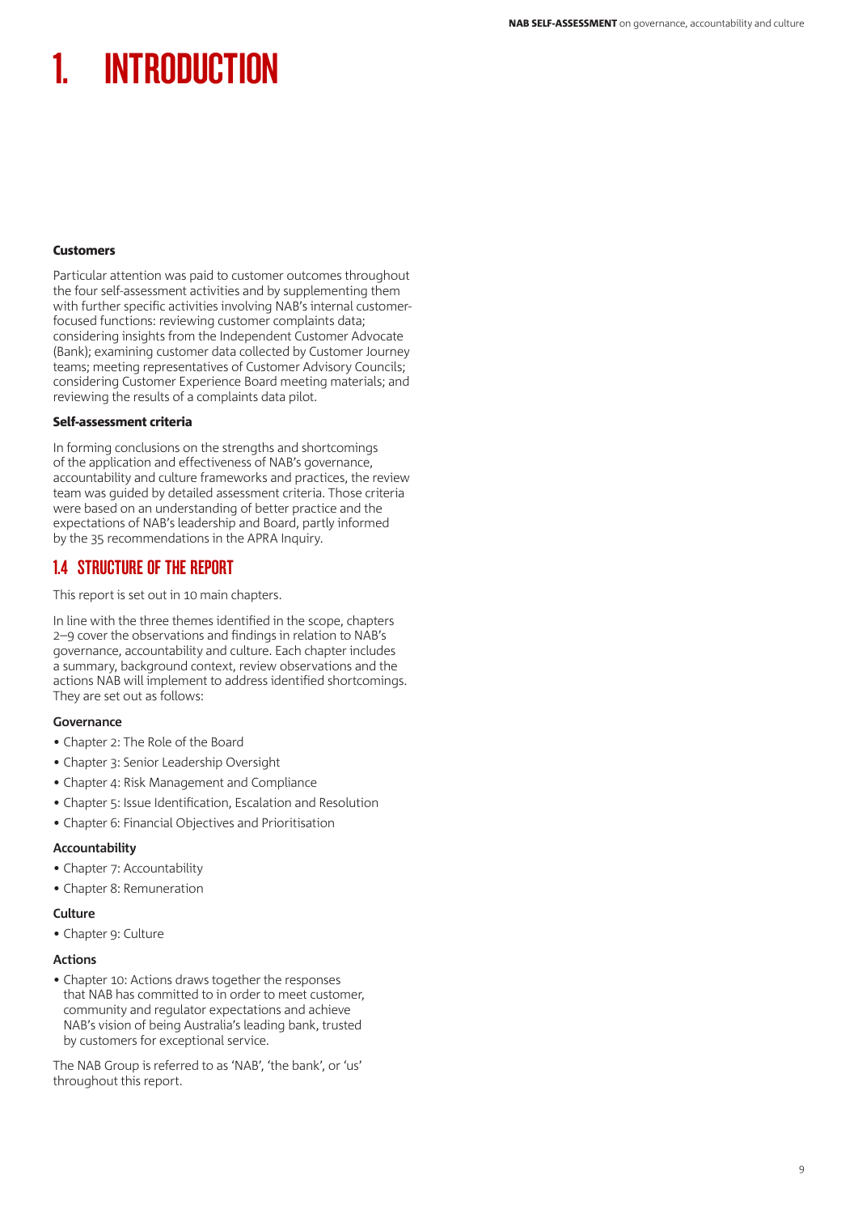# 1. INTRODUCTION

#### Customers

Particular attention was paid to customer outcomes throughout the four self-assessment activities and by supplementing them with further specific activities involving NAB's internal customer-focused functions: reviewing customer complaints data; considering insights from the Independent Customer Advocate (Bank); examining customer data collected by Customer Journey teams; meeting representatives of Customer Advisory Councils; considering Customer Experience Board meeting materials; and reviewing the results of a complaints data pilot.

#### Self-assessment criteria

In forming conclusions on the strengths and shortcomings of the application and effectiveness of NAB's governance, accountability and culture frameworks and practices, the review team was guided by detailed assessment criteria. Those criteria were based on an understanding of better practice and the expectations of NAB's leadership and Board, partly informed by the 35 recommendations in the APRA Inquiry.

## 1.4 STRUCTURE OF THE REPORT

This report is set out in 10 main chapters.

In line with the three themes identified in the scope, chapters 2–9 cover the observations and findings in relation to NAB's governance, accountability and culture. Each chapter includes a summary, background context, review observations and the actions NAB will implement to address identified shortcomings. They are set out as follows:

#### Governance

- Chapter 2: The Role of the Board
- Chapter 3: Senior Leadership Oversight
- Chapter 4: Risk Management and Compliance
- Chapter 5: Issue Identification, Escalation and Resolution
- Chapter 6: Financial Objectives and Prioritisation

#### Accountability

- Chapter 7: Accountability
- Chapter 8: Remuneration

#### Culture

- Chapter 9: Culture

#### Actions

- Chapter 10: Actions draws together the responses that NAB has committed to in order to meet customer, community and regulator expectations and achieve NAB's vision of being Australia's leading bank, trusted by customers for exceptional service.

The NAB Group is referred to as 'NAB', 'the bank', or 'us' throughout this report.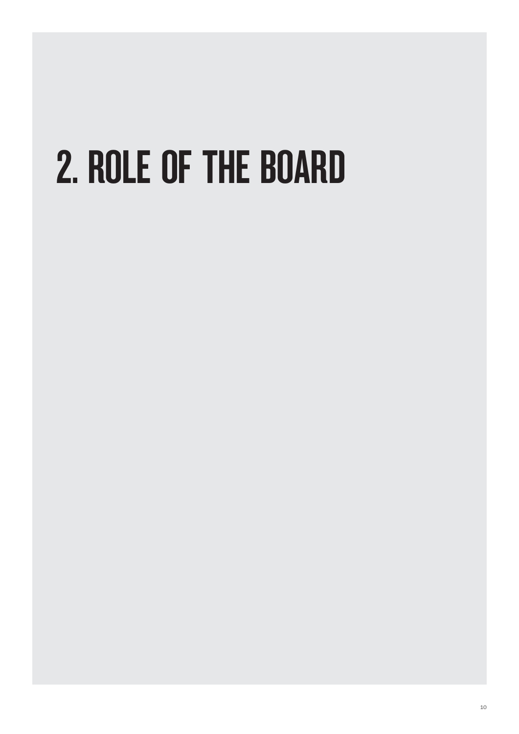# 2. ROLE OF THE BOARD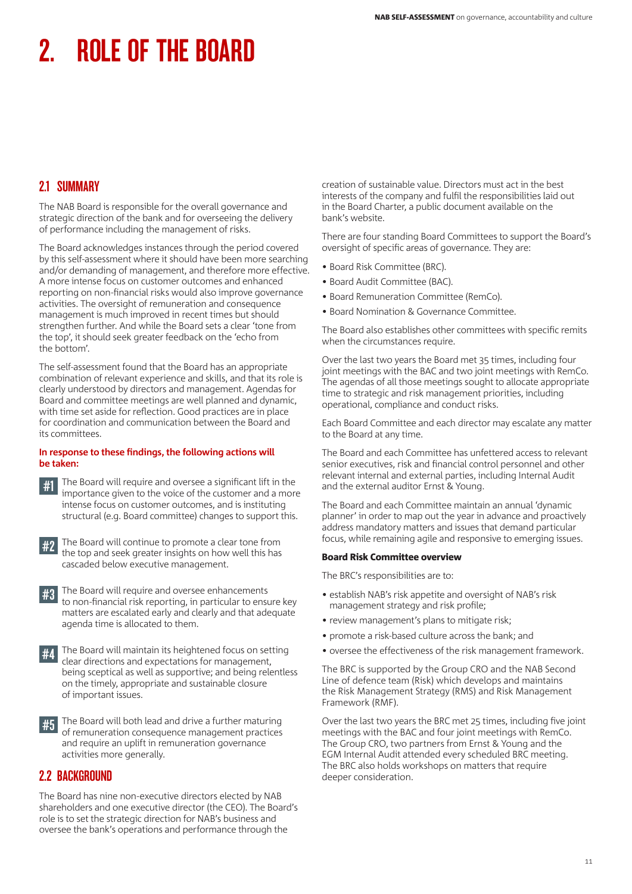# 2. ROLE OF THE BOARD

## 2.1 SUMMARY

The NAB Board is responsible for the overall governance and strategic direction of the bank and for overseeing the delivery of performance including the management of risks.

The Board acknowledges instances through the period covered by this self-assessment where it should have been more searching and/or demanding of management, and therefore more effective. A more intense focus on customer outcomes and enhanced reporting on non-financial risks would also improve governance activities. The oversight of remuneration and consequence management is much improved in recent times but should strengthen further. And while the Board sets a clear 'tone from the top', it should seek greater feedback on the 'echo from the bottom'.

The self-assessment found that the Board has an appropriate combination of relevant experience and skills, and that its role is clearly understood by directors and management. Agendas for Board and committee meetings are well planned and dynamic, with time set aside for reflection. Good practices are in place for coordination and communication between the Board and its committees.

**In response to these findings, the following actions will be taken:**

**#1** The Board will require and oversee a significant lift in the importance given to the voice of the customer and a more intense focus on customer outcomes, and is instituting structural (e.g. Board committee) changes to support this.

**#2** The Board will continue to promote a clear tone from the top and seek greater insights on how well this has cascaded below executive management.

**#3** The Board will require and oversee enhancements to non-financial risk reporting, in particular to ensure key matters are escalated early and clearly and that adequate agenda time is allocated to them.

**#4** The Board will maintain its heightened focus on setting clear directions and expectations for management, being sceptical as well as supportive; and being relentless on the timely, appropriate and sustainable closure of important issues.

**#5** The Board will both lead and drive a further maturing of remuneration consequence management practices and require an uplift in remuneration governance activities more generally.

## 2.2 BACKGROUND

The Board has nine non-executive directors elected by NAB shareholders and one executive director (the CEO). The Board's role is to set the strategic direction for NAB's business and oversee the bank's operations and performance through the creation of sustainable value. Directors must act in the best interests of the company and fulfil the responsibilities laid out in the Board Charter, a public document available on the bank's website.

There are four standing Board Committees to support the Board's oversight of specific areas of governance. They are:

- Board Risk Committee (BRC).
- Board Audit Committee (BAC).
- Board Remuneration Committee (RemCo).
- Board Nomination & Governance Committee.

The Board also establishes other committees with specific remits when the circumstances require.

Over the last two years the Board met 35 times, including four joint meetings with the BAC and two joint meetings with RemCo. The agendas of all those meetings sought to allocate appropriate time to strategic and risk management priorities, including operational, compliance and conduct risks.

Each Board Committee and each director may escalate any matter to the Board at any time.

The Board and each Committee has unfettered access to relevant senior executives, risk and financial control personnel and other relevant internal and external parties, including Internal Audit and the external auditor Ernst & Young.

The Board and each Committee maintain an annual 'dynamic planner' in order to map out the year in advance and proactively address mandatory matters and issues that demand particular focus, while remaining agile and responsive to emerging issues.

### Board Risk Committee overview

The BRC's responsibilities are to:

- establish NAB's risk appetite and oversight of NAB's risk management strategy and risk profile;
- review management's plans to mitigate risk;
- promote a risk-based culture across the bank; and
- oversee the effectiveness of the risk management framework.

The BRC is supported by the Group CRO and the NAB Second Line of defence team (Risk) which develops and maintains the Risk Management Strategy (RMS) and Risk Management Framework (RMF).

Over the last two years the BRC met 25 times, including five joint meetings with the BAC and four joint meetings with RemCo. The Group CRO, two partners from Ernst & Young and the EGM Internal Audit attended every scheduled BRC meeting. The BRC also holds workshops on matters that require deeper consideration.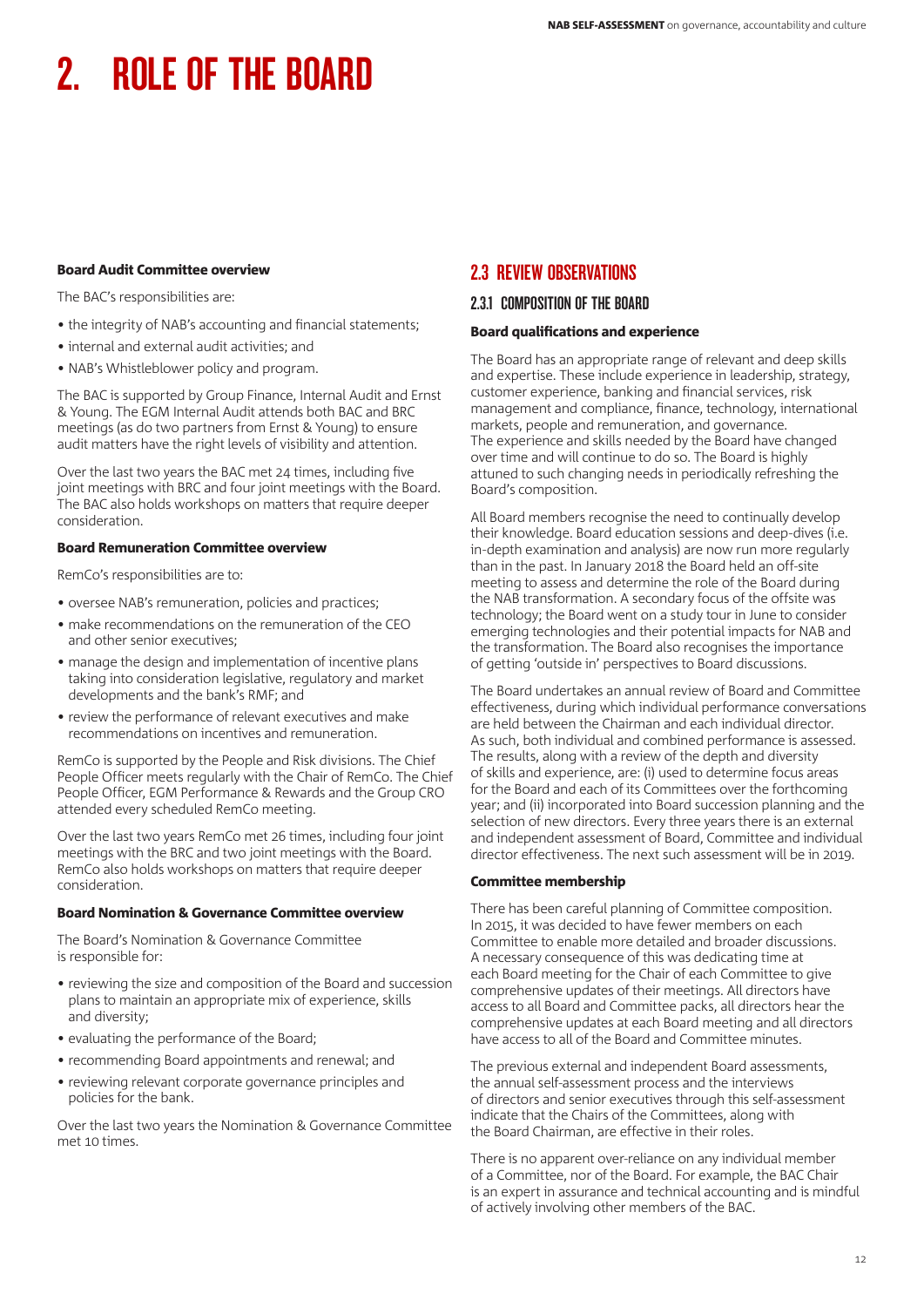# 2. ROLE OF THE BOARD

### Board Audit Committee overview

The BAC's responsibilities are:

- the integrity of NAB's accounting and financial statements;
- internal and external audit activities; and
- NAB's Whistleblower policy and program.

The BAC is supported by Group Finance, Internal Audit and Ernst & Young. The EGM Internal Audit attends both BAC and BRC meetings (as do two partners from Ernst & Young) to ensure audit matters have the right levels of visibility and attention.

Over the last two years the BAC met 24 times, including five joint meetings with BRC and four joint meetings with the Board. The BAC also holds workshops on matters that require deeper consideration.

### Board Remuneration Committee overview

RemCo's responsibilities are to:

- oversee NAB's remuneration, policies and practices;
- make recommendations on the remuneration of the CEO and other senior executives;
- manage the design and implementation of incentive plans taking into consideration legislative, regulatory and market developments and the bank's RMF; and
- review the performance of relevant executives and make recommendations on incentives and remuneration.

RemCo is supported by the People and Risk divisions. The Chief People Officer meets regularly with the Chair of RemCo. The Chief People Officer, EGM Performance & Rewards and the Group CRO attended every scheduled RemCo meeting.

Over the last two years RemCo met 26 times, including four joint meetings with the BRC and two joint meetings with the Board. RemCo also holds workshops on matters that require deeper consideration.

### Board Nomination & Governance Committee overview

The Board's Nomination & Governance Committee is responsible for:

- reviewing the size and composition of the Board and succession plans to maintain an appropriate mix of experience, skills and diversity;
- evaluating the performance of the Board;
- recommending Board appointments and renewal; and
- reviewing relevant corporate governance principles and policies for the bank.

Over the last two years the Nomination & Governance Committee met 10 times.

## 2.3 REVIEW OBSERVATIONS

### 2.3.1 COMPOSITION OF THE BOARD

#### Board qualifications and experience

The Board has an appropriate range of relevant and deep skills and expertise. These include experience in leadership, strategy, customer experience, banking and financial services, risk management and compliance, finance, technology, international markets, people and remuneration, and governance. The experience and skills needed by the Board have changed over time and will continue to do so. The Board is highly attuned to such changing needs in periodically refreshing the Board's composition.

All Board members recognise the need to continually develop their knowledge. Board education sessions and deep-dives (i.e. in-depth examination and analysis) are now run more regularly than in the past. In January 2018 the Board held an off-site meeting to assess and determine the role of the Board during the NAB transformation. A secondary focus of the offsite was technology; the Board went on a study tour in June to consider emerging technologies and their potential impacts for NAB and the transformation. The Board also recognises the importance of getting 'outside in' perspectives to Board discussions.

The Board undertakes an annual review of Board and Committee effectiveness, during which individual performance conversations are held between the Chairman and each individual director. As such, both individual and combined performance is assessed. The results, along with a review of the depth and diversity of skills and experience, are: (i) used to determine focus areas for the Board and each of its Committees over the forthcoming year; and (ii) incorporated into Board succession planning and the selection of new directors. Every three years there is an external and independent assessment of Board, Committee and individual director effectiveness. The next such assessment will be in 2019.

#### Committee membership

There has been careful planning of Committee composition. In 2015, it was decided to have fewer members on each Committee to enable more detailed and broader discussions. A necessary consequence of this was dedicating time at each Board meeting for the Chair of each Committee to give comprehensive updates of their meetings. All directors have access to all Board and Committee packs, all directors hear the comprehensive updates at each Board meeting and all directors have access to all of the Board and Committee minutes.

The previous external and independent Board assessments, the annual self-assessment process and the interviews of directors and senior executives through this self-assessment indicate that the Chairs of the Committees, along with the Board Chairman, are effective in their roles.

There is no apparent over-reliance on any individual member of a Committee, nor of the Board. For example, the BAC Chair is an expert in assurance and technical accounting and is mindful of actively involving other members of the BAC.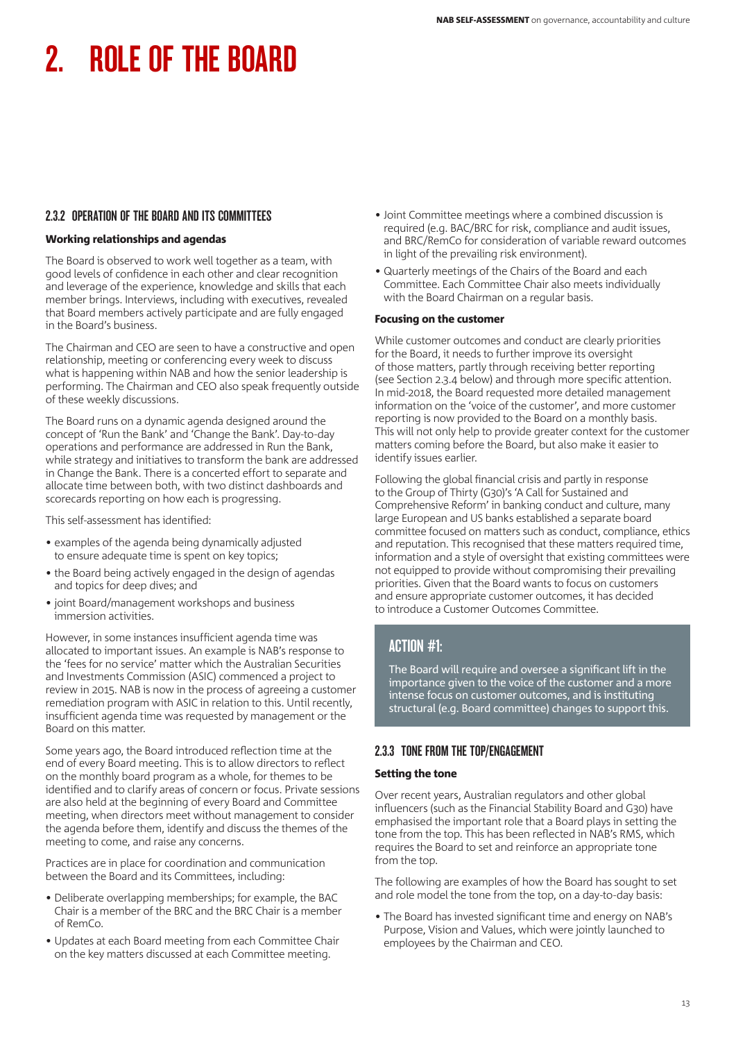# 2. ROLE OF THE BOARD

### 2.3.2 OPERATION OF THE BOARD AND ITS COMMITTEES

**Working relationships and agendas**

The Board is observed to work well together as a team, with good levels of confidence in each other and clear recognition and leverage of the experience, knowledge and skills that each member brings. Interviews, including with executives, revealed that Board members actively participate and are fully engaged in the Board's business.

The Chairman and CEO are seen to have a constructive and open relationship, meeting or conferencing every week to discuss what is happening within NAB and how the senior leadership is performing. The Chairman and CEO also speak frequently outside of these weekly discussions.

The Board runs on a dynamic agenda designed around the concept of 'Run the Bank' and 'Change the Bank'. Day-to-day operations and performance are addressed in Run the Bank, while strategy and initiatives to transform the bank are addressed in Change the Bank. There is a concerted effort to separate and allocate time between both, with two distinct dashboards and scorecards reporting on how each is progressing.

This self-assessment has identified:

- examples of the agenda being dynamically adjusted to ensure adequate time is spent on key topics;
- the Board being actively engaged in the design of agendas and topics for deep dives; and
- joint Board/management workshops and business immersion activities.

However, in some instances insufficient agenda time was allocated to important issues. An example is NAB's response to the 'fees for no service' matter which the Australian Securities and Investments Commission (ASIC) commenced a project to review in 2015. NAB is now in the process of agreeing a customer remediation program with ASIC in relation to this. Until recently, insufficient agenda time was requested by management or the Board on this matter.

Some years ago, the Board introduced reflection time at the end of every Board meeting. This is to allow directors to reflect on the monthly board program as a whole, for themes to be identified and to clarify areas of concern or focus. Private sessions are also held at the beginning of every Board and Committee meeting, when directors meet without management to consider the agenda before them, identify and discuss the themes of the meeting to come, and raise any concerns.

Practices are in place for coordination and communication between the Board and its Committees, including:

- Deliberate overlapping memberships; for example, the BAC Chair is a member of the BRC and the BRC Chair is a member of RemCo.
- Updates at each Board meeting from each Committee Chair on the key matters discussed at each Committee meeting.
- Joint Committee meetings where a combined discussion is required (e.g. BAC/BRC for risk, compliance and audit issues, and BRC/RemCo for consideration of variable reward outcomes in light of the prevailing risk environment).
- Quarterly meetings of the Chairs of the Board and each Committee. Each Committee Chair also meets individually with the Board Chairman on a regular basis.

**Focusing on the customer**

While customer outcomes and conduct are clearly priorities for the Board, it needs to further improve its oversight of those matters, partly through receiving better reporting (see Section 2.3.4 below) and through more specific attention. In mid-2018, the Board requested more detailed management information on the 'voice of the customer', and more customer reporting is now provided to the Board on a monthly basis. This will not only help to provide greater context for the customer matters coming before the Board, but also make it easier to identify issues earlier.

Following the global financial crisis and partly in response to the Group of Thirty (G30)'s 'A Call for Sustained and Comprehensive Reform' in banking conduct and culture, many large European and US banks established a separate board committee focused on matters such as conduct, compliance, ethics and reputation. This recognised that these matters required time, information and a style of oversight that existing committees were not equipped to provide without compromising their prevailing priorities. Given that the Board wants to focus on customers and ensure appropriate customer outcomes, it has decided to introduce a Customer Outcomes Committee.

> **ACTION #1:**
>
> The Board will require and oversee a significant lift in the importance given to the voice of the customer and a more intense focus on customer outcomes, and is instituting structural (e.g. Board committee) changes to support this.

### 2.3.3 TONE FROM THE TOP/ENGAGEMENT

**Setting the tone**

Over recent years, Australian regulators and other global influencers (such as the Financial Stability Board and G30) have emphasised the important role that a Board plays in setting the tone from the top. This has been reflected in NAB's RMS, which requires the Board to set and reinforce an appropriate tone from the top.

The following are examples of how the Board has sought to set and role model the tone from the top, on a day-to-day basis:

- The Board has invested significant time and energy on NAB's Purpose, Vision and Values, which were jointly launched to employees by the Chairman and CEO.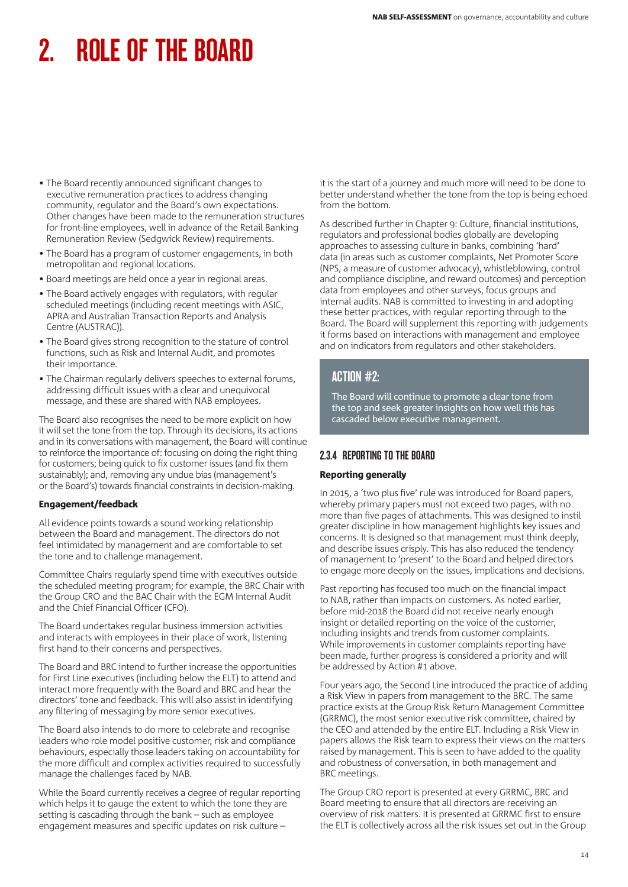# 2. ROLE OF THE BOARD

- The Board recently announced significant changes to executive remuneration practices to address changing community, regulator and the Board's own expectations. Other changes have been made to the remuneration structures for front-line employees, well in advance of the Retail Banking Remuneration Review (Sedgwick Review) requirements.
- The Board has a program of customer engagements, in both metropolitan and regional locations.
- Board meetings are held once a year in regional areas.
- The Board actively engages with regulators, with regular scheduled meetings (including recent meetings with ASIC, APRA and Australian Transaction Reports and Analysis Centre (AUSTRAC)).
- The Board gives strong recognition to the stature of control functions, such as Risk and Internal Audit, and promotes their importance.
- The Chairman regularly delivers speeches to external forums, addressing difficult issues with a clear and unequivocal message, and these are shared with NAB employees.

The Board also recognises the need to be more explicit on how it will set the tone from the top. Through its decisions, its actions and in its conversations with management, the Board will continue to reinforce the importance of: focusing on doing the right thing for customers; being quick to fix customer issues (and fix them sustainably); and, removing any undue bias (management's or the Board's) towards financial constraints in decision-making.

**Engagement/feedback**

All evidence points towards a sound working relationship between the Board and management. The directors do not feel intimidated by management and are comfortable to set the tone and to challenge management.

Committee Chairs regularly spend time with executives outside the scheduled meeting program; for example, the BRC Chair with the Group CRO and the BAC Chair with the EGM Internal Audit and the Chief Financial Officer (CFO).

The Board undertakes regular business immersion activities and interacts with employees in their place of work, listening first hand to their concerns and perspectives.

The Board and BRC intend to further increase the opportunities for First Line executives (including below the ELT) to attend and interact more frequently with the Board and BRC and hear the directors' tone and feedback. This will also assist in identifying any filtering of messaging by more senior executives.

The Board also intends to do more to celebrate and recognise leaders who role model positive customer, risk and compliance behaviours, especially those leaders taking on accountability for the more difficult and complex activities required to successfully manage the challenges faced by NAB.

While the Board currently receives a degree of regular reporting which helps it to gauge the extent to which the tone they are setting is cascading through the bank – such as employee engagement measures and specific updates on risk culture – it is the start of a journey and much more will need to be done to better understand whether the tone from the top is being echoed from the bottom.

As described further in Chapter 9: Culture, financial institutions, regulators and professional bodies globally are developing approaches to assessing culture in banks, combining 'hard' data (in areas such as customer complaints, Net Promoter Score (NPS, a measure of customer advocacy), whistleblowing, control and compliance discipline, and reward outcomes) and perception data from employees and other surveys, focus groups and internal audits. NAB is committed to investing in and adopting these better practices, with regular reporting through to the Board. The Board will supplement this reporting with judgements it forms based on interactions with management and employee and on indicators from regulators and other stakeholders.

> **ACTION #2:**
>
> The Board will continue to promote a clear tone from the top and seek greater insights on how well this has cascaded below executive management.

### 2.3.4 REPORTING TO THE BOARD

**Reporting generally**

In 2015, a 'two plus five' rule was introduced for Board papers, whereby primary papers must not exceed two pages, with no more than five pages of attachments. This was designed to instil greater discipline in how management highlights key issues and concerns. It is designed so that management must think deeply, and describe issues crisply. This has also reduced the tendency of management to 'present' to the Board and helped directors to engage more deeply on the issues, implications and decisions.

Past reporting has focused too much on the financial impact to NAB, rather than impacts on customers. As noted earlier, before mid-2018 the Board did not receive nearly enough insight or detailed reporting on the voice of the customer, including insights and trends from customer complaints. While improvements in customer complaints reporting have been made, further progress is considered a priority and will be addressed by Action #1 above.

Four years ago, the Second Line introduced the practice of adding a Risk View in papers from management to the BRC. The same practice exists at the Group Risk Return Management Committee (GRRMC), the most senior executive risk committee, chaired by the CEO and attended by the entire ELT. Including a Risk View in papers allows the Risk team to express their views on the matters raised by management. This is seen to have added to the quality and robustness of conversation, in both management and BRC meetings.

The Group CRO report is presented at every GRRMC, BRC and Board meeting to ensure that all directors are receiving an overview of risk matters. It is presented at GRRMC first to ensure the ELT is collectively across all the risk issues set out in the Group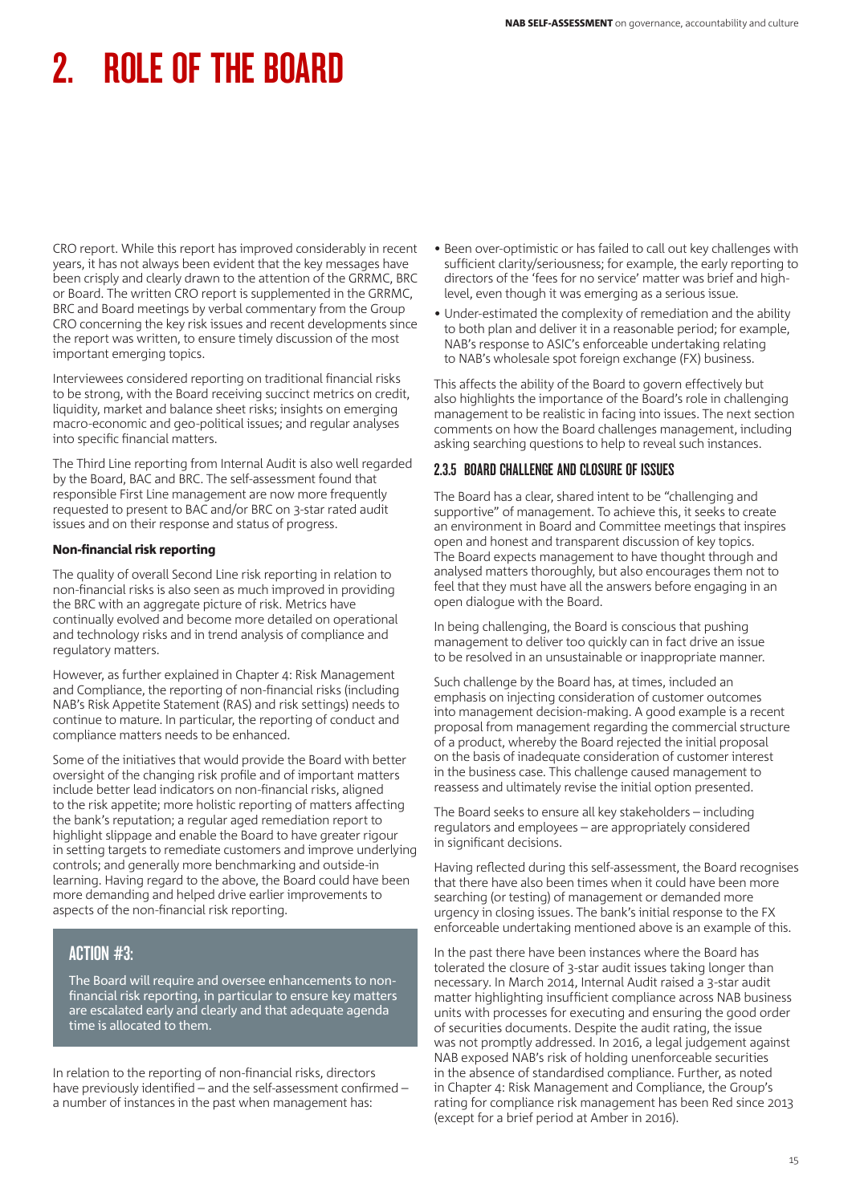# 2. ROLE OF THE BOARD

CRO report. While this report has improved considerably in recent years, it has not always been evident that the key messages have been crisply and clearly drawn to the attention of the GRRMC, BRC or Board. The written CRO report is supplemented in the GRRMC, BRC and Board meetings by verbal commentary from the Group CRO concerning the key risk issues and recent developments since the report was written, to ensure timely discussion of the most important emerging topics.

Interviewees considered reporting on traditional financial risks to be strong, with the Board receiving succinct metrics on credit, liquidity, market and balance sheet risks; insights on emerging macro-economic and geo-political issues; and regular analyses into specific financial matters.

The Third Line reporting from Internal Audit is also well regarded by the Board, BAC and BRC. The self-assessment found that responsible First Line management are now more frequently requested to present to BAC and/or BRC on 3-star rated audit issues and on their response and status of progress.

**Non-financial risk reporting**

The quality of overall Second Line risk reporting in relation to non-financial risks is also seen as much improved in providing the BRC with an aggregate picture of risk. Metrics have continually evolved and become more detailed on operational and technology risks and in trend analysis of compliance and regulatory matters.

However, as further explained in Chapter 4: Risk Management and Compliance, the reporting of non-financial risks (including NAB's Risk Appetite Statement (RAS) and risk settings) needs to continue to mature. In particular, the reporting of conduct and compliance matters needs to be enhanced.

Some of the initiatives that would provide the Board with better oversight of the changing risk profile and of important matters include better lead indicators on non-financial risks, aligned to the risk appetite; more holistic reporting of matters affecting the bank's reputation; a regular aged remediation report to highlight slippage and enable the Board to have greater rigour in setting targets to remediate customers and improve underlying controls; and generally more benchmarking and outside-in learning. Having regard to the above, the Board could have been more demanding and helped drive earlier improvements to aspects of the non-financial risk reporting.

> **ACTION #3:**
>
> The Board will require and oversee enhancements to non-financial risk reporting, in particular to ensure key matters are escalated early and clearly and that adequate agenda time is allocated to them.

In relation to the reporting of non-financial risks, directors have previously identified – and the self-assessment confirmed – a number of instances in the past when management has:

- Been over-optimistic or has failed to call out key challenges with sufficient clarity/seriousness; for example, the early reporting to directors of the 'fees for no service' matter was brief and high-level, even though it was emerging as a serious issue.
- Under-estimated the complexity of remediation and the ability to both plan and deliver it in a reasonable period; for example, NAB's response to ASIC's enforceable undertaking relating to NAB's wholesale spot foreign exchange (FX) business.

This affects the ability of the Board to govern effectively but also highlights the importance of the Board's role in challenging management to be realistic in facing into issues. The next section comments on how the Board challenges management, including asking searching questions to help to reveal such instances.

### 2.3.5 BOARD CHALLENGE AND CLOSURE OF ISSUES

The Board has a clear, shared intent to be "challenging and supportive" of management. To achieve this, it seeks to create an environment in Board and Committee meetings that inspires open and honest and transparent discussion of key topics. The Board expects management to have thought through and analysed matters thoroughly, but also encourages them not to feel that they must have all the answers before engaging in an open dialogue with the Board.

In being challenging, the Board is conscious that pushing management to deliver too quickly can in fact drive an issue to be resolved in an unsustainable or inappropriate manner.

Such challenge by the Board has, at times, included an emphasis on injecting consideration of customer outcomes into management decision-making. A good example is a recent proposal from management regarding the commercial structure of a product, whereby the Board rejected the initial proposal on the basis of inadequate consideration of customer interest in the business case. This challenge caused management to reassess and ultimately revise the initial option presented.

The Board seeks to ensure all key stakeholders – including regulators and employees – are appropriately considered in significant decisions.

Having reflected during this self-assessment, the Board recognises that there have also been times when it could have been more searching (or testing) of management or demanded more urgency in closing issues. The bank's initial response to the FX enforceable undertaking mentioned above is an example of this.

In the past there have been instances where the Board has tolerated the closure of 3-star audit issues taking longer than necessary. In March 2014, Internal Audit raised a 3-star audit matter highlighting insufficient compliance across NAB business units with processes for executing and ensuring the good order of securities documents. Despite the audit rating, the issue was not promptly addressed. In 2016, a legal judgement against NAB exposed NAB's risk of holding unenforceable securities in the absence of standardised compliance. Further, as noted in Chapter 4: Risk Management and Compliance, the Group's rating for compliance risk management has been Red since 2013 (except for a brief period at Amber in 2016).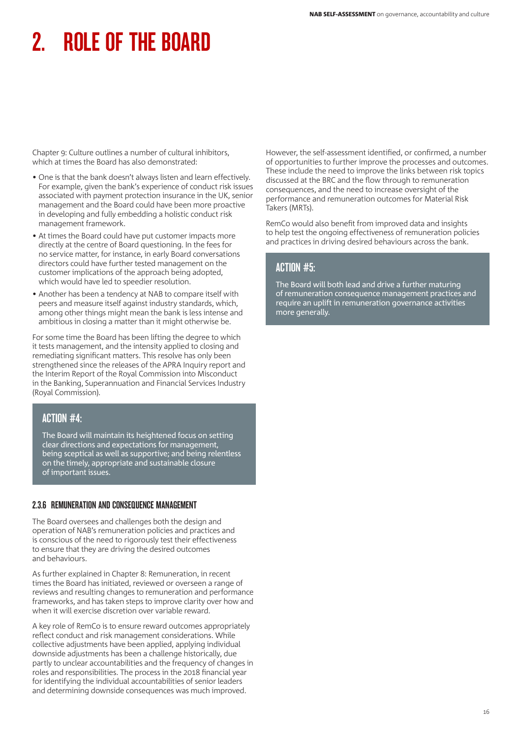# 2. ROLE OF THE BOARD

Chapter 9: Culture outlines a number of cultural inhibitors, which at times the Board has also demonstrated:

- One is that the bank doesn't always listen and learn effectively. For example, given the bank's experience of conduct risk issues associated with payment protection insurance in the UK, senior management and the Board could have been more proactive in developing and fully embedding a holistic conduct risk management framework.
- At times the Board could have put customer impacts more directly at the centre of Board questioning. In the fees for no service matter, for instance, in early Board conversations directors could have further tested management on the customer implications of the approach being adopted, which would have led to speedier resolution.
- Another has been a tendency at NAB to compare itself with peers and measure itself against industry standards, which, among other things might mean the bank is less intense and ambitious in closing a matter than it might otherwise be.

For some time the Board has been lifting the degree to which it tests management, and the intensity applied to closing and remediating significant matters. This resolve has only been strengthened since the releases of the APRA Inquiry report and the Interim Report of the Royal Commission into Misconduct in the Banking, Superannuation and Financial Services Industry (Royal Commission).

> **ACTION #4:**
>
> The Board will maintain its heightened focus on setting clear directions and expectations for management, being sceptical as well as supportive; and being relentless on the timely, appropriate and sustainable closure of important issues.

### 2.3.6 REMUNERATION AND CONSEQUENCE MANAGEMENT

The Board oversees and challenges both the design and operation of NAB's remuneration policies and practices and is conscious of the need to rigorously test their effectiveness to ensure that they are driving the desired outcomes and behaviours.

As further explained in Chapter 8: Remuneration, in recent times the Board has initiated, reviewed or overseen a range of reviews and resulting changes to remuneration and performance frameworks, and has taken steps to improve clarity over how and when it will exercise discretion over variable reward.

A key role of RemCo is to ensure reward outcomes appropriately reflect conduct and risk management considerations. While collective adjustments have been applied, applying individual downside adjustments has been a challenge historically, due partly to unclear accountabilities and the frequency of changes in roles and responsibilities. The process in the 2018 financial year for identifying the individual accountabilities of senior leaders and determining downside consequences was much improved.

However, the self-assessment identified, or confirmed, a number of opportunities to further improve the processes and outcomes. These include the need to improve the links between risk topics discussed at the BRC and the flow through to remuneration consequences, and the need to increase oversight of the performance and remuneration outcomes for Material Risk Takers (MRTs).

RemCo would also benefit from improved data and insights to help test the ongoing effectiveness of remuneration policies and practices in driving desired behaviours across the bank.

> **ACTION #5:**
>
> The Board will both lead and drive a further maturing of remuneration consequence management practices and require an uplift in remuneration governance activities more generally.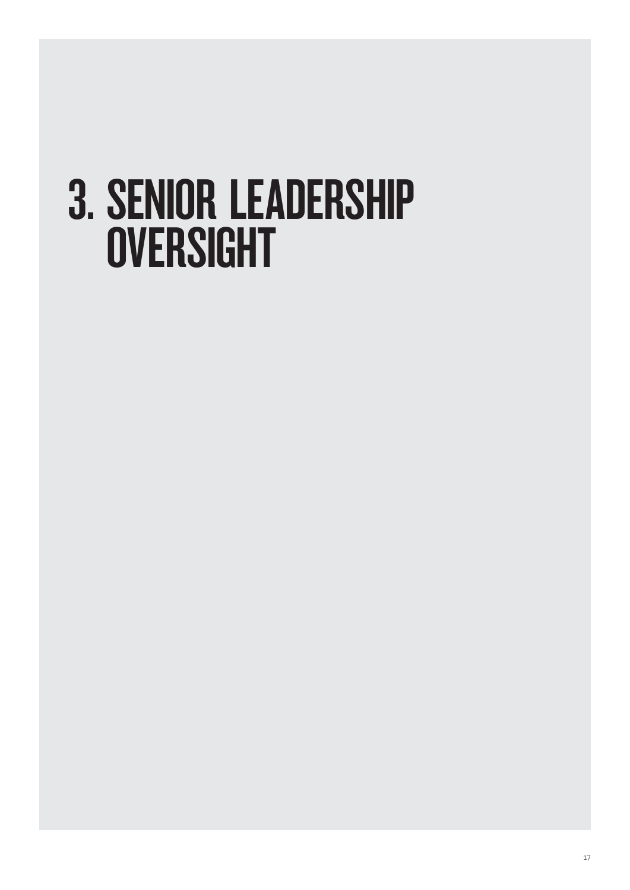# 3. SENIOR LEADERSHIP OVERSIGHT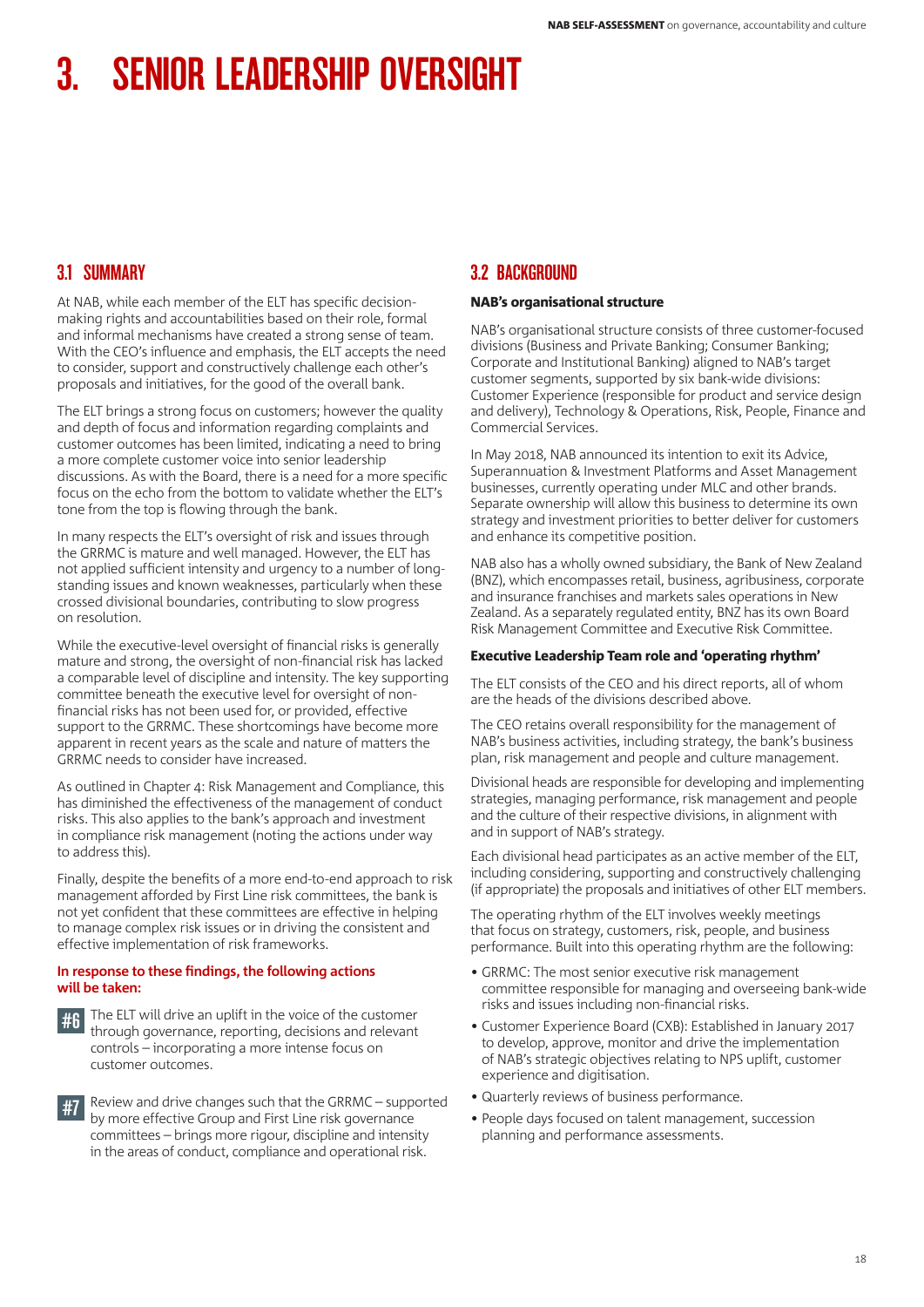# 3. SENIOR LEADERSHIP OVERSIGHT

## 3.1 SUMMARY

At NAB, while each member of the ELT has specific decision-making rights and accountabilities based on their role, formal and informal mechanisms have created a strong sense of team. With the CEO's influence and emphasis, the ELT accepts the need to consider, support and constructively challenge each other's proposals and initiatives, for the good of the overall bank.

The ELT brings a strong focus on customers; however the quality and depth of focus and information regarding complaints and customer outcomes has been limited, indicating a need to bring a more complete customer voice into senior leadership discussions. As with the Board, there is a need for a more specific focus on the echo from the bottom to validate whether the ELT's tone from the top is flowing through the bank.

In many respects the ELT's oversight of risk and issues through the GRRMC is mature and well managed. However, the ELT has not applied sufficient intensity and urgency to a number of long-standing issues and known weaknesses, particularly when these crossed divisional boundaries, contributing to slow progress on resolution.

While the executive-level oversight of financial risks is generally mature and strong, the oversight of non-financial risk has lacked a comparable level of discipline and intensity. The key supporting committee beneath the executive level for oversight of non-financial risks has not been used for, or provided, effective support to the GRRMC. These shortcomings have become more apparent in recent years as the scale and nature of matters the GRRMC needs to consider have increased.

As outlined in Chapter 4: Risk Management and Compliance, this has diminished the effectiveness of the management of conduct risks. This also applies to the bank's approach and investment in compliance risk management (noting the actions under way to address this).

Finally, despite the benefits of a more end-to-end approach to risk management afforded by First Line risk committees, the bank is not yet confident that these committees are effective in helping to manage complex risk issues or in driving the consistent and effective implementation of risk frameworks.

**In response to these findings, the following actions will be taken:**

**#6** The ELT will drive an uplift in the voice of the customer through governance, reporting, decisions and relevant controls – incorporating a more intense focus on customer outcomes.

**#7** Review and drive changes such that the GRRMC – supported by more effective Group and First Line risk governance committees – brings more rigour, discipline and intensity in the areas of conduct, compliance and operational risk.

## 3.2 BACKGROUND

### NAB's organisational structure

NAB's organisational structure consists of three customer-focused divisions (Business and Private Banking; Consumer Banking; Corporate and Institutional Banking) aligned to NAB's target customer segments, supported by six bank-wide divisions: Customer Experience (responsible for product and service design and delivery), Technology & Operations, Risk, People, Finance and Commercial Services.

In May 2018, NAB announced its intention to exit its Advice, Superannuation & Investment Platforms and Asset Management businesses, currently operating under MLC and other brands. Separate ownership will allow this business to determine its own strategy and investment priorities to better deliver for customers and enhance its competitive position.

NAB also has a wholly owned subsidiary, the Bank of New Zealand (BNZ), which encompasses retail, business, agribusiness, corporate and insurance franchises and markets sales operations in New Zealand. As a separately regulated entity, BNZ has its own Board Risk Management Committee and Executive Risk Committee.

### Executive Leadership Team role and 'operating rhythm'

The ELT consists of the CEO and his direct reports, all of whom are the heads of the divisions described above.

The CEO retains overall responsibility for the management of NAB's business activities, including strategy, the bank's business plan, risk management and people and culture management.

Divisional heads are responsible for developing and implementing strategies, managing performance, risk management and people and the culture of their respective divisions, in alignment with and in support of NAB's strategy.

Each divisional head participates as an active member of the ELT, including considering, supporting and constructively challenging (if appropriate) the proposals and initiatives of other ELT members.

The operating rhythm of the ELT involves weekly meetings that focus on strategy, customers, risk, people, and business performance. Built into this operating rhythm are the following:

- GRRMC: The most senior executive risk management committee responsible for managing and overseeing bank-wide risks and issues including non-financial risks.
- Customer Experience Board (CXB): Established in January 2017 to develop, approve, monitor and drive the implementation of NAB's strategic objectives relating to NPS uplift, customer experience and digitisation.
- Quarterly reviews of business performance.
- People days focused on talent management, succession planning and performance assessments.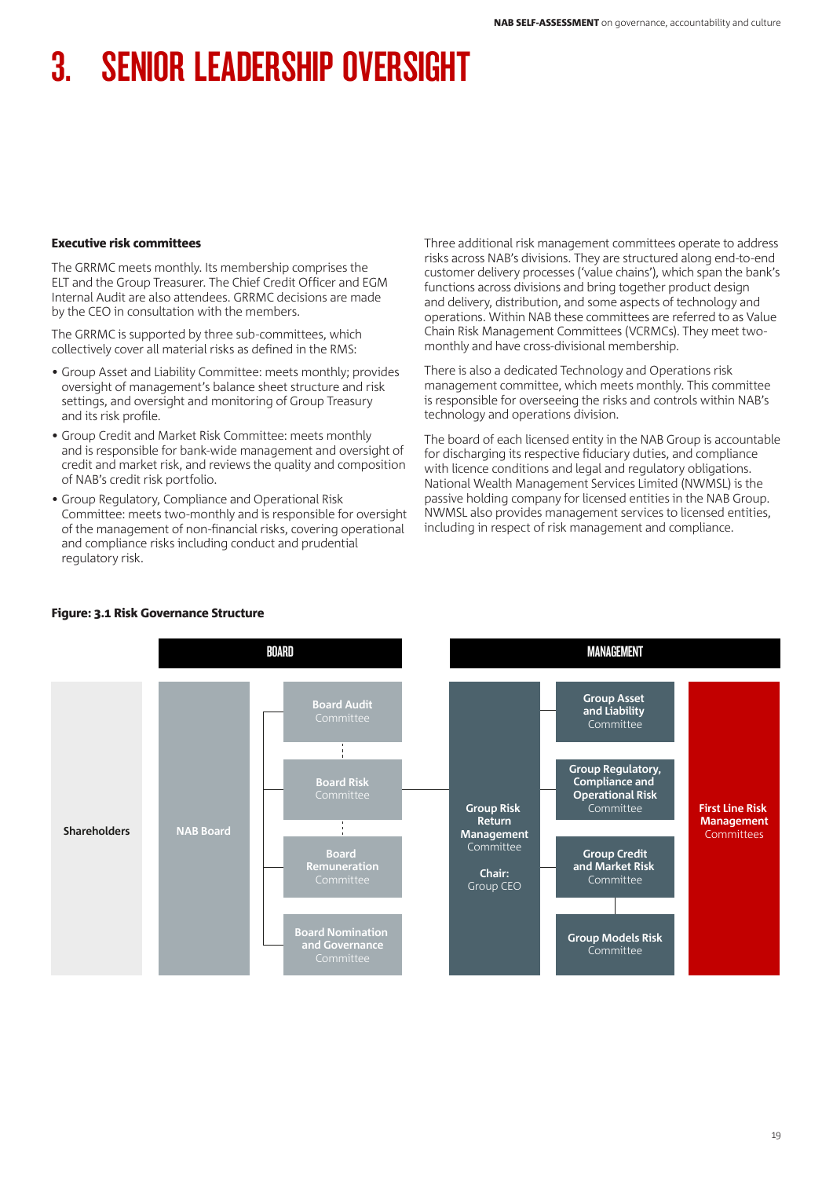# 3. SENIOR LEADERSHIP OVERSIGHT

### Executive risk committees

The GRRMC meets monthly. Its membership comprises the ELT and the Group Treasurer. The Chief Credit Officer and EGM Internal Audit are also attendees. GRRMC decisions are made by the CEO in consultation with the members.

The GRRMC is supported by three sub-committees, which collectively cover all material risks as defined in the RMS:

- Group Asset and Liability Committee: meets monthly; provides oversight of management's balance sheet structure and risk settings, and oversight and monitoring of Group Treasury and its risk profile.
- Group Credit and Market Risk Committee: meets monthly and is responsible for bank-wide management and oversight of credit and market risk, and reviews the quality and composition of NAB's credit risk portfolio.
- Group Regulatory, Compliance and Operational Risk Committee: meets two-monthly and is responsible for oversight of the management of non-financial risks, covering operational and compliance risks including conduct and prudential regulatory risk.

Three additional risk management committees operate to address risks across NAB's divisions. They are structured along end-to-end customer delivery processes ('value chains'), which span the bank's functions across divisions and bring together product design and delivery, distribution, and some aspects of technology and operations. Within NAB these committees are referred to as Value Chain Risk Management Committees (VCRMCs). They meet two-monthly and have cross-divisional membership.

There is also a dedicated Technology and Operations risk management committee, which meets monthly. This committee is responsible for overseeing the risks and controls within NAB's technology and operations division.

The board of each licensed entity in the NAB Group is accountable for discharging its respective fiduciary duties, and compliance with licence conditions and legal and regulatory obligations. National Wealth Management Services Limited (NWMSL) is the passive holding company for licensed entities in the NAB Group. NWMSL also provides management services to licensed entities, including in respect of risk management and compliance.

**Figure: 3.1 Risk Governance Structure**

| | BOARD | | MANAGEMENT | | |
|---|---|---|---|---|---|
| Shareholders | NAB Board | Board Audit Committee | Group Risk Return Management Committee (Chair: Group CEO) | Group Asset and Liability Committee | First Line Risk Management Committees |
| | | Board Risk Committee | | Group Regulatory, Compliance and Operational Risk Committee | |
| | | Board Remuneration Committee | | Group Credit and Market Risk Committee | |
| | | Board Nomination and Governance Committee | | Group Models Risk Committee | |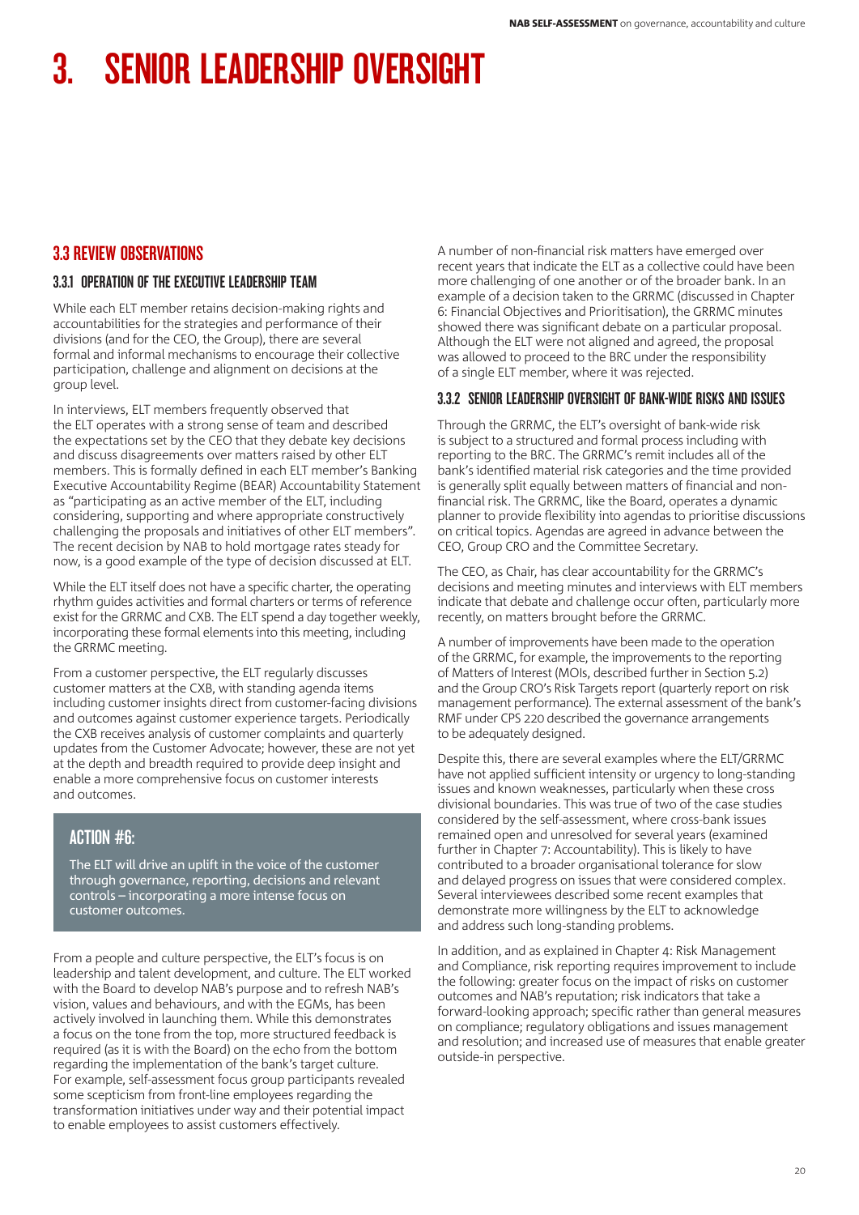# 3. SENIOR LEADERSHIP OVERSIGHT

## 3.3 REVIEW OBSERVATIONS

### 3.3.1 OPERATION OF THE EXECUTIVE LEADERSHIP TEAM

While each ELT member retains decision-making rights and accountabilities for the strategies and performance of their divisions (and for the CEO, the Group), there are several formal and informal mechanisms to encourage their collective participation, challenge and alignment on decisions at the group level.

In interviews, ELT members frequently observed that the ELT operates with a strong sense of team and described the expectations set by the CEO that they debate key decisions and discuss disagreements over matters raised by other ELT members. This is formally defined in each ELT member's Banking Executive Accountability Regime (BEAR) Accountability Statement as "participating as an active member of the ELT, including considering, supporting and where appropriate constructively challenging the proposals and initiatives of other ELT members". The recent decision by NAB to hold mortgage rates steady for now, is a good example of the type of decision discussed at ELT.

While the ELT itself does not have a specific charter, the operating rhythm guides activities and formal charters or terms of reference exist for the GRRMC and CXB. The ELT spend a day together weekly, incorporating these formal elements into this meeting, including the GRRMC meeting.

From a customer perspective, the ELT regularly discusses customer matters at the CXB, with standing agenda items including customer insights direct from customer-facing divisions and outcomes against customer experience targets. Periodically the CXB receives analysis of customer complaints and quarterly updates from the Customer Advocate; however, these are not yet at the depth and breadth required to provide deep insight and enable a more comprehensive focus on customer interests and outcomes.

> **ACTION #6:**
>
> The ELT will drive an uplift in the voice of the customer through governance, reporting, decisions and relevant controls – incorporating a more intense focus on customer outcomes.

From a people and culture perspective, the ELT's focus is on leadership and talent development, and culture. The ELT worked with the Board to develop NAB's purpose and to refresh NAB's vision, values and behaviours, and with the EGMs, has been actively involved in launching them. While this demonstrates a focus on the tone from the top, more structured feedback is required (as it is with the Board) on the echo from the bottom regarding the implementation of the bank's target culture. For example, self-assessment focus group participants revealed some scepticism from front-line employees regarding the transformation initiatives under way and their potential impact to enable employees to assist customers effectively.

A number of non-financial risk matters have emerged over recent years that indicate the ELT as a collective could have been more challenging of one another or of the broader bank. In an example of a decision taken to the GRRMC (discussed in Chapter 6: Financial Objectives and Prioritisation), the GRRMC minutes showed there was significant debate on a particular proposal. Although the ELT were not aligned and agreed, the proposal was allowed to proceed to the BRC under the responsibility of a single ELT member, where it was rejected.

### 3.3.2 SENIOR LEADERSHIP OVERSIGHT OF BANK-WIDE RISKS AND ISSUES

Through the GRRMC, the ELT's oversight of bank-wide risk is subject to a structured and formal process including with reporting to the BRC. The GRRMC's remit includes all of the bank's identified material risk categories and the time provided is generally split equally between matters of financial and non-financial risk. The GRRMC, like the Board, operates a dynamic planner to provide flexibility into agendas to prioritise discussions on critical topics. Agendas are agreed in advance between the CEO, Group CRO and the Committee Secretary.

The CEO, as Chair, has clear accountability for the GRRMC's decisions and meeting minutes and interviews with ELT members indicate that debate and challenge occur often, particularly more recently, on matters brought before the GRRMC.

A number of improvements have been made to the operation of the GRRMC, for example, the improvements to the reporting of Matters of Interest (MOIs, described further in Section 5.2) and the Group CRO's Risk Targets report (quarterly report on risk management performance). The external assessment of the bank's RMF under CPS 220 described the governance arrangements to be adequately designed.

Despite this, there are several examples where the ELT/GRRMC have not applied sufficient intensity or urgency to long-standing issues and known weaknesses, particularly when these cross divisional boundaries. This was true of two of the case studies considered by the self-assessment, where cross-bank issues remained open and unresolved for several years (examined further in Chapter 7: Accountability). This is likely to have contributed to a broader organisational tolerance for slow and delayed progress on issues that were considered complex. Several interviewees described some recent examples that demonstrate more willingness by the ELT to acknowledge and address such long-standing problems.

In addition, and as explained in Chapter 4: Risk Management and Compliance, risk reporting requires improvement to include the following: greater focus on the impact of risks on customer outcomes and NAB's reputation; risk indicators that take a forward-looking approach; specific rather than general measures on compliance; regulatory obligations and issues management and resolution; and increased use of measures that enable greater outside-in perspective.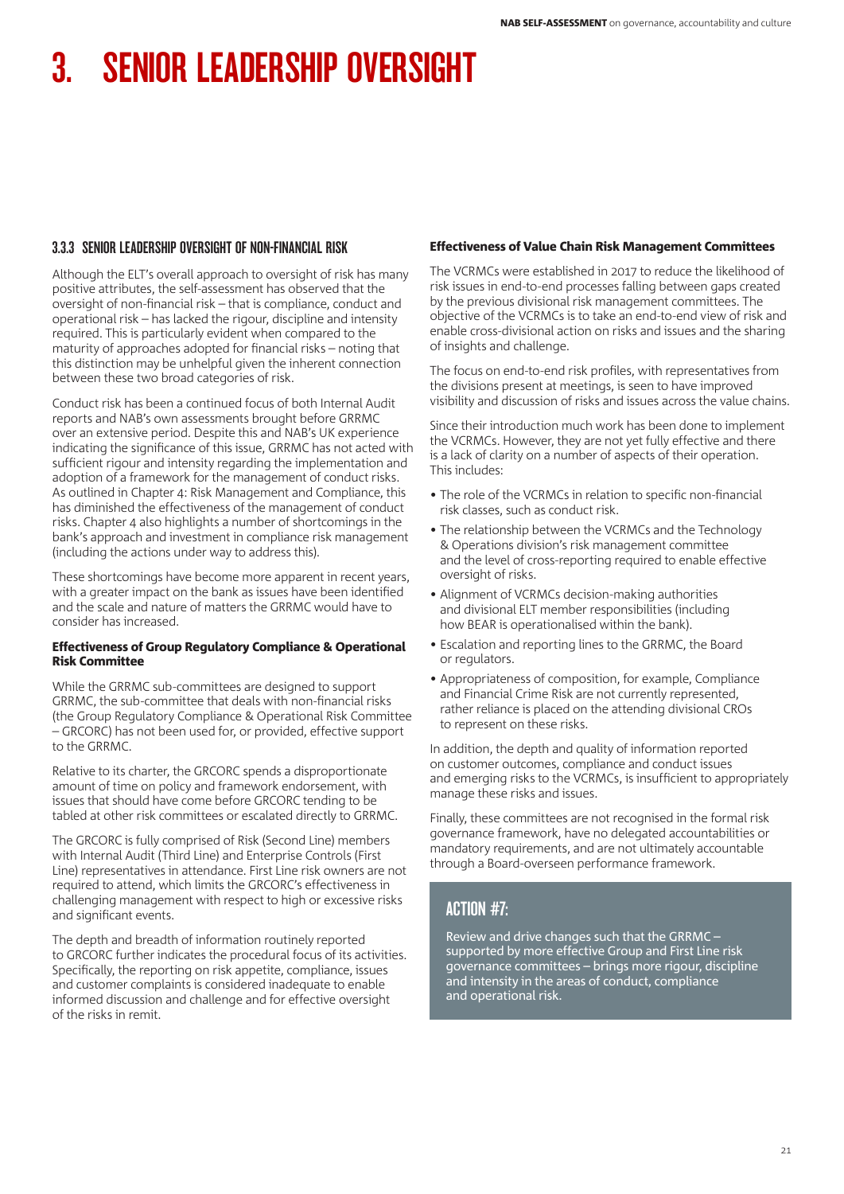# 3. SENIOR LEADERSHIP OVERSIGHT

### 3.3.3 SENIOR LEADERSHIP OVERSIGHT OF NON-FINANCIAL RISK

Although the ELT's overall approach to oversight of risk has many positive attributes, the self-assessment has observed that the oversight of non-financial risk – that is compliance, conduct and operational risk – has lacked the rigour, discipline and intensity required. This is particularly evident when compared to the maturity of approaches adopted for financial risks – noting that this distinction may be unhelpful given the inherent connection between these two broad categories of risk.

Conduct risk has been a continued focus of both Internal Audit reports and NAB's own assessments brought before GRRMC over an extensive period. Despite this and NAB's UK experience indicating the significance of this issue, GRRMC has not acted with sufficient rigour and intensity regarding the implementation and adoption of a framework for the management of conduct risks. As outlined in Chapter 4: Risk Management and Compliance, this has diminished the effectiveness of the management of conduct risks. Chapter 4 also highlights a number of shortcomings in the bank's approach and investment in compliance risk management (including the actions under way to address this).

These shortcomings have become more apparent in recent years, with a greater impact on the bank as issues have been identified and the scale and nature of matters the GRRMC would have to consider has increased.

**Effectiveness of Group Regulatory Compliance & Operational Risk Committee**

While the GRRMC sub-committees are designed to support GRRMC, the sub-committee that deals with non-financial risks (the Group Regulatory Compliance & Operational Risk Committee – GRCORC) has not been used for, or provided, effective support to the GRRMC.

Relative to its charter, the GRCORC spends a disproportionate amount of time on policy and framework endorsement, with issues that should have come before GRCORC tending to be tabled at other risk committees or escalated directly to GRRMC.

The GRCORC is fully comprised of Risk (Second Line) members with Internal Audit (Third Line) and Enterprise Controls (First Line) representatives in attendance. First Line risk owners are not required to attend, which limits the GRCORC's effectiveness in challenging management with respect to high or excessive risks and significant events.

The depth and breadth of information routinely reported to GRCORC further indicates the procedural focus of its activities. Specifically, the reporting on risk appetite, compliance, issues and customer complaints is considered inadequate to enable informed discussion and challenge and for effective oversight of the risks in remit.

**Effectiveness of Value Chain Risk Management Committees**

The VCRMCs were established in 2017 to reduce the likelihood of risk issues in end-to-end processes falling between gaps created by the previous divisional risk management committees. The objective of the VCRMCs is to take an end-to-end view of risk and enable cross-divisional action on risks and issues and the sharing of insights and challenge.

The focus on end-to-end risk profiles, with representatives from the divisions present at meetings, is seen to have improved visibility and discussion of risks and issues across the value chains.

Since their introduction much work has been done to implement the VCRMCs. However, they are not yet fully effective and there is a lack of clarity on a number of aspects of their operation. This includes:

- The role of the VCRMCs in relation to specific non-financial risk classes, such as conduct risk.
- The relationship between the VCRMCs and the Technology & Operations division's risk management committee and the level of cross-reporting required to enable effective oversight of risks.
- Alignment of VCRMCs decision-making authorities and divisional ELT member responsibilities (including how BEAR is operationalised within the bank).
- Escalation and reporting lines to the GRRMC, the Board or regulators.
- Appropriateness of composition, for example, Compliance and Financial Crime Risk are not currently represented, rather reliance is placed on the attending divisional CROs to represent on these risks.

In addition, the depth and quality of information reported on customer outcomes, compliance and conduct issues and emerging risks to the VCRMCs, is insufficient to appropriately manage these risks and issues.

Finally, these committees are not recognised in the formal risk governance framework, have no delegated accountabilities or mandatory requirements, and are not ultimately accountable through a Board-overseen performance framework.

> **ACTION #7:**
>
> Review and drive changes such that the GRRMC – supported by more effective Group and First Line risk governance committees – brings more rigour, discipline and intensity in the areas of conduct, compliance and operational risk.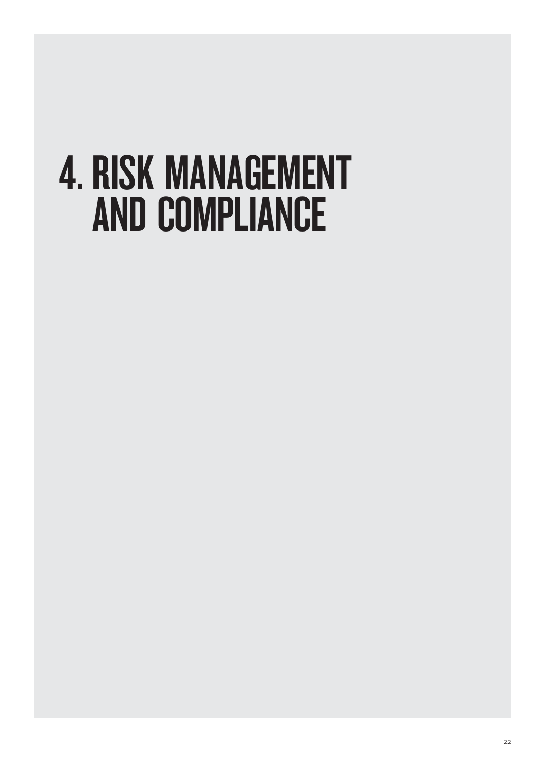# 4. RISK MANAGEMENT AND COMPLIANCE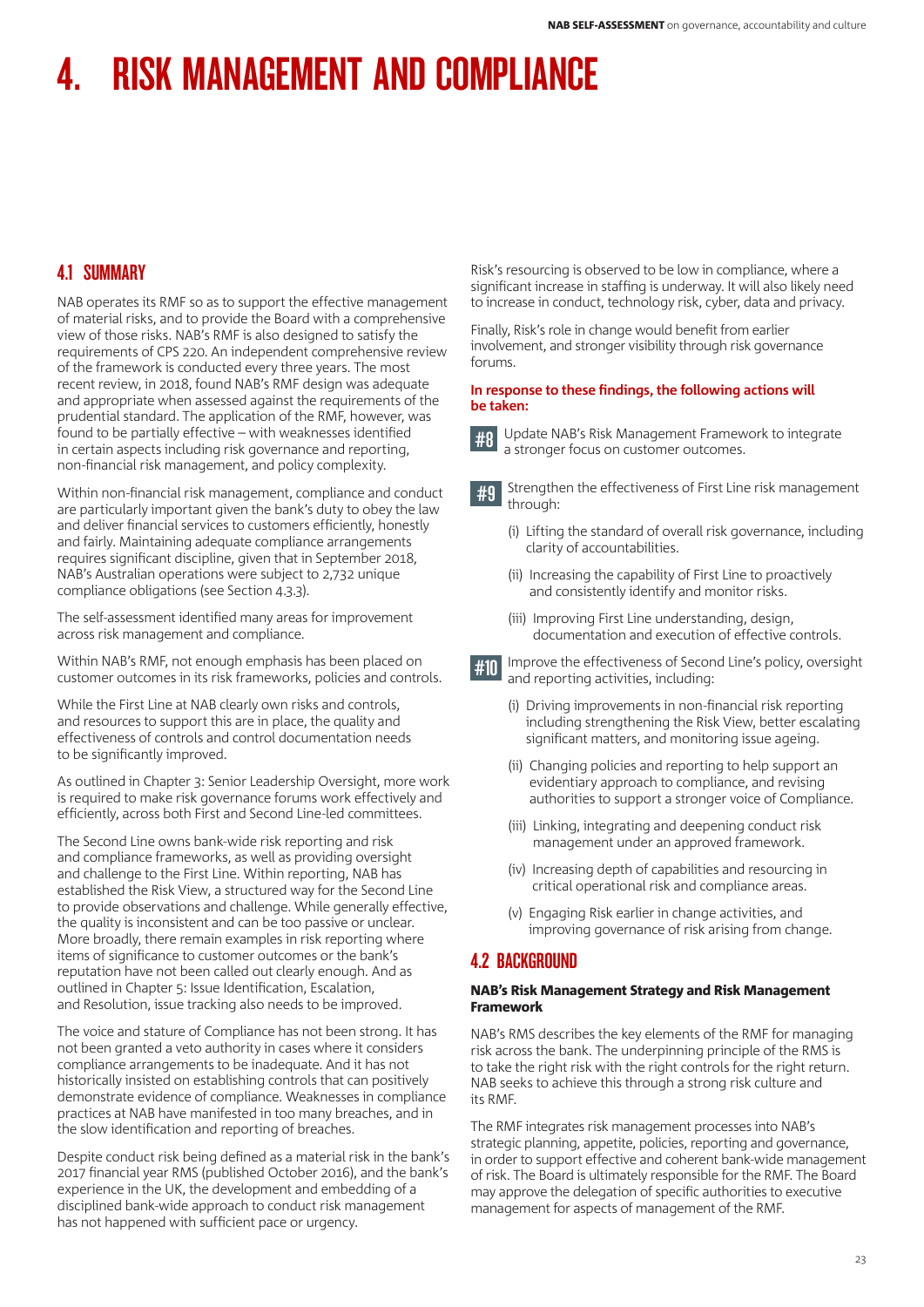# 4. RISK MANAGEMENT AND COMPLIANCE

## 4.1 SUMMARY

NAB operates its RMF so as to support the effective management of material risks, and to provide the Board with a comprehensive view of those risks. NAB's RMF is also designed to satisfy the requirements of CPS 220. An independent comprehensive review of the framework is conducted every three years. The most recent review, in 2018, found NAB's RMF design was adequate and appropriate when assessed against the requirements of the prudential standard. The application of the RMF, however, was found to be partially effective – with weaknesses identified in certain aspects including risk governance and reporting, non-financial risk management, and policy complexity.

Within non-financial risk management, compliance and conduct are particularly important given the bank's duty to obey the law and deliver financial services to customers efficiently, honestly and fairly. Maintaining adequate compliance arrangements requires significant discipline, given that in September 2018, NAB's Australian operations were subject to 2,732 unique compliance obligations (see Section 4.3.3).

The self-assessment identified many areas for improvement across risk management and compliance.

Within NAB's RMF, not enough emphasis has been placed on customer outcomes in its risk frameworks, policies and controls.

While the First Line at NAB clearly own risks and controls, and resources to support this are in place, the quality and effectiveness of controls and control documentation needs to be significantly improved.

As outlined in Chapter 3: Senior Leadership Oversight, more work is required to make risk governance forums work effectively and efficiently, across both First and Second Line-led committees.

The Second Line owns bank-wide risk reporting and risk and compliance frameworks, as well as providing oversight and challenge to the First Line. Within reporting, NAB has established the Risk View, a structured way for the Second Line to provide observations and challenge. While generally effective, the quality is inconsistent and can be too passive or unclear. More broadly, there remain examples in risk reporting where items of significance to customer outcomes or the bank's reputation have not been called out clearly enough. And as outlined in Chapter 5: Issue Identification, Escalation, and Resolution, issue tracking also needs to be improved.

The voice and stature of Compliance has not been strong. It has not been granted a veto authority in cases where it considers compliance arrangements to be inadequate. And it has not historically insisted on establishing controls that can positively demonstrate evidence of compliance. Weaknesses in compliance practices at NAB have manifested in too many breaches, and in the slow identification and reporting of breaches.

Despite conduct risk being defined as a material risk in the bank's 2017 financial year RMS (published October 2016), and the bank's experience in the UK, the development and embedding of a disciplined bank-wide approach to conduct risk management has not happened with sufficient pace or urgency.

Risk's resourcing is observed to be low in compliance, where a significant increase in staffing is underway. It will also likely need to increase in conduct, technology risk, cyber, data and privacy.

Finally, Risk's role in change would benefit from earlier involvement, and stronger visibility through risk governance forums.

**In response to these findings, the following actions will be taken:**

**#8** Update NAB's Risk Management Framework to integrate a stronger focus on customer outcomes.

**#9** Strengthen the effectiveness of First Line risk management through:

(i) Lifting the standard of overall risk governance, including clarity of accountabilities.

(ii) Increasing the capability of First Line to proactively and consistently identify and monitor risks.

(iii) Improving First Line understanding, design, documentation and execution of effective controls.

**#10** Improve the effectiveness of Second Line's policy, oversight and reporting activities, including:

(i) Driving improvements in non-financial risk reporting including strengthening the Risk View, better escalating significant matters, and monitoring issue ageing.

(ii) Changing policies and reporting to help support an evidentiary approach to compliance, and revising authorities to support a stronger voice of Compliance.

(iii) Linking, integrating and deepening conduct risk management under an approved framework.

(iv) Increasing depth of capabilities and resourcing in critical operational risk and compliance areas.

(v) Engaging Risk earlier in change activities, and improving governance of risk arising from change.

## 4.2 BACKGROUND

### NAB's Risk Management Strategy and Risk Management Framework

NAB's RMS describes the key elements of the RMF for managing risk across the bank. The underpinning principle of the RMS is to take the right risk with the right controls for the right return. NAB seeks to achieve this through a strong risk culture and its RMF.

The RMF integrates risk management processes into NAB's strategic planning, appetite, policies, reporting and governance, in order to support effective and coherent bank-wide management of risk. The Board is ultimately responsible for the RMF. The Board may approve the delegation of specific authorities to executive management for aspects of management of the RMF.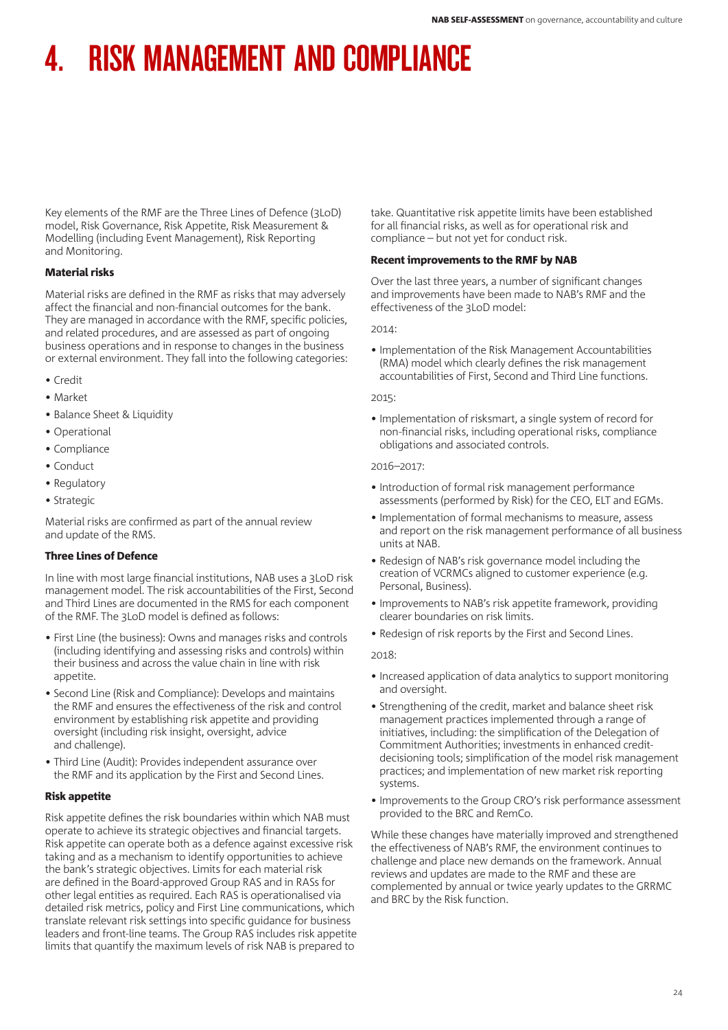# 4. RISK MANAGEMENT AND COMPLIANCE

Key elements of the RMF are the Three Lines of Defence (3LoD) model, Risk Governance, Risk Appetite, Risk Measurement & Modelling (including Event Management), Risk Reporting and Monitoring.

### Material risks

Material risks are defined in the RMF as risks that may adversely affect the financial and non-financial outcomes for the bank. They are managed in accordance with the RMF, specific policies, and related procedures, and are assessed as part of ongoing business operations and in response to changes in the business or external environment. They fall into the following categories:

- Credit
- Market
- Balance Sheet & Liquidity
- Operational
- Compliance
- Conduct
- Regulatory
- Strategic

Material risks are confirmed as part of the annual review and update of the RMS.

### Three Lines of Defence

In line with most large financial institutions, NAB uses a 3LoD risk management model. The risk accountabilities of the First, Second and Third Lines are documented in the RMS for each component of the RMF. The 3LoD model is defined as follows:

- First Line (the business): Owns and manages risks and controls (including identifying and assessing risks and controls) within their business and across the value chain in line with risk appetite.
- Second Line (Risk and Compliance): Develops and maintains the RMF and ensures the effectiveness of the risk and control environment by establishing risk appetite and providing oversight (including risk insight, oversight, advice and challenge).
- Third Line (Audit): Provides independent assurance over the RMF and its application by the First and Second Lines.

### Risk appetite

Risk appetite defines the risk boundaries within which NAB must operate to achieve its strategic objectives and financial targets. Risk appetite can operate both as a defence against excessive risk taking and as a mechanism to identify opportunities to achieve the bank's strategic objectives. Limits for each material risk are defined in the Board-approved Group RAS and in RASs for other legal entities as required. Each RAS is operationalised via detailed risk metrics, policy and First Line communications, which translate relevant risk settings into specific guidance for business leaders and front-line teams. The Group RAS includes risk appetite limits that quantify the maximum levels of risk NAB is prepared to take. Quantitative risk appetite limits have been established for all financial risks, as well as for operational risk and compliance – but not yet for conduct risk.

### Recent improvements to the RMF by NAB

Over the last three years, a number of significant changes and improvements have been made to NAB's RMF and the effectiveness of the 3LoD model:

2014:

- Implementation of the Risk Management Accountabilities (RMA) model which clearly defines the risk management accountabilities of First, Second and Third Line functions.

2015:

- Implementation of risksmart, a single system of record for non-financial risks, including operational risks, compliance obligations and associated controls.

2016–2017:

- Introduction of formal risk management performance assessments (performed by Risk) for the CEO, ELT and EGMs.
- Implementation of formal mechanisms to measure, assess and report on the risk management performance of all business units at NAB.
- Redesign of NAB's risk governance model including the creation of VCRMCs aligned to customer experience (e.g. Personal, Business).
- Improvements to NAB's risk appetite framework, providing clearer boundaries on risk limits.
- Redesign of risk reports by the First and Second Lines.

2018:

- Increased application of data analytics to support monitoring and oversight.
- Strengthening of the credit, market and balance sheet risk management practices implemented through a range of initiatives, including: the simplification of the Delegation of Commitment Authorities; investments in enhanced credit-decisioning tools; simplification of the model risk management practices; and implementation of new market risk reporting systems.
- Improvements to the Group CRO's risk performance assessment provided to the BRC and RemCo.

While these changes have materially improved and strengthened the effectiveness of NAB's RMF, the environment continues to challenge and place new demands on the framework. Annual reviews and updates are made to the RMF and these are complemented by annual or twice yearly updates to the GRRMC and BRC by the Risk function.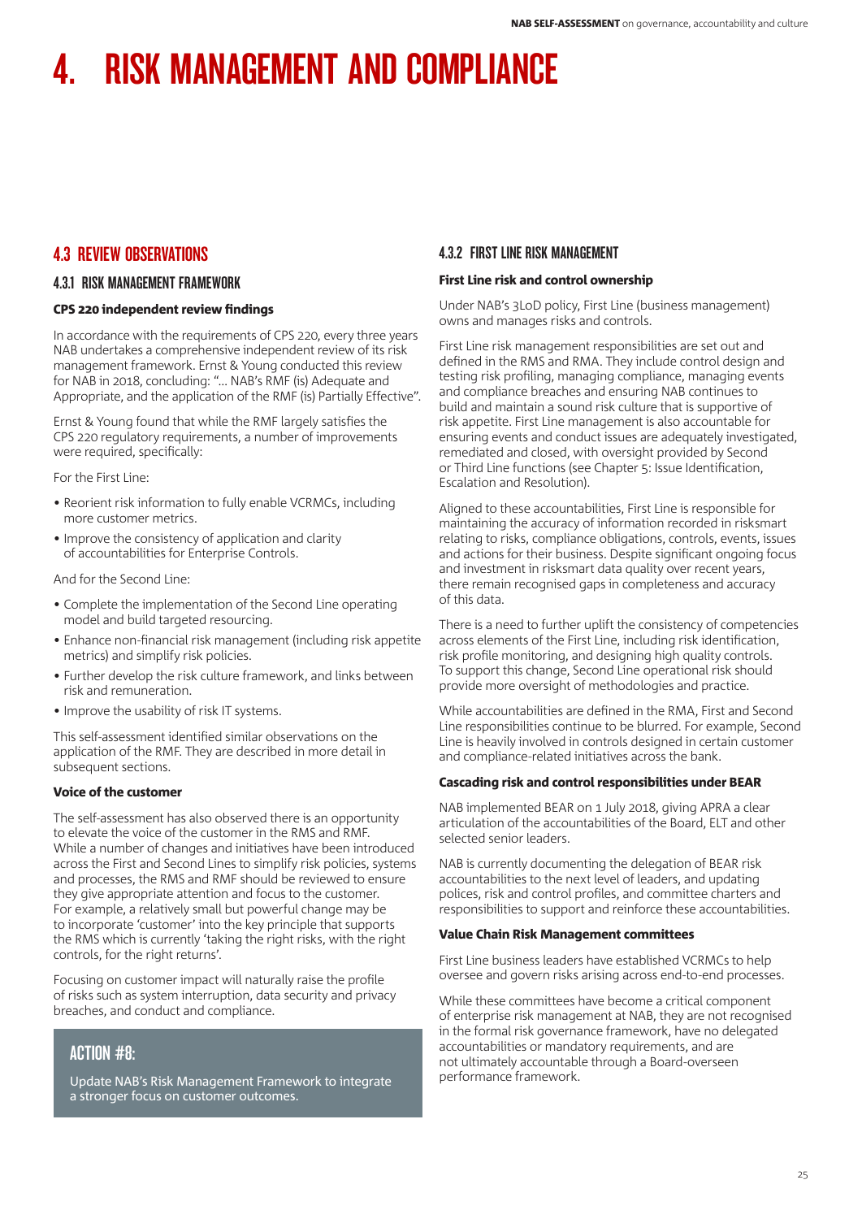# 4. RISK MANAGEMENT AND COMPLIANCE

## 4.3 REVIEW OBSERVATIONS

### 4.3.1 RISK MANAGEMENT FRAMEWORK

**CPS 220 independent review findings**

In accordance with the requirements of CPS 220, every three years NAB undertakes a comprehensive independent review of its risk management framework. Ernst & Young conducted this review for NAB in 2018, concluding: "… NAB's RMF (is) Adequate and Appropriate, and the application of the RMF (is) Partially Effective".

Ernst & Young found that while the RMF largely satisfies the CPS 220 regulatory requirements, a number of improvements were required, specifically:

For the First Line:

- Reorient risk information to fully enable VCRMCs, including more customer metrics.
- Improve the consistency of application and clarity of accountabilities for Enterprise Controls.

And for the Second Line:

- Complete the implementation of the Second Line operating model and build targeted resourcing.
- Enhance non-financial risk management (including risk appetite metrics) and simplify risk policies.
- Further develop the risk culture framework, and links between risk and remuneration.
- Improve the usability of risk IT systems.

This self-assessment identified similar observations on the application of the RMF. They are described in more detail in subsequent sections.

**Voice of the customer**

The self-assessment has also observed there is an opportunity to elevate the voice of the customer in the RMS and RMF. While a number of changes and initiatives have been introduced across the First and Second Lines to simplify risk policies, systems and processes, the RMS and RMF should be reviewed to ensure they give appropriate attention and focus to the customer. For example, a relatively small but powerful change may be to incorporate 'customer' into the key principle that supports the RMS which is currently 'taking the right risks, with the right controls, for the right returns'.

Focusing on customer impact will naturally raise the profile of risks such as system interruption, data security and privacy breaches, and conduct and compliance.

> **ACTION #8:**
>
> Update NAB's Risk Management Framework to integrate a stronger focus on customer outcomes.

### 4.3.2 FIRST LINE RISK MANAGEMENT

**First Line risk and control ownership**

Under NAB's 3LoD policy, First Line (business management) owns and manages risks and controls.

First Line risk management responsibilities are set out and defined in the RMS and RMA. They include control design and testing risk profiling, managing compliance, managing events and compliance breaches and ensuring NAB continues to build and maintain a sound risk culture that is supportive of risk appetite. First Line management is also accountable for ensuring events and conduct issues are adequately investigated, remediated and closed, with oversight provided by Second or Third Line functions (see Chapter 5: Issue Identification, Escalation and Resolution).

Aligned to these accountabilities, First Line is responsible for maintaining the accuracy of information recorded in risksmart relating to risks, compliance obligations, controls, events, issues and actions for their business. Despite significant ongoing focus and investment in risksmart data quality over recent years, there remain recognised gaps in completeness and accuracy of this data.

There is a need to further uplift the consistency of competencies across elements of the First Line, including risk identification, risk profile monitoring, and designing high quality controls. To support this change, Second Line operational risk should provide more oversight of methodologies and practice.

While accountabilities are defined in the RMA, First and Second Line responsibilities continue to be blurred. For example, Second Line is heavily involved in controls designed in certain customer and compliance-related initiatives across the bank.

**Cascading risk and control responsibilities under BEAR**

NAB implemented BEAR on 1 July 2018, giving APRA a clear articulation of the accountabilities of the Board, ELT and other selected senior leaders.

NAB is currently documenting the delegation of BEAR risk accountabilities to the next level of leaders, and updating polices, risk and control profiles, and committee charters and responsibilities to support and reinforce these accountabilities.

**Value Chain Risk Management committees**

First Line business leaders have established VCRMCs to help oversee and govern risks arising across end-to-end processes.

While these committees have become a critical component of enterprise risk management at NAB, they are not recognised in the formal risk governance framework, have no delegated accountabilities or mandatory requirements, and are not ultimately accountable through a Board-overseen performance framework.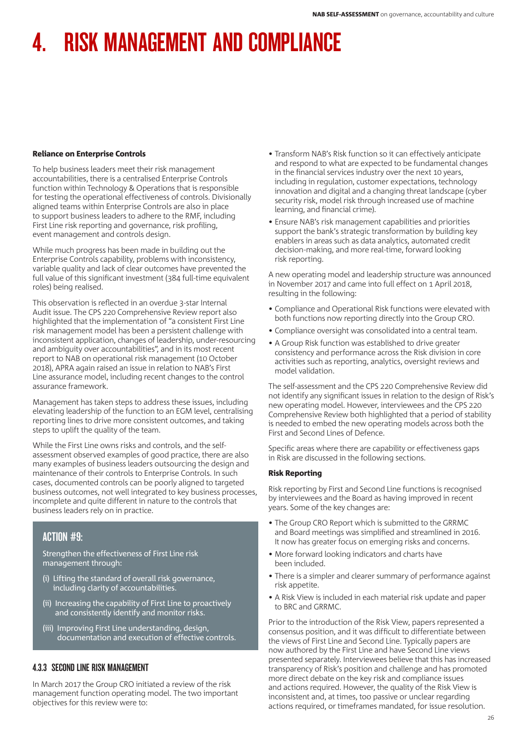# 4. RISK MANAGEMENT AND COMPLIANCE

**Reliance on Enterprise Controls**

To help business leaders meet their risk management accountabilities, there is a centralised Enterprise Controls function within Technology & Operations that is responsible for testing the operational effectiveness of controls. Divisionally aligned teams within Enterprise Controls are also in place to support business leaders to adhere to the RMF, including First Line risk reporting and governance, risk profiling, event management and controls design.

While much progress has been made in building out the Enterprise Controls capability, problems with inconsistency, variable quality and lack of clear outcomes have prevented the full value of this significant investment (384 full-time equivalent roles) being realised.

This observation is reflected in an overdue 3-star Internal Audit issue. The CPS 220 Comprehensive Review report also highlighted that the implementation of "a consistent First Line risk management model has been a persistent challenge with inconsistent application, changes of leadership, under-resourcing and ambiguity over accountabilities", and in its most recent report to NAB on operational risk management (10 October 2018), APRA again raised an issue in relation to NAB's First Line assurance model, including recent changes to the control assurance framework.

Management has taken steps to address these issues, including elevating leadership of the function to an EGM level, centralising reporting lines to drive more consistent outcomes, and taking steps to uplift the quality of the team.

While the First Line owns risks and controls, and the self-assessment observed examples of good practice, there are also many examples of business leaders outsourcing the design and maintenance of their controls to Enterprise Controls. In such cases, documented controls can be poorly aligned to targeted business outcomes, not well integrated to key business processes, incomplete and quite different in nature to the controls that business leaders rely on in practice.

### ACTION #9:

Strengthen the effectiveness of First Line risk management through:

(i) Lifting the standard of overall risk governance, including clarity of accountabilities.

(ii) Increasing the capability of First Line to proactively and consistently identify and monitor risks.

(iii) Improving First Line understanding, design, documentation and execution of effective controls.

### 4.3.3 SECOND LINE RISK MANAGEMENT

In March 2017 the Group CRO initiated a review of the risk management function operating model. The two important objectives for this review were to:

- Transform NAB's Risk function so it can effectively anticipate and respond to what are expected to be fundamental changes in the financial services industry over the next 10 years, including in regulation, customer expectations, technology innovation and digital and a changing threat landscape (cyber security risk, model risk through increased use of machine learning, and financial crime).
- Ensure NAB's risk management capabilities and priorities support the bank's strategic transformation by building key enablers in areas such as data analytics, automated credit decision-making, and more real-time, forward looking risk reporting.

A new operating model and leadership structure was announced in November 2017 and came into full effect on 1 April 2018, resulting in the following:

- Compliance and Operational Risk functions were elevated with both functions now reporting directly into the Group CRO.
- Compliance oversight was consolidated into a central team.
- A Group Risk function was established to drive greater consistency and performance across the Risk division in core activities such as reporting, analytics, oversight reviews and model validation.

The self-assessment and the CPS 220 Comprehensive Review did not identify any significant issues in relation to the design of Risk's new operating model. However, interviewees and the CPS 220 Comprehensive Review both highlighted that a period of stability is needed to embed the new operating models across both the First and Second Lines of Defence.

Specific areas where there are capability or effectiveness gaps in Risk are discussed in the following sections.

**Risk Reporting**

Risk reporting by First and Second Line functions is recognised by interviewees and the Board as having improved in recent years. Some of the key changes are:

- The Group CRO Report which is submitted to the GRRMC and Board meetings was simplified and streamlined in 2016. It now has greater focus on emerging risks and concerns.
- More forward looking indicators and charts have been included.
- There is a simpler and clearer summary of performance against risk appetite.
- A Risk View is included in each material risk update and paper to BRC and GRRMC.

Prior to the introduction of the Risk View, papers represented a consensus position, and it was difficult to differentiate between the views of First Line and Second Line. Typically papers are now authored by the First Line and have Second Line views presented separately. Interviewees believe that this has increased transparency of Risk's position and challenge and has promoted more direct debate on the key risk and compliance issues and actions required. However, the quality of the Risk View is inconsistent and, at times, too passive or unclear regarding actions required, or timeframes mandated, for issue resolution.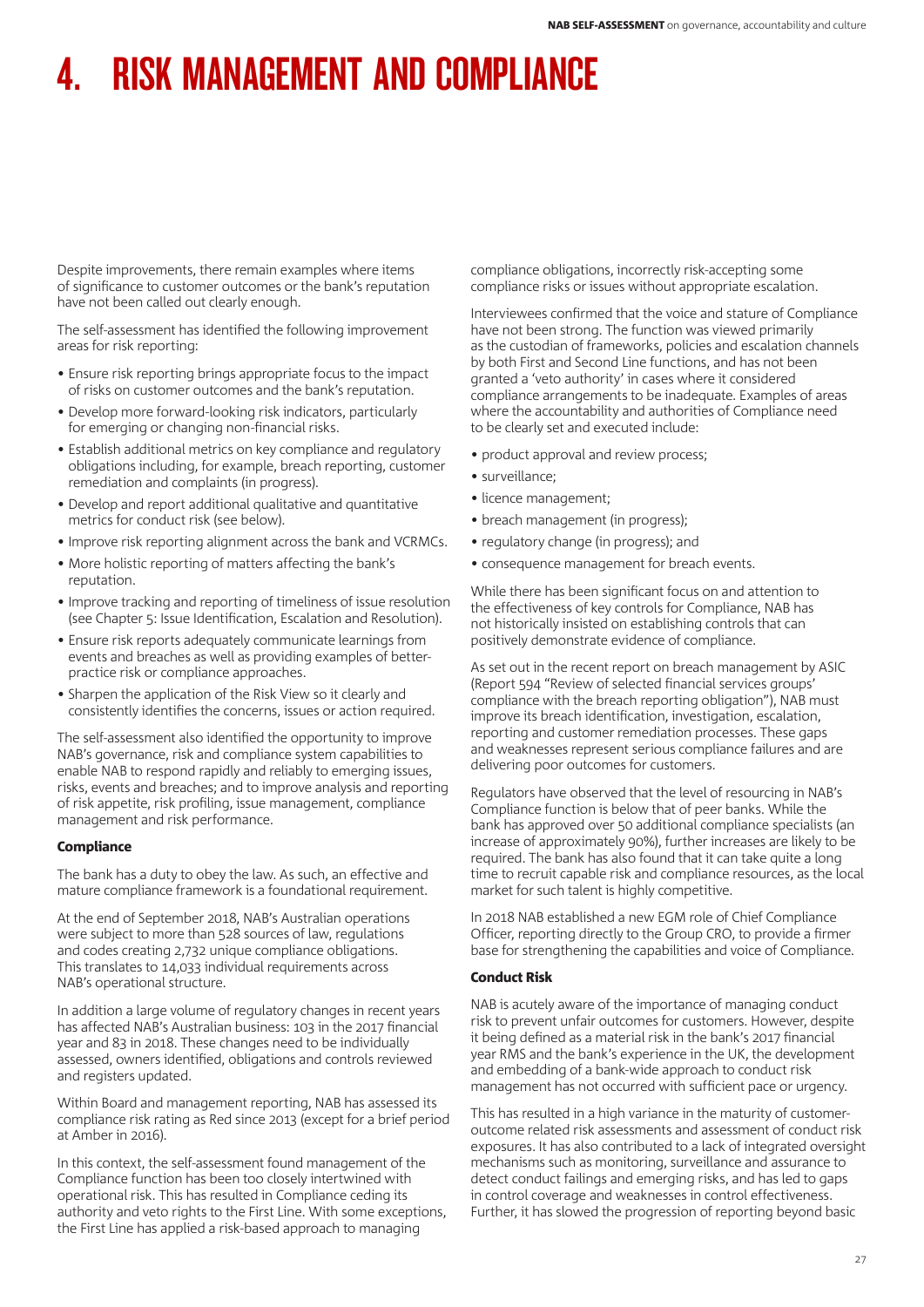# 4. RISK MANAGEMENT AND COMPLIANCE

Despite improvements, there remain examples where items of significance to customer outcomes or the bank's reputation have not been called out clearly enough.

The self-assessment has identified the following improvement areas for risk reporting:

- Ensure risk reporting brings appropriate focus to the impact of risks on customer outcomes and the bank's reputation.
- Develop more forward-looking risk indicators, particularly for emerging or changing non-financial risks.
- Establish additional metrics on key compliance and regulatory obligations including, for example, breach reporting, customer remediation and complaints (in progress).
- Develop and report additional qualitative and quantitative metrics for conduct risk (see below).
- Improve risk reporting alignment across the bank and VCRMCs.
- More holistic reporting of matters affecting the bank's reputation.
- Improve tracking and reporting of timeliness of issue resolution (see Chapter 5: Issue Identification, Escalation and Resolution).
- Ensure risk reports adequately communicate learnings from events and breaches as well as providing examples of better-practice risk or compliance approaches.
- Sharpen the application of the Risk View so it clearly and consistently identifies the concerns, issues or action required.

The self-assessment also identified the opportunity to improve NAB's governance, risk and compliance system capabilities to enable NAB to respond rapidly and reliably to emerging issues, risks, events and breaches; and to improve analysis and reporting of risk appetite, risk profiling, issue management, compliance management and risk performance.

### Compliance

The bank has a duty to obey the law. As such, an effective and mature compliance framework is a foundational requirement.

At the end of September 2018, NAB's Australian operations were subject to more than 528 sources of law, regulations and codes creating 2,732 unique compliance obligations. This translates to 14,033 individual requirements across NAB's operational structure.

In addition a large volume of regulatory changes in recent years has affected NAB's Australian business: 103 in the 2017 financial year and 83 in 2018. These changes need to be individually assessed, owners identified, obligations and controls reviewed and registers updated.

Within Board and management reporting, NAB has assessed its compliance risk rating as Red since 2013 (except for a brief period at Amber in 2016).

In this context, the self-assessment found management of the Compliance function has been too closely intertwined with operational risk. This has resulted in Compliance ceding its authority and veto rights to the First Line. With some exceptions, the First Line has applied a risk-based approach to managing compliance obligations, incorrectly risk-accepting some compliance risks or issues without appropriate escalation.

Interviewees confirmed that the voice and stature of Compliance have not been strong. The function was viewed primarily as the custodian of frameworks, policies and escalation channels by both First and Second Line functions, and has not been granted a 'veto authority' in cases where it considered compliance arrangements to be inadequate. Examples of areas where the accountability and authorities of Compliance need to be clearly set and executed include:

- product approval and review process;
- surveillance;
- licence management;
- breach management (in progress);
- regulatory change (in progress); and
- consequence management for breach events.

While there has been significant focus on and attention to the effectiveness of key controls for Compliance, NAB has not historically insisted on establishing controls that can positively demonstrate evidence of compliance.

As set out in the recent report on breach management by ASIC (Report 594 "Review of selected financial services groups' compliance with the breach reporting obligation"), NAB must improve its breach identification, investigation, escalation, reporting and customer remediation processes. These gaps and weaknesses represent serious compliance failures and are delivering poor outcomes for customers.

Regulators have observed that the level of resourcing in NAB's Compliance function is below that of peer banks. While the bank has approved over 50 additional compliance specialists (an increase of approximately 90%), further increases are likely to be required. The bank has also found that it can take quite a long time to recruit capable risk and compliance resources, as the local market for such talent is highly competitive.

In 2018 NAB established a new EGM role of Chief Compliance Officer, reporting directly to the Group CRO, to provide a firmer base for strengthening the capabilities and voice of Compliance.

### Conduct Risk

NAB is acutely aware of the importance of managing conduct risk to prevent unfair outcomes for customers. However, despite it being defined as a material risk in the bank's 2017 financial year RMS and the bank's experience in the UK, the development and embedding of a bank-wide approach to conduct risk management has not occurred with sufficient pace or urgency.

This has resulted in a high variance in the maturity of customer-outcome related risk assessments and assessment of conduct risk exposures. It has also contributed to a lack of integrated oversight mechanisms such as monitoring, surveillance and assurance to detect conduct failings and emerging risks, and has led to gaps in control coverage and weaknesses in control effectiveness. Further, it has slowed the progression of reporting beyond basic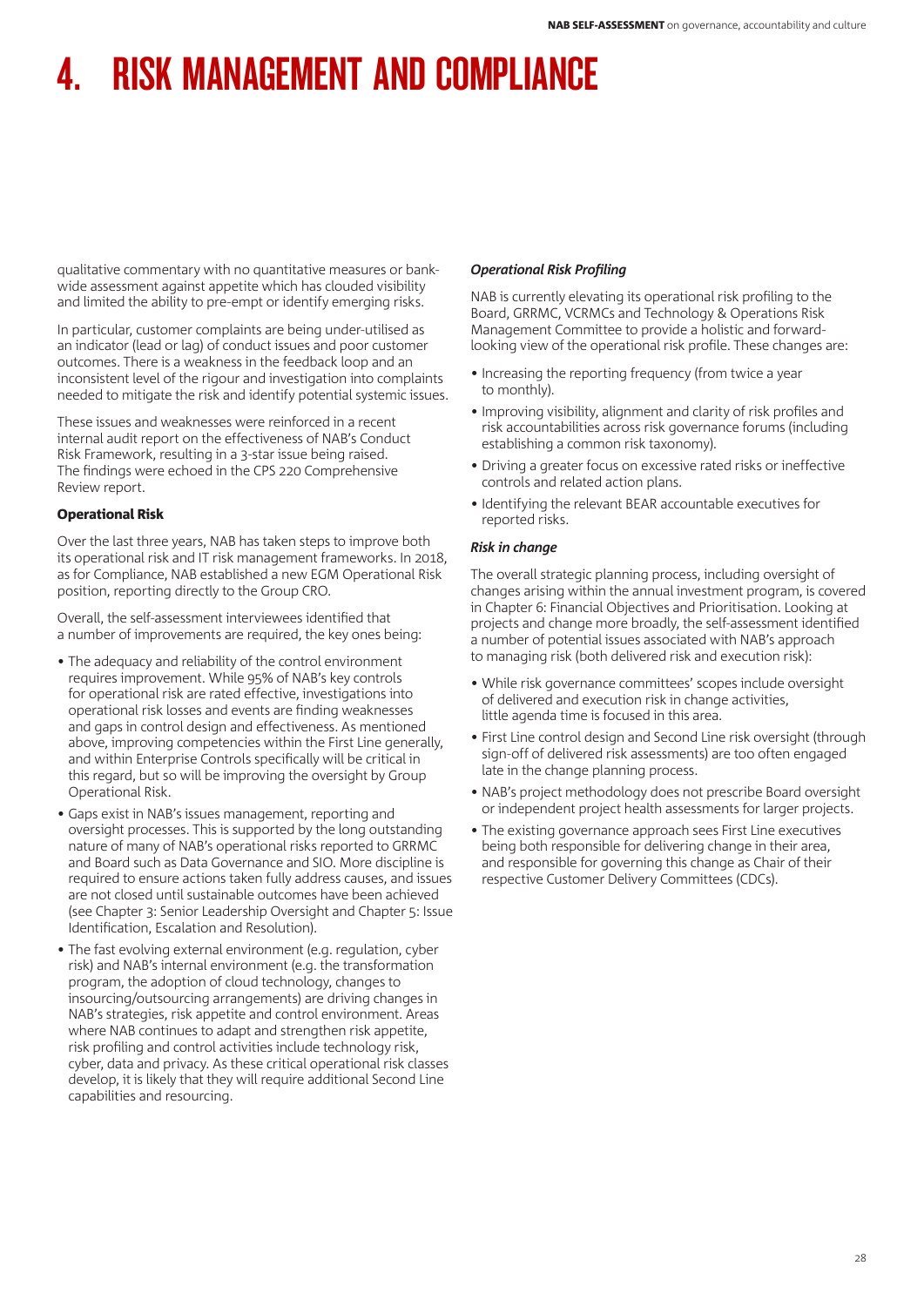# 4. RISK MANAGEMENT AND COMPLIANCE

qualitative commentary with no quantitative measures or bank-wide assessment against appetite which has clouded visibility and limited the ability to pre-empt or identify emerging risks.

In particular, customer complaints are being under-utilised as an indicator (lead or lag) of conduct issues and poor customer outcomes. There is a weakness in the feedback loop and an inconsistent level of the rigour and investigation into complaints needed to mitigate the risk and identify potential systemic issues.

These issues and weaknesses were reinforced in a recent internal audit report on the effectiveness of NAB's Conduct Risk Framework, resulting in a 3-star issue being raised. The findings were echoed in the CPS 220 Comprehensive Review report.

### Operational Risk

Over the last three years, NAB has taken steps to improve both its operational risk and IT risk management frameworks. In 2018, as for Compliance, NAB established a new EGM Operational Risk position, reporting directly to the Group CRO.

Overall, the self-assessment interviewees identified that a number of improvements are required, the key ones being:

- The adequacy and reliability of the control environment requires improvement. While 95% of NAB's key controls for operational risk are rated effective, investigations into operational risk losses and events are finding weaknesses and gaps in control design and effectiveness. As mentioned above, improving competencies within the First Line generally, and within Enterprise Controls specifically will be critical in this regard, but so will be improving the oversight by Group Operational Risk.
- Gaps exist in NAB's issues management, reporting and oversight processes. This is supported by the long outstanding nature of many of NAB's operational risks reported to GRRMC and Board such as Data Governance and SIO. More discipline is required to ensure actions taken fully address causes, and issues are not closed until sustainable outcomes have been achieved (see Chapter 3: Senior Leadership Oversight and Chapter 5: Issue Identification, Escalation and Resolution).
- The fast evolving external environment (e.g. regulation, cyber risk) and NAB's internal environment (e.g. the transformation program, the adoption of cloud technology, changes to insourcing/outsourcing arrangements) are driving changes in NAB's strategies, risk appetite and control environment. Areas where NAB continues to adapt and strengthen risk appetite, risk profiling and control activities include technology risk, cyber, data and privacy. As these critical operational risk classes develop, it is likely that they will require additional Second Line capabilities and resourcing.

#### *Operational Risk Profiling*

NAB is currently elevating its operational risk profiling to the Board, GRRMC, VCRMCs and Technology & Operations Risk Management Committee to provide a holistic and forward-looking view of the operational risk profile. These changes are:

- Increasing the reporting frequency (from twice a year to monthly).
- Improving visibility, alignment and clarity of risk profiles and risk accountabilities across risk governance forums (including establishing a common risk taxonomy).
- Driving a greater focus on excessive rated risks or ineffective controls and related action plans.
- Identifying the relevant BEAR accountable executives for reported risks.

#### *Risk in change*

The overall strategic planning process, including oversight of changes arising within the annual investment program, is covered in Chapter 6: Financial Objectives and Prioritisation. Looking at projects and change more broadly, the self-assessment identified a number of potential issues associated with NAB's approach to managing risk (both delivered risk and execution risk):

- While risk governance committees' scopes include oversight of delivered and execution risk in change activities, little agenda time is focused in this area.
- First Line control design and Second Line risk oversight (through sign-off of delivered risk assessments) are too often engaged late in the change planning process.
- NAB's project methodology does not prescribe Board oversight or independent project health assessments for larger projects.
- The existing governance approach sees First Line executives being both responsible for delivering change in their area, and responsible for governing this change as Chair of their respective Customer Delivery Committees (CDCs).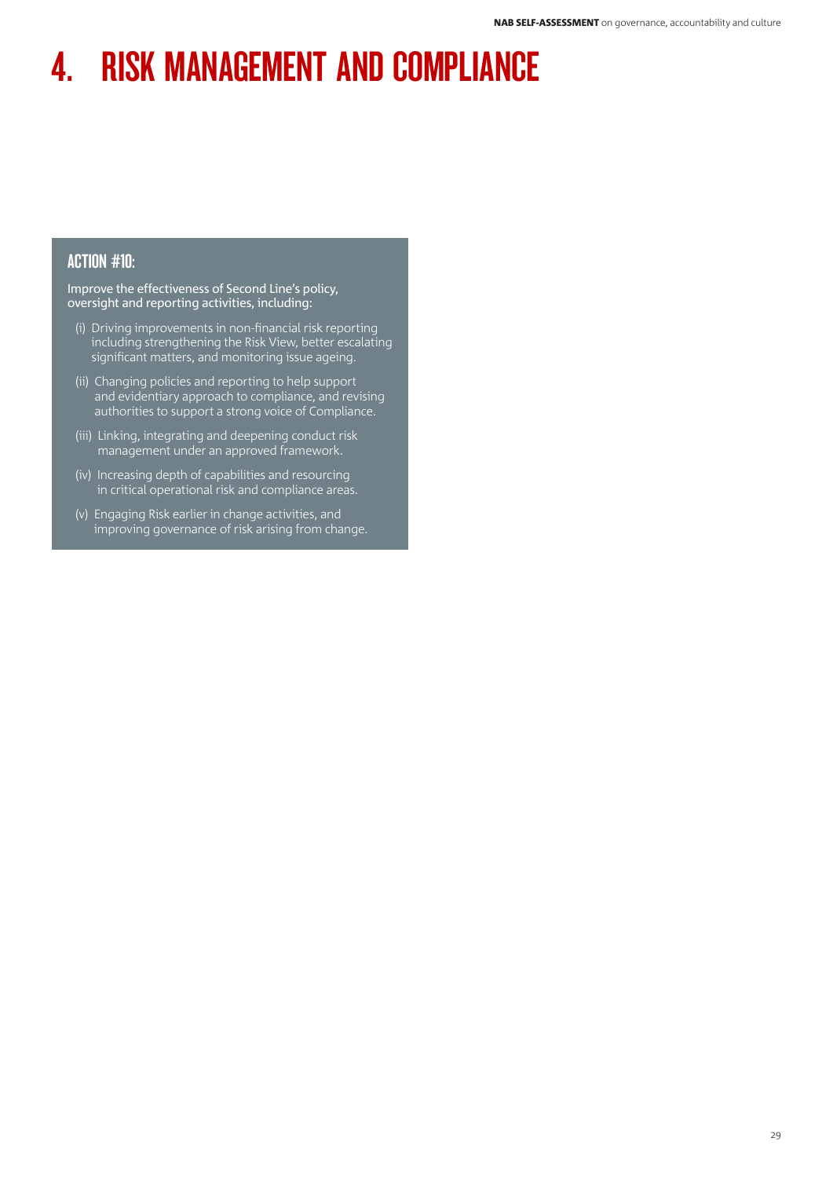# 4. RISK MANAGEMENT AND COMPLIANCE

### ACTION #10:

Improve the effectiveness of Second Line's policy, oversight and reporting activities, including:

(i) Driving improvements in non-financial risk reporting including strengthening the Risk View, better escalating significant matters, and monitoring issue ageing.

(ii) Changing policies and reporting to help support and evidentiary approach to compliance, and revising authorities to support a strong voice of Compliance.

(iii) Linking, integrating and deepening conduct risk management under an approved framework.

(iv) Increasing depth of capabilities and resourcing in critical operational risk and compliance areas.

(v) Engaging Risk earlier in change activities, and improving governance of risk arising from change.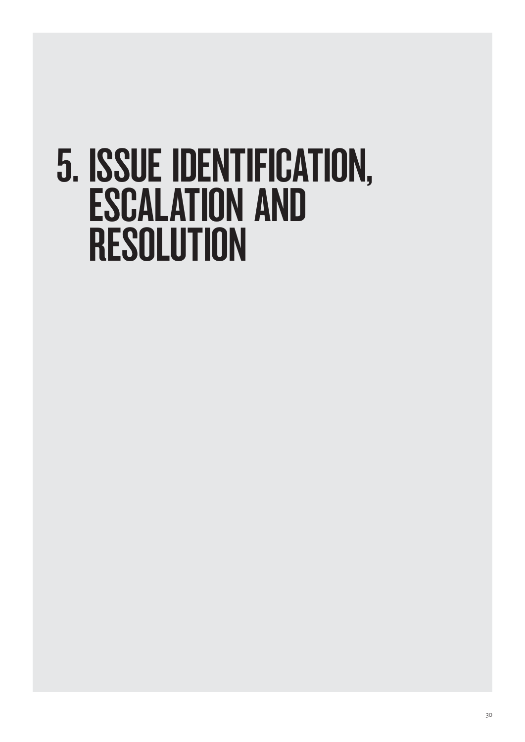# 5. ISSUE IDENTIFICATION, ESCALATION AND RESOLUTION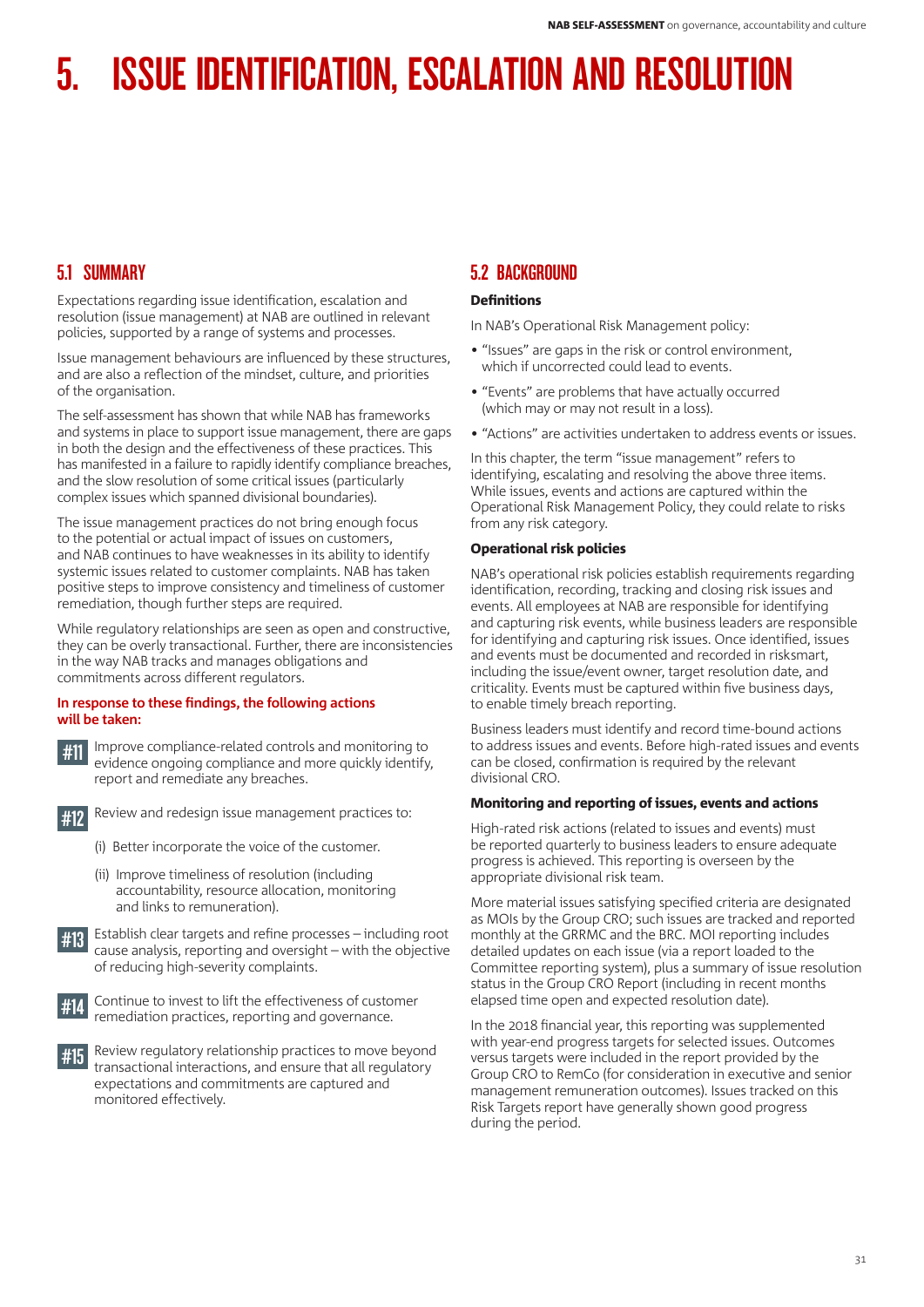# 5. ISSUE IDENTIFICATION, ESCALATION AND RESOLUTION

## 5.1 SUMMARY

Expectations regarding issue identification, escalation and resolution (issue management) at NAB are outlined in relevant policies, supported by a range of systems and processes.

Issue management behaviours are influenced by these structures, and are also a reflection of the mindset, culture, and priorities of the organisation.

The self-assessment has shown that while NAB has frameworks and systems in place to support issue management, there are gaps in both the design and the effectiveness of these practices. This has manifested in a failure to rapidly identify compliance breaches, and the slow resolution of some critical issues (particularly complex issues which spanned divisional boundaries).

The issue management practices do not bring enough focus to the potential or actual impact of issues on customers, and NAB continues to have weaknesses in its ability to identify systemic issues related to customer complaints. NAB has taken positive steps to improve consistency and timeliness of customer remediation, though further steps are required.

While regulatory relationships are seen as open and constructive, they can be overly transactional. Further, there are inconsistencies in the way NAB tracks and manages obligations and commitments across different regulators.

**In response to these findings, the following actions will be taken:**

**#11** Improve compliance-related controls and monitoring to evidence ongoing compliance and more quickly identify, report and remediate any breaches.

**#12** Review and redesign issue management practices to:

(i) Better incorporate the voice of the customer.

(ii) Improve timeliness of resolution (including accountability, resource allocation, monitoring and links to remuneration).

**#13** Establish clear targets and refine processes – including root cause analysis, reporting and oversight – with the objective of reducing high-severity complaints.

**#14** Continue to invest to lift the effectiveness of customer remediation practices, reporting and governance.

**#15** Review regulatory relationship practices to move beyond transactional interactions, and ensure that all regulatory expectations and commitments are captured and monitored effectively.

## 5.2 BACKGROUND

### Definitions

In NAB's Operational Risk Management policy:

- "Issues" are gaps in the risk or control environment, which if uncorrected could lead to events.
- "Events" are problems that have actually occurred (which may or may not result in a loss).
- "Actions" are activities undertaken to address events or issues.

In this chapter, the term "issue management" refers to identifying, escalating and resolving the above three items. While issues, events and actions are captured within the Operational Risk Management Policy, they could relate to risks from any risk category.

### Operational risk policies

NAB's operational risk policies establish requirements regarding identification, recording, tracking and closing risk issues and events. All employees at NAB are responsible for identifying and capturing risk events, while business leaders are responsible for identifying and capturing risk issues. Once identified, issues and events must be documented and recorded in risksmart, including the issue/event owner, target resolution date, and criticality. Events must be captured within five business days, to enable timely breach reporting.

Business leaders must identify and record time-bound actions to address issues and events. Before high-rated issues and events can be closed, confirmation is required by the relevant divisional CRO.

### Monitoring and reporting of issues, events and actions

High-rated risk actions (related to issues and events) must be reported quarterly to business leaders to ensure adequate progress is achieved. This reporting is overseen by the appropriate divisional risk team.

More material issues satisfying specified criteria are designated as MOIs by the Group CRO; such issues are tracked and reported monthly at the GRRMC and the BRC. MOI reporting includes detailed updates on each issue (via a report loaded to the Committee reporting system), plus a summary of issue resolution status in the Group CRO Report (including in recent months elapsed time open and expected resolution date).

In the 2018 financial year, this reporting was supplemented with year-end progress targets for selected issues. Outcomes versus targets were included in the report provided by the Group CRO to RemCo (for consideration in executive and senior management remuneration outcomes). Issues tracked on this Risk Targets report have generally shown good progress during the period.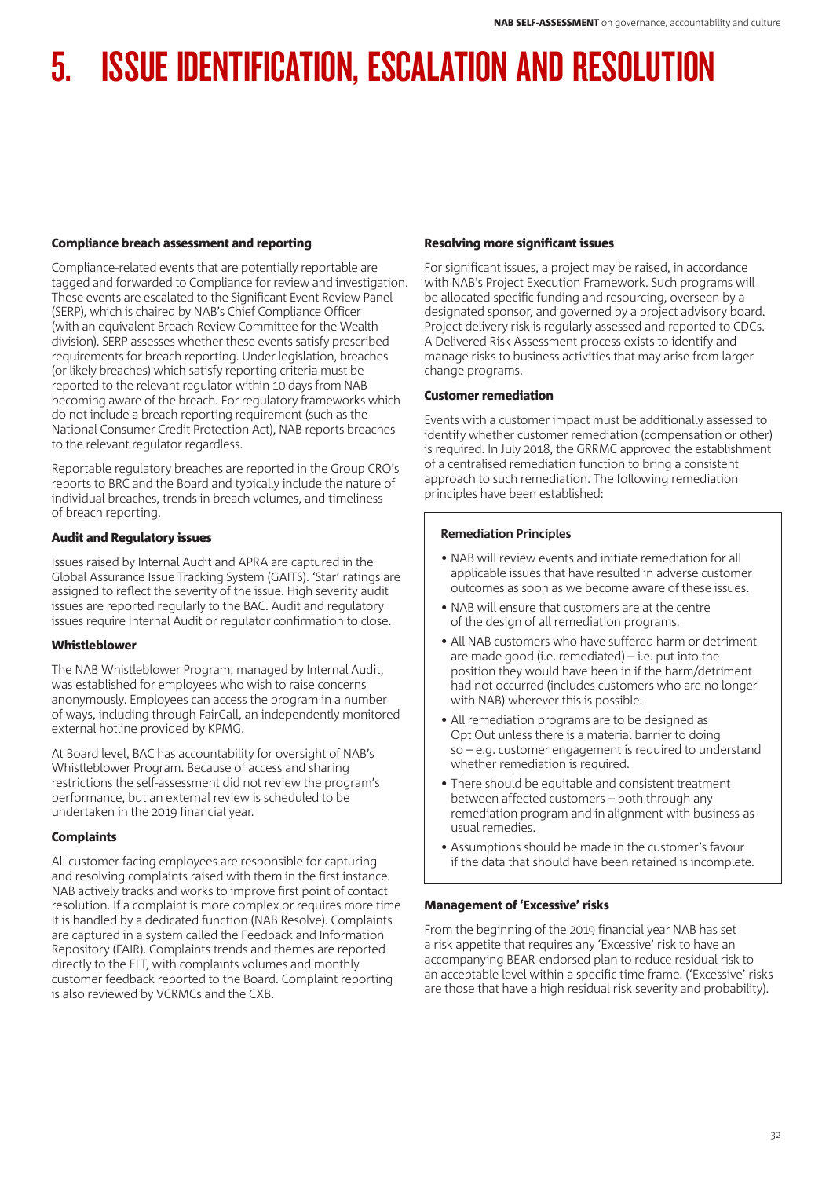# 5. ISSUE IDENTIFICATION, ESCALATION AND RESOLUTION

### Compliance breach assessment and reporting

Compliance-related events that are potentially reportable are tagged and forwarded to Compliance for review and investigation. These events are escalated to the Significant Event Review Panel (SERP), which is chaired by NAB's Chief Compliance Officer (with an equivalent Breach Review Committee for the Wealth division). SERP assesses whether these events satisfy prescribed requirements for breach reporting. Under legislation, breaches (or likely breaches) which satisfy reporting criteria must be reported to the relevant regulator within 10 days from NAB becoming aware of the breach. For regulatory frameworks which do not include a breach reporting requirement (such as the National Consumer Credit Protection Act), NAB reports breaches to the relevant regulator regardless.

Reportable regulatory breaches are reported in the Group CRO's reports to BRC and the Board and typically include the nature of individual breaches, trends in breach volumes, and timeliness of breach reporting.

### Audit and Regulatory issues

Issues raised by Internal Audit and APRA are captured in the Global Assurance Issue Tracking System (GAITS). 'Star' ratings are assigned to reflect the severity of the issue. High severity audit issues are reported regularly to the BAC. Audit and regulatory issues require Internal Audit or regulator confirmation to close.

### Whistleblower

The NAB Whistleblower Program, managed by Internal Audit, was established for employees who wish to raise concerns anonymously. Employees can access the program in a number of ways, including through FairCall, an independently monitored external hotline provided by KPMG.

At Board level, BAC has accountability for oversight of NAB's Whistleblower Program. Because of access and sharing restrictions the self-assessment did not review the program's performance, but an external review is scheduled to be undertaken in the 2019 financial year.

### Complaints

All customer-facing employees are responsible for capturing and resolving complaints raised with them in the first instance. NAB actively tracks and works to improve first point of contact resolution. If a complaint is more complex or requires more time It is handled by a dedicated function (NAB Resolve). Complaints are captured in a system called the Feedback and Information Repository (FAIR). Complaints trends and themes are reported directly to the ELT, with complaints volumes and monthly customer feedback reported to the Board. Complaint reporting is also reviewed by VCRMCs and the CXB.

### Resolving more significant issues

For significant issues, a project may be raised, in accordance with NAB's Project Execution Framework. Such programs will be allocated specific funding and resourcing, overseen by a designated sponsor, and governed by a project advisory board. Project delivery risk is regularly assessed and reported to CDCs. A Delivered Risk Assessment process exists to identify and manage risks to business activities that may arise from larger change programs.

### Customer remediation

Events with a customer impact must be additionally assessed to identify whether customer remediation (compensation or other) is required. In July 2018, the GRRMC approved the establishment of a centralised remediation function to bring a consistent approach to such remediation. The following remediation principles have been established:

#### Remediation Principles

- NAB will review events and initiate remediation for all applicable issues that have resulted in adverse customer outcomes as soon as we become aware of these issues.
- NAB will ensure that customers are at the centre of the design of all remediation programs.
- All NAB customers who have suffered harm or detriment are made good (i.e. remediated) – i.e. put into the position they would have been in if the harm/detriment had not occurred (includes customers who are no longer with NAB) wherever this is possible.
- All remediation programs are to be designed as Opt Out unless there is a material barrier to doing so – e.g. customer engagement is required to understand whether remediation is required.
- There should be equitable and consistent treatment between affected customers – both through any remediation program and in alignment with business-as-usual remedies.
- Assumptions should be made in the customer's favour if the data that should have been retained is incomplete.

### Management of 'Excessive' risks

From the beginning of the 2019 financial year NAB has set a risk appetite that requires any 'Excessive' risk to have an accompanying BEAR-endorsed plan to reduce residual risk to an acceptable level within a specific time frame. ('Excessive' risks are those that have a high residual risk severity and probability).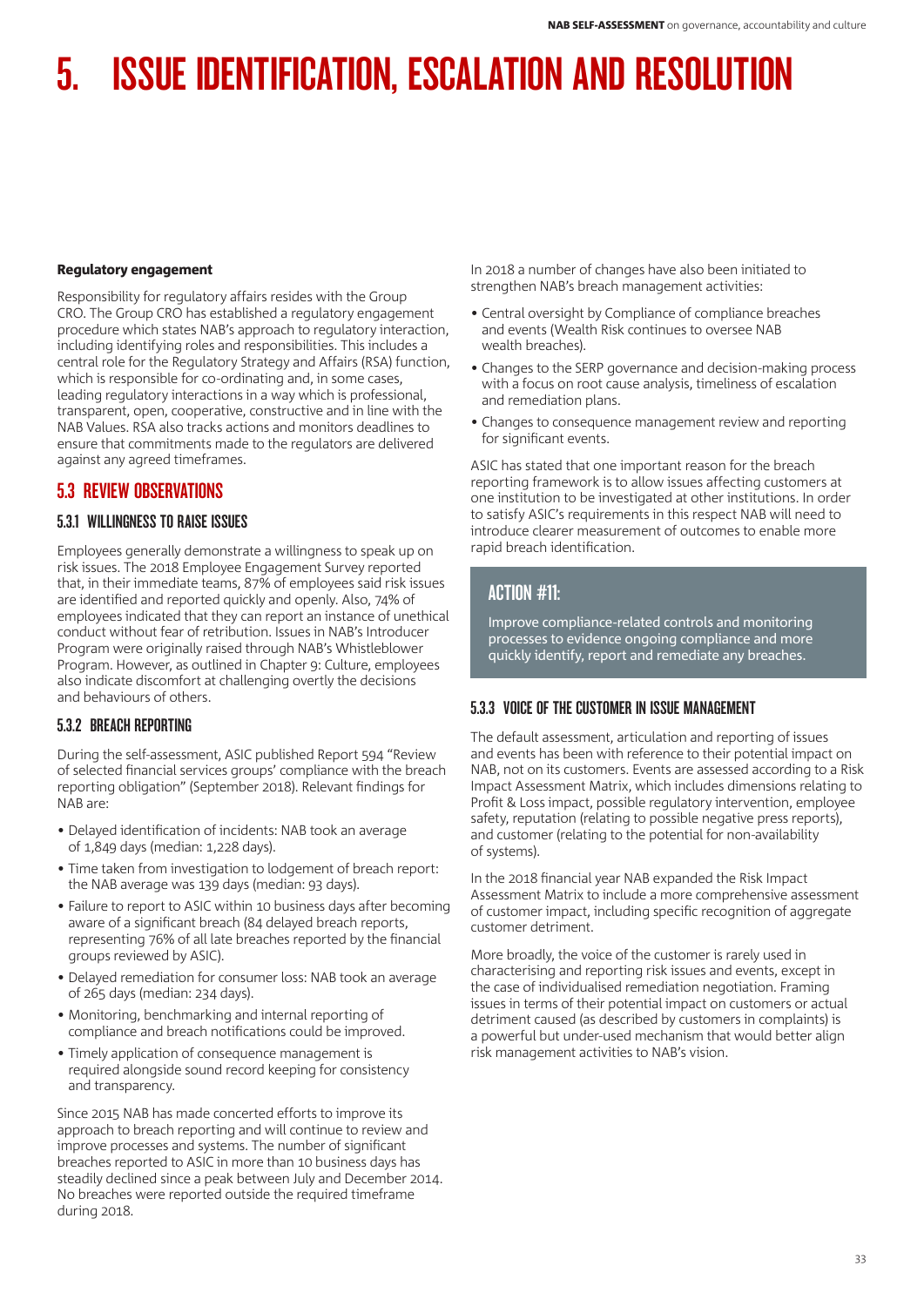# 5. ISSUE IDENTIFICATION, ESCALATION AND RESOLUTION

**Regulatory engagement**

Responsibility for regulatory affairs resides with the Group CRO. The Group CRO has established a regulatory engagement procedure which states NAB's approach to regulatory interaction, including identifying roles and responsibilities. This includes a central role for the Regulatory Strategy and Affairs (RSA) function, which is responsible for co-ordinating and, in some cases, leading regulatory interactions in a way which is professional, transparent, open, cooperative, constructive and in line with the NAB Values. RSA also tracks actions and monitors deadlines to ensure that commitments made to the regulators are delivered against any agreed timeframes.

## 5.3 REVIEW OBSERVATIONS

### 5.3.1 WILLINGNESS TO RAISE ISSUES

Employees generally demonstrate a willingness to speak up on risk issues. The 2018 Employee Engagement Survey reported that, in their immediate teams, 87% of employees said risk issues are identified and reported quickly and openly. Also, 74% of employees indicated that they can report an instance of unethical conduct without fear of retribution. Issues in NAB's Introducer Program were originally raised through NAB's Whistleblower Program. However, as outlined in Chapter 9: Culture, employees also indicate discomfort at challenging overtly the decisions and behaviours of others.

### 5.3.2 BREACH REPORTING

During the self-assessment, ASIC published Report 594 "Review of selected financial services groups' compliance with the breach reporting obligation" (September 2018). Relevant findings for NAB are:

- Delayed identification of incidents: NAB took an average of 1,849 days (median: 1,228 days).
- Time taken from investigation to lodgement of breach report: the NAB average was 139 days (median: 93 days).
- Failure to report to ASIC within 10 business days after becoming aware of a significant breach (84 delayed breach reports, representing 76% of all late breaches reported by the financial groups reviewed by ASIC).
- Delayed remediation for consumer loss: NAB took an average of 265 days (median: 234 days).
- Monitoring, benchmarking and internal reporting of compliance and breach notifications could be improved.
- Timely application of consequence management is required alongside sound record keeping for consistency and transparency.

Since 2015 NAB has made concerted efforts to improve its approach to breach reporting and will continue to review and improve processes and systems. The number of significant breaches reported to ASIC in more than 10 business days has steadily declined since a peak between July and December 2014. No breaches were reported outside the required timeframe during 2018.

In 2018 a number of changes have also been initiated to strengthen NAB's breach management activities:

- Central oversight by Compliance of compliance breaches and events (Wealth Risk continues to oversee NAB wealth breaches).
- Changes to the SERP governance and decision-making process with a focus on root cause analysis, timeliness of escalation and remediation plans.
- Changes to consequence management review and reporting for significant events.

ASIC has stated that one important reason for the breach reporting framework is to allow issues affecting customers at one institution to be investigated at other institutions. In order to satisfy ASIC's requirements in this respect NAB will need to introduce clearer measurement of outcomes to enable more rapid breach identification.

> **ACTION #11:**
>
> Improve compliance-related controls and monitoring processes to evidence ongoing compliance and more quickly identify, report and remediate any breaches.

### 5.3.3 VOICE OF THE CUSTOMER IN ISSUE MANAGEMENT

The default assessment, articulation and reporting of issues and events has been with reference to their potential impact on NAB, not on its customers. Events are assessed according to a Risk Impact Assessment Matrix, which includes dimensions relating to Profit & Loss impact, possible regulatory intervention, employee safety, reputation (relating to possible negative press reports), and customer (relating to the potential for non-availability of systems).

In the 2018 financial year NAB expanded the Risk Impact Assessment Matrix to include a more comprehensive assessment of customer impact, including specific recognition of aggregate customer detriment.

More broadly, the voice of the customer is rarely used in characterising and reporting risk issues and events, except in the case of individualised remediation negotiation. Framing issues in terms of their potential impact on customers or actual detriment caused (as described by customers in complaints) is a powerful but under-used mechanism that would better align risk management activities to NAB's vision.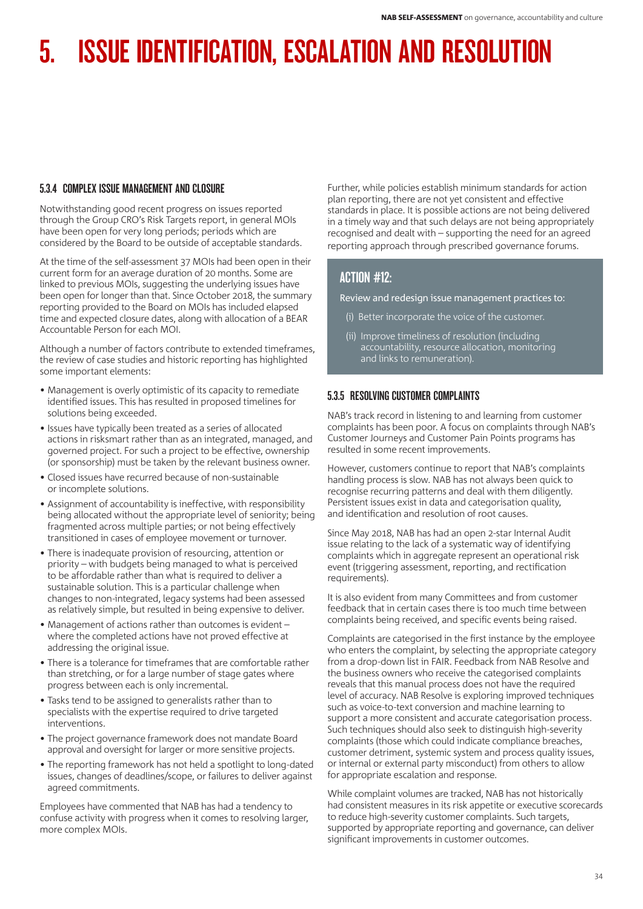# 5. ISSUE IDENTIFICATION, ESCALATION AND RESOLUTION

### 5.3.4 COMPLEX ISSUE MANAGEMENT AND CLOSURE

Notwithstanding good recent progress on issues reported through the Group CRO's Risk Targets report, in general MOIs have been open for very long periods; periods which are considered by the Board to be outside of acceptable standards.

At the time of the self-assessment 37 MOIs had been open in their current form for an average duration of 20 months. Some are linked to previous MOIs, suggesting the underlying issues have been open for longer than that. Since October 2018, the summary reporting provided to the Board on MOIs has included elapsed time and expected closure dates, along with allocation of a BEAR Accountable Person for each MOI.

Although a number of factors contribute to extended timeframes, the review of case studies and historic reporting has highlighted some important elements:

- Management is overly optimistic of its capacity to remediate identified issues. This has resulted in proposed timelines for solutions being exceeded.
- Issues have typically been treated as a series of allocated actions in risksmart rather than as an integrated, managed, and governed project. For such a project to be effective, ownership (or sponsorship) must be taken by the relevant business owner.
- Closed issues have recurred because of non-sustainable or incomplete solutions.
- Assignment of accountability is ineffective, with responsibility being allocated without the appropriate level of seniority; being fragmented across multiple parties; or not being effectively transitioned in cases of employee movement or turnover.
- There is inadequate provision of resourcing, attention or priority – with budgets being managed to what is perceived to be affordable rather than what is required to deliver a sustainable solution. This is a particular challenge when changes to non-integrated, legacy systems had been assessed as relatively simple, but resulted in being expensive to deliver.
- Management of actions rather than outcomes is evident – where the completed actions have not proved effective at addressing the original issue.
- There is a tolerance for timeframes that are comfortable rather than stretching, or for a large number of stage gates where progress between each is only incremental.
- Tasks tend to be assigned to generalists rather than to specialists with the expertise required to drive targeted interventions.
- The project governance framework does not mandate Board approval and oversight for larger or more sensitive projects.
- The reporting framework has not held a spotlight to long-dated issues, changes of deadlines/scope, or failures to deliver against agreed commitments.

Employees have commented that NAB has had a tendency to confuse activity with progress when it comes to resolving larger, more complex MOIs.

Further, while policies establish minimum standards for action plan reporting, there are not yet consistent and effective standards in place. It is possible actions are not being delivered in a timely way and that such delays are not being appropriately recognised and dealt with – supporting the need for an agreed reporting approach through prescribed governance forums.

#### ACTION #12:

Review and redesign issue management practices to:

(i) Better incorporate the voice of the customer.

(ii) Improve timeliness of resolution (including accountability, resource allocation, monitoring and links to remuneration).

### 5.3.5 RESOLVING CUSTOMER COMPLAINTS

NAB's track record in listening to and learning from customer complaints has been poor. A focus on complaints through NAB's Customer Journeys and Customer Pain Points programs has resulted in some recent improvements.

However, customers continue to report that NAB's complaints handling process is slow. NAB has not always been quick to recognise recurring patterns and deal with them diligently. Persistent issues exist in data and categorisation quality, and identification and resolution of root causes.

Since May 2018, NAB has had an open 2-star Internal Audit issue relating to the lack of a systematic way of identifying complaints which in aggregate represent an operational risk event (triggering assessment, reporting, and rectification requirements).

It is also evident from many Committees and from customer feedback that in certain cases there is too much time between complaints being received, and specific events being raised.

Complaints are categorised in the first instance by the employee who enters the complaint, by selecting the appropriate category from a drop-down list in FAIR. Feedback from NAB Resolve and the business owners who receive the categorised complaints reveals that this manual process does not have the required level of accuracy. NAB Resolve is exploring improved techniques such as voice-to-text conversion and machine learning to support a more consistent and accurate categorisation process. Such techniques should also seek to distinguish high-severity complaints (those which could indicate compliance breaches, customer detriment, systemic system and process quality issues, or internal or external party misconduct) from others to allow for appropriate escalation and response.

While complaint volumes are tracked, NAB has not historically had consistent measures in its risk appetite or executive scorecards to reduce high-severity customer complaints. Such targets, supported by appropriate reporting and governance, can deliver significant improvements in customer outcomes.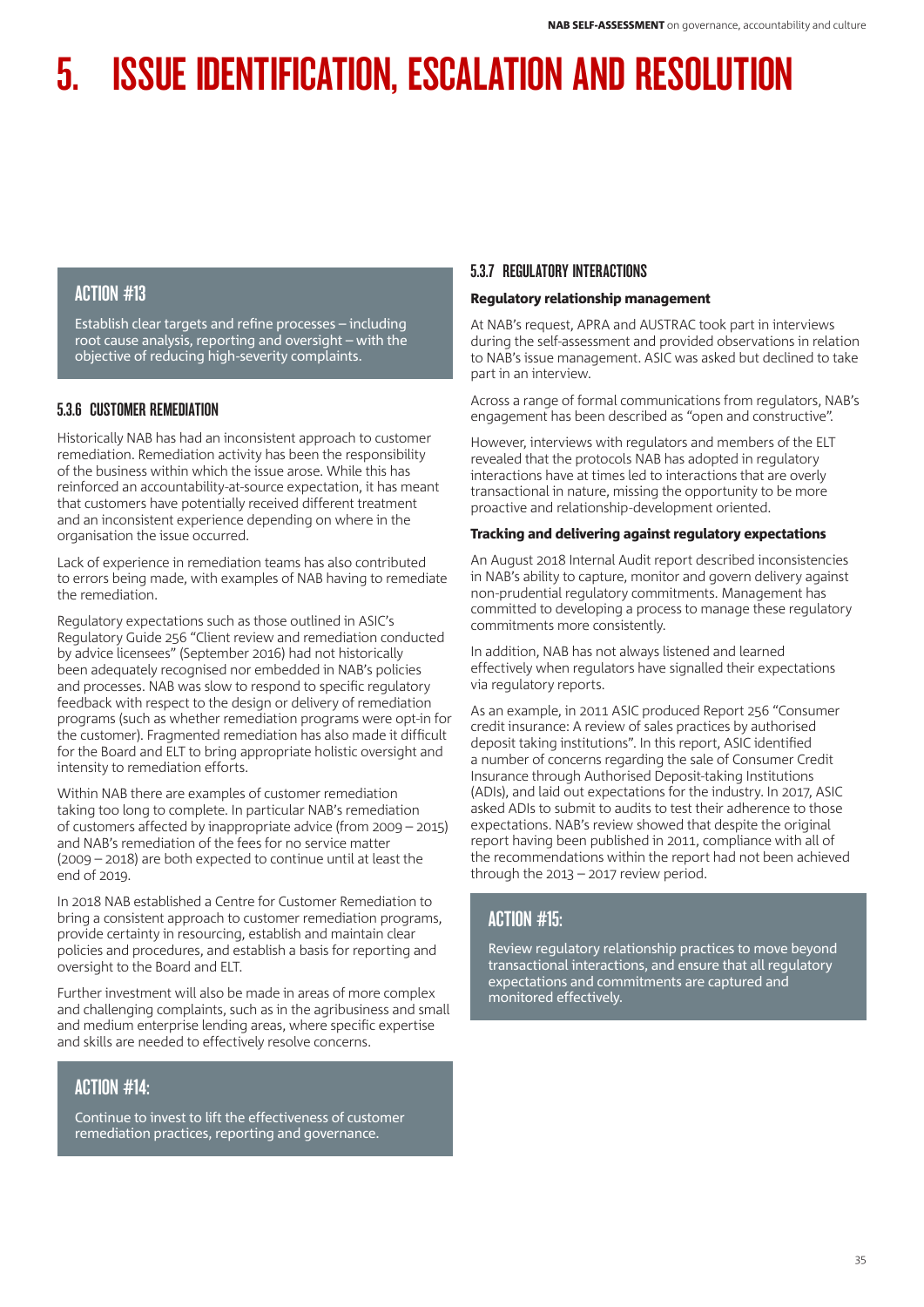# 5. ISSUE IDENTIFICATION, ESCALATION AND RESOLUTION

> **ACTION #13**
>
> Establish clear targets and refine processes – including root cause analysis, reporting and oversight – with the objective of reducing high-severity complaints.

### 5.3.6 CUSTOMER REMEDIATION

Historically NAB has had an inconsistent approach to customer remediation. Remediation activity has been the responsibility of the business within which the issue arose. While this has reinforced an accountability-at-source expectation, it has meant that customers have potentially received different treatment and an inconsistent experience depending on where in the organisation the issue occurred.

Lack of experience in remediation teams has also contributed to errors being made, with examples of NAB having to remediate the remediation.

Regulatory expectations such as those outlined in ASIC's Regulatory Guide 256 "Client review and remediation conducted by advice licensees" (September 2016) had not historically been adequately recognised nor embedded in NAB's policies and processes. NAB was slow to respond to specific regulatory feedback with respect to the design or delivery of remediation programs (such as whether remediation programs were opt-in for the customer). Fragmented remediation has also made it difficult for the Board and ELT to bring appropriate holistic oversight and intensity to remediation efforts.

Within NAB there are examples of customer remediation taking too long to complete. In particular NAB's remediation of customers affected by inappropriate advice (from 2009 – 2015) and NAB's remediation of the fees for no service matter (2009 – 2018) are both expected to continue until at least the end of 2019.

In 2018 NAB established a Centre for Customer Remediation to bring a consistent approach to customer remediation programs, provide certainty in resourcing, establish and maintain clear policies and procedures, and establish a basis for reporting and oversight to the Board and ELT.

Further investment will also be made in areas of more complex and challenging complaints, such as in the agribusiness and small and medium enterprise lending areas, where specific expertise and skills are needed to effectively resolve concerns.

> **ACTION #14:**
>
> Continue to invest to lift the effectiveness of customer remediation practices, reporting and governance.

### 5.3.7 REGULATORY INTERACTIONS

**Regulatory relationship management**

At NAB's request, APRA and AUSTRAC took part in interviews during the self-assessment and provided observations in relation to NAB's issue management. ASIC was asked but declined to take part in an interview.

Across a range of formal communications from regulators, NAB's engagement has been described as "open and constructive".

However, interviews with regulators and members of the ELT revealed that the protocols NAB has adopted in regulatory interactions have at times led to interactions that are overly transactional in nature, missing the opportunity to be more proactive and relationship-development oriented.

**Tracking and delivering against regulatory expectations**

An August 2018 Internal Audit report described inconsistencies in NAB's ability to capture, monitor and govern delivery against non-prudential regulatory commitments. Management has committed to developing a process to manage these regulatory commitments more consistently.

In addition, NAB has not always listened and learned effectively when regulators have signalled their expectations via regulatory reports.

As an example, in 2011 ASIC produced Report 256 "Consumer credit insurance: A review of sales practices by authorised deposit taking institutions". In this report, ASIC identified a number of concerns regarding the sale of Consumer Credit Insurance through Authorised Deposit-taking Institutions (ADIs), and laid out expectations for the industry. In 2017, ASIC asked ADIs to submit to audits to test their adherence to those expectations. NAB's review showed that despite the original report having been published in 2011, compliance with all of the recommendations within the report had not been achieved through the 2013 – 2017 review period.

> **ACTION #15:**
>
> Review regulatory relationship practices to move beyond transactional interactions, and ensure that all regulatory expectations and commitments are captured and monitored effectively.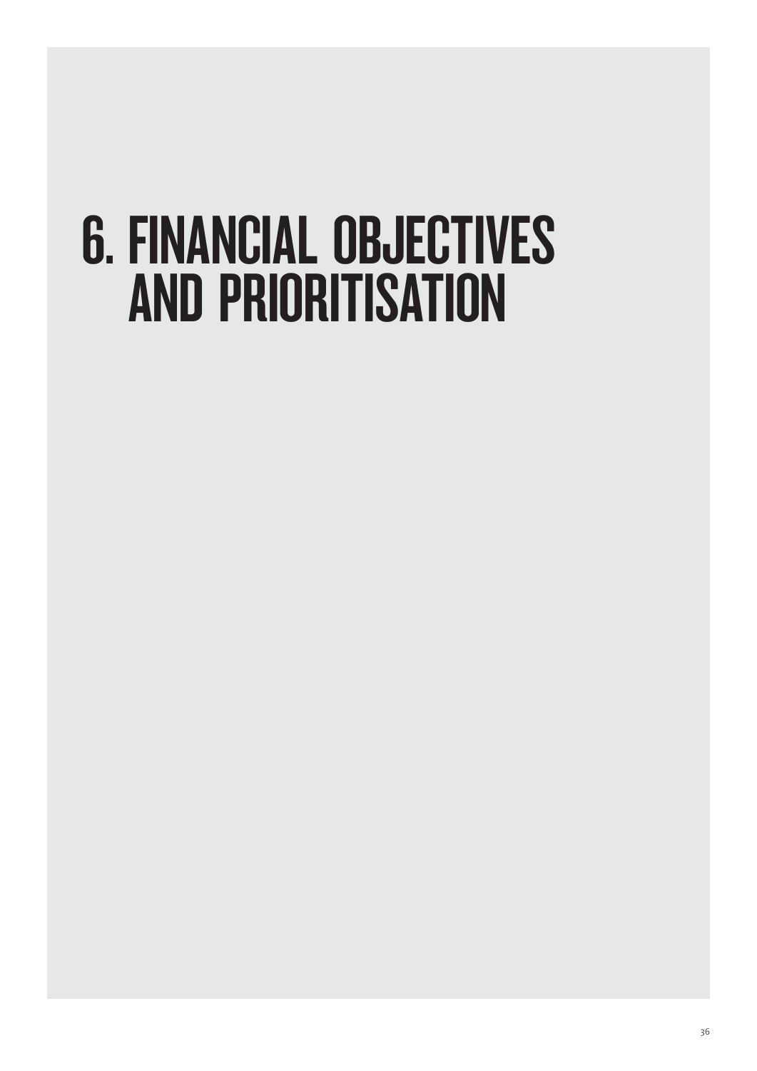# 6. FINANCIAL OBJECTIVES AND PRIORITISATION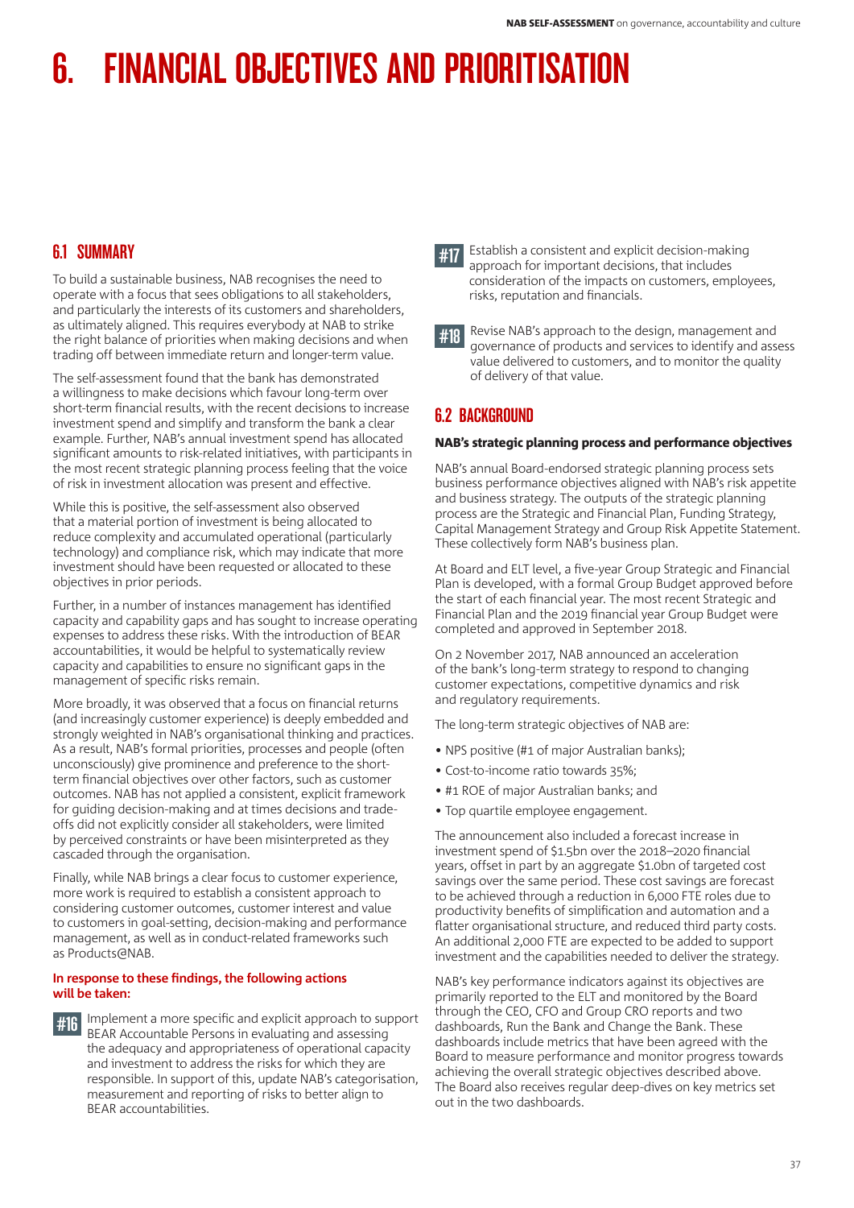# 6. FINANCIAL OBJECTIVES AND PRIORITISATION

## 6.1 SUMMARY

To build a sustainable business, NAB recognises the need to operate with a focus that sees obligations to all stakeholders, and particularly the interests of its customers and shareholders, as ultimately aligned. This requires everybody at NAB to strike the right balance of priorities when making decisions and when trading off between immediate return and longer-term value.

The self-assessment found that the bank has demonstrated a willingness to make decisions which favour long-term over short-term financial results, with the recent decisions to increase investment spend and simplify and transform the bank a clear example. Further, NAB's annual investment spend has allocated significant amounts to risk-related initiatives, with participants in the most recent strategic planning process feeling that the voice of risk in investment allocation was present and effective.

While this is positive, the self-assessment also observed that a material portion of investment is being allocated to reduce complexity and accumulated operational (particularly technology) and compliance risk, which may indicate that more investment should have been requested or allocated to these objectives in prior periods.

Further, in a number of instances management has identified capacity and capability gaps and has sought to increase operating expenses to address these risks. With the introduction of BEAR accountabilities, it would be helpful to systematically review capacity and capabilities to ensure no significant gaps in the management of specific risks remain.

More broadly, it was observed that a focus on financial returns (and increasingly customer experience) is deeply embedded and strongly weighted in NAB's organisational thinking and practices. As a result, NAB's formal priorities, processes and people (often unconsciously) give prominence and preference to the short-term financial objectives over other factors, such as customer outcomes. NAB has not applied a consistent, explicit framework for guiding decision-making and at times decisions and trade-offs did not explicitly consider all stakeholders, were limited by perceived constraints or have been misinterpreted as they cascaded through the organisation.

Finally, while NAB brings a clear focus to customer experience, more work is required to establish a consistent approach to considering customer outcomes, customer interest and value to customers in goal-setting, decision-making and performance management, as well as in conduct-related frameworks such as Products@NAB.

**In response to these findings, the following actions will be taken:**

**#16** Implement a more specific and explicit approach to support BEAR Accountable Persons in evaluating and assessing the adequacy and appropriateness of operational capacity and investment to address the risks for which they are responsible. In support of this, update NAB's categorisation, measurement and reporting of risks to better align to BEAR accountabilities.

**#17** Establish a consistent and explicit decision-making approach for important decisions, that includes consideration of the impacts on customers, employees, risks, reputation and financials.

**#18** Revise NAB's approach to the design, management and governance of products and services to identify and assess value delivered to customers, and to monitor the quality of delivery of that value.

## 6.2 BACKGROUND

### NAB's strategic planning process and performance objectives

NAB's annual Board-endorsed strategic planning process sets business performance objectives aligned with NAB's risk appetite and business strategy. The outputs of the strategic planning process are the Strategic and Financial Plan, Funding Strategy, Capital Management Strategy and Group Risk Appetite Statement. These collectively form NAB's business plan.

At Board and ELT level, a five-year Group Strategic and Financial Plan is developed, with a formal Group Budget approved before the start of each financial year. The most recent Strategic and Financial Plan and the 2019 financial year Group Budget were completed and approved in September 2018.

On 2 November 2017, NAB announced an acceleration of the bank's long-term strategy to respond to changing customer expectations, competitive dynamics and risk and regulatory requirements.

The long-term strategic objectives of NAB are:

- NPS positive (#1 of major Australian banks);
- Cost-to-income ratio towards 35%;
- #1 ROE of major Australian banks; and
- Top quartile employee engagement.

The announcement also included a forecast increase in investment spend of $1.5bn over the 2018–2020 financial years, offset in part by an aggregate $1.0bn of targeted cost savings over the same period. These cost savings are forecast to be achieved through a reduction in 6,000 FTE roles due to productivity benefits of simplification and automation and a flatter organisational structure, and reduced third party costs. An additional 2,000 FTE are expected to be added to support investment and the capabilities needed to deliver the strategy.

NAB's key performance indicators against its objectives are primarily reported to the ELT and monitored by the Board through the CEO, CFO and Group CRO reports and two dashboards, Run the Bank and Change the Bank. These dashboards include metrics that have been agreed with the Board to measure performance and monitor progress towards achieving the overall strategic objectives described above. The Board also receives regular deep-dives on key metrics set out in the two dashboards.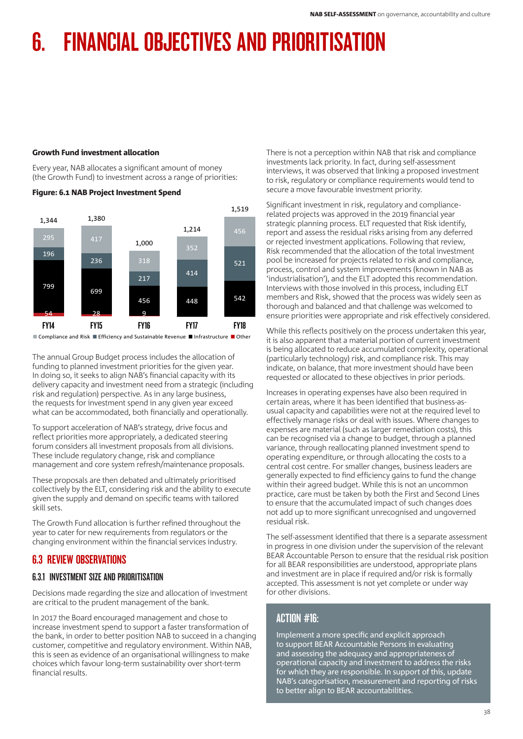# 6. FINANCIAL OBJECTIVES AND PRIORITISATION

**Growth Fund investment allocation**

Every year, NAB allocates a significant amount of money (the Growth Fund) to investment across a range of priorities:

**Figure: 6.1 NAB Project Investment Spend**

| | FY14 | FY15 | FY16 | FY17 | FY18 |
|---|---|---|---|---|---|
| Compliance and Risk | 295 | 417 | 318 | 352 | 456 |
| Efficiency and Sustainable Revenue | 196 | 236 | 217 | 414 | 521 |
| Infrastructure | 799 | 699 | 456 | 448 | 542 |
| Other | 54 | 28 | 9 | | |
| Total | 1,344 | 1,380 | 1,000 | 1,214 | 1,519 |

The annual Group Budget process includes the allocation of funding to planned investment priorities for the given year. In doing so, it seeks to align NAB's financial capacity with its delivery capacity and investment need from a strategic (including risk and regulation) perspective. As in any large business, the requests for investment spend in any given year exceed what can be accommodated, both financially and operationally.

To support acceleration of NAB's strategy, drive focus and reflect priorities more appropriately, a dedicated steering forum considers all investment proposals from all divisions. These include regulatory change, risk and compliance management and core system refresh/maintenance proposals.

These proposals are then debated and ultimately prioritised collectively by the ELT, considering risk and the ability to execute given the supply and demand on specific teams with tailored skill sets.

The Growth Fund allocation is further refined throughout the year to cater for new requirements from regulators or the changing environment within the financial services industry.

## 6.3 REVIEW OBSERVATIONS

### 6.3.1 INVESTMENT SIZE AND PRIORITISATION

Decisions made regarding the size and allocation of investment are critical to the prudent management of the bank.

In 2017 the Board encouraged management and chose to increase investment spend to support a faster transformation of the bank, in order to better position NAB to succeed in a changing customer, competitive and regulatory environment. Within NAB, this is seen as evidence of an organisational willingness to make choices which favour long-term sustainability over short-term financial results.

There is not a perception within NAB that risk and compliance investments lack priority. In fact, during self-assessment interviews, it was observed that linking a proposed investment to risk, regulatory or compliance requirements would tend to secure a move favourable investment priority.

Significant investment in risk, regulatory and compliance-related projects was approved in the 2019 financial year strategic planning process. ELT requested that Risk identify, report and assess the residual risks arising from any deferred or rejected investment applications. Following that review, Risk recommended that the allocation of the total investment pool be increased for projects related to risk and compliance, process, control and system improvements (known in NAB as 'industrialisation'), and the ELT adopted this recommendation. Interviews with those involved in this process, including ELT members and Risk, showed that the process was widely seen as thorough and balanced and that challenge was welcomed to ensure priorities were appropriate and risk effectively considered.

While this reflects positively on the process undertaken this year, it is also apparent that a material portion of current investment is being allocated to reduce accumulated complexity, operational (particularly technology) risk, and compliance risk. This may indicate, on balance, that more investment should have been requested or allocated to these objectives in prior periods.

Increases in operating expenses have also been required in certain areas, where it has been identified that business-as-usual capacity and capabilities were not at the required level to effectively manage risks or deal with issues. Where changes to expenses are material (such as larger remediation costs), this can be recognised via a change to budget, through a planned variance, through reallocating planned investment spend to operating expenditure, or through allocating the costs to a central cost centre. For smaller changes, business leaders are generally expected to find efficiency gains to fund the change within their agreed budget. While this is not an uncommon practice, care must be taken by both the First and Second Lines to ensure that the accumulated impact of such changes does not add up to more significant unrecognised and ungoverned residual risk.

The self-assessment identified that there is a separate assessment in progress in one division under the supervision of the relevant BEAR Accountable Person to ensure that the residual risk position for all BEAR responsibilities are understood, appropriate plans and investment are in place if required and/or risk is formally accepted. This assessment is not yet complete or under way for other divisions.

### ACTION #16:

Implement a more specific and explicit approach to support BEAR Accountable Persons in evaluating and assessing the adequacy and appropriateness of operational capacity and investment to address the risks for which they are responsible. In support of this, update NAB's categorisation, measurement and reporting of risks to better align to BEAR accountabilities.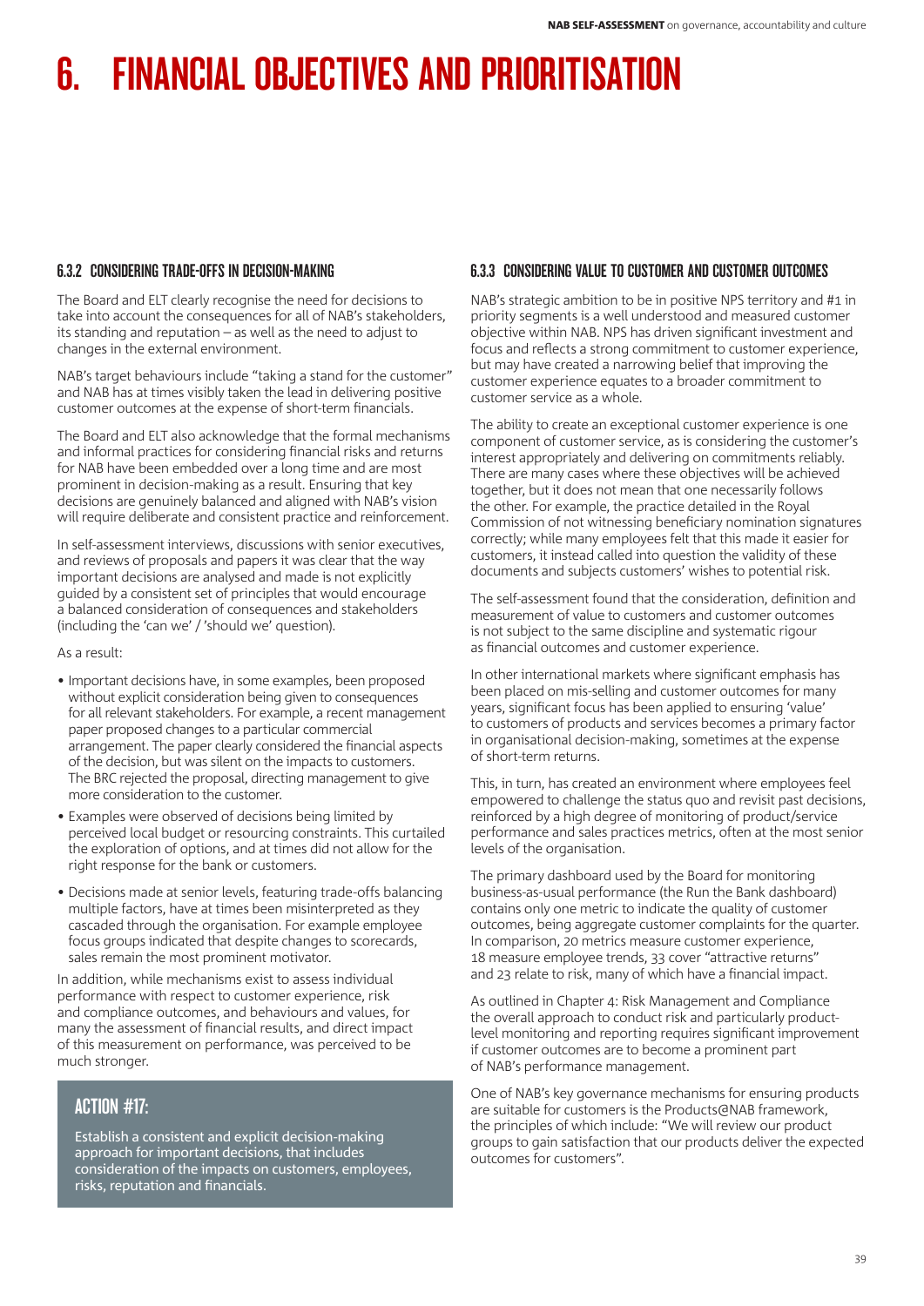# 6. FINANCIAL OBJECTIVES AND PRIORITISATION

### 6.3.2 CONSIDERING TRADE-OFFS IN DECISION-MAKING

The Board and ELT clearly recognise the need for decisions to take into account the consequences for all of NAB's stakeholders, its standing and reputation – as well as the need to adjust to changes in the external environment.

NAB's target behaviours include "taking a stand for the customer" and NAB has at times visibly taken the lead in delivering positive customer outcomes at the expense of short-term financials.

The Board and ELT also acknowledge that the formal mechanisms and informal practices for considering financial risks and returns for NAB have been embedded over a long time and are most prominent in decision-making as a result. Ensuring that key decisions are genuinely balanced and aligned with NAB's vision will require deliberate and consistent practice and reinforcement.

In self-assessment interviews, discussions with senior executives, and reviews of proposals and papers it was clear that the way important decisions are analysed and made is not explicitly guided by a consistent set of principles that would encourage a balanced consideration of consequences and stakeholders (including the 'can we' / 'should we' question).

As a result:

- Important decisions have, in some examples, been proposed without explicit consideration being given to consequences for all relevant stakeholders. For example, a recent management paper proposed changes to a particular commercial arrangement. The paper clearly considered the financial aspects of the decision, but was silent on the impacts to customers. The BRC rejected the proposal, directing management to give more consideration to the customer.
- Examples were observed of decisions being limited by perceived local budget or resourcing constraints. This curtailed the exploration of options, and at times did not allow for the right response for the bank or customers.
- Decisions made at senior levels, featuring trade-offs balancing multiple factors, have at times been misinterpreted as they cascaded through the organisation. For example employee focus groups indicated that despite changes to scorecards, sales remain the most prominent motivator.

In addition, while mechanisms exist to assess individual performance with respect to customer experience, risk and compliance outcomes, and behaviours and values, for many the assessment of financial results, and direct impact of this measurement on performance, was perceived to be much stronger.

#### ACTION #17:

Establish a consistent and explicit decision-making approach for important decisions, that includes consideration of the impacts on customers, employees, risks, reputation and financials.

### 6.3.3 CONSIDERING VALUE TO CUSTOMER AND CUSTOMER OUTCOMES

NAB's strategic ambition to be in positive NPS territory and #1 in priority segments is a well understood and measured customer objective within NAB. NPS has driven significant investment and focus and reflects a strong commitment to customer experience, but may have created a narrowing belief that improving the customer experience equates to a broader commitment to customer service as a whole.

The ability to create an exceptional customer experience is one component of customer service, as is considering the customer's interest appropriately and delivering on commitments reliably. There are many cases where these objectives will be achieved together, but it does not mean that one necessarily follows the other. For example, the practice detailed in the Royal Commission of not witnessing beneficiary nomination signatures correctly; while many employees felt that this made it easier for customers, it instead called into question the validity of these documents and subjects customers' wishes to potential risk.

The self-assessment found that the consideration, definition and measurement of value to customers and customer outcomes is not subject to the same discipline and systematic rigour as financial outcomes and customer experience.

In other international markets where significant emphasis has been placed on mis-selling and customer outcomes for many years, significant focus has been applied to ensuring 'value' to customers of products and services becomes a primary factor in organisational decision-making, sometimes at the expense of short-term returns.

This, in turn, has created an environment where employees feel empowered to challenge the status quo and revisit past decisions, reinforced by a high degree of monitoring of product/service performance and sales practices metrics, often at the most senior levels of the organisation.

The primary dashboard used by the Board for monitoring business-as-usual performance (the Run the Bank dashboard) contains only one metric to indicate the quality of customer outcomes, being aggregate customer complaints for the quarter. In comparison, 20 metrics measure customer experience, 18 measure employee trends, 33 cover "attractive returns" and 23 relate to risk, many of which have a financial impact.

As outlined in Chapter 4: Risk Management and Compliance the overall approach to conduct risk and particularly product-level monitoring and reporting requires significant improvement if customer outcomes are to become a prominent part of NAB's performance management.

One of NAB's key governance mechanisms for ensuring products are suitable for customers is the Products@NAB framework, the principles of which include: "We will review our product groups to gain satisfaction that our products deliver the expected outcomes for customers".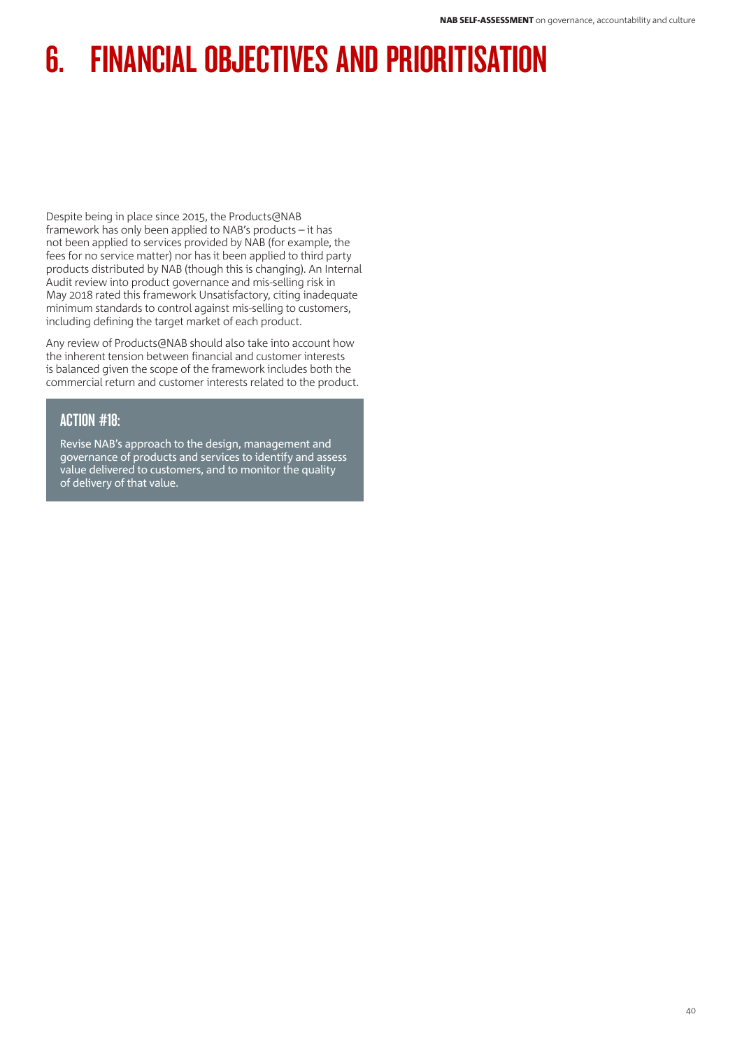# 6. FINANCIAL OBJECTIVES AND PRIORITISATION

Despite being in place since 2015, the Products@NAB framework has only been applied to NAB's products – it has not been applied to services provided by NAB (for example, the fees for no service matter) nor has it been applied to third party products distributed by NAB (though this is changing). An Internal Audit review into product governance and mis-selling risk in May 2018 rated this framework Unsatisfactory, citing inadequate minimum standards to control against mis-selling to customers, including defining the target market of each product.

Any review of Products@NAB should also take into account how the inherent tension between financial and customer interests is balanced given the scope of the framework includes both the commercial return and customer interests related to the product.

### ACTION #18:

Revise NAB's approach to the design, management and governance of products and services to identify and assess value delivered to customers, and to monitor the quality of delivery of that value.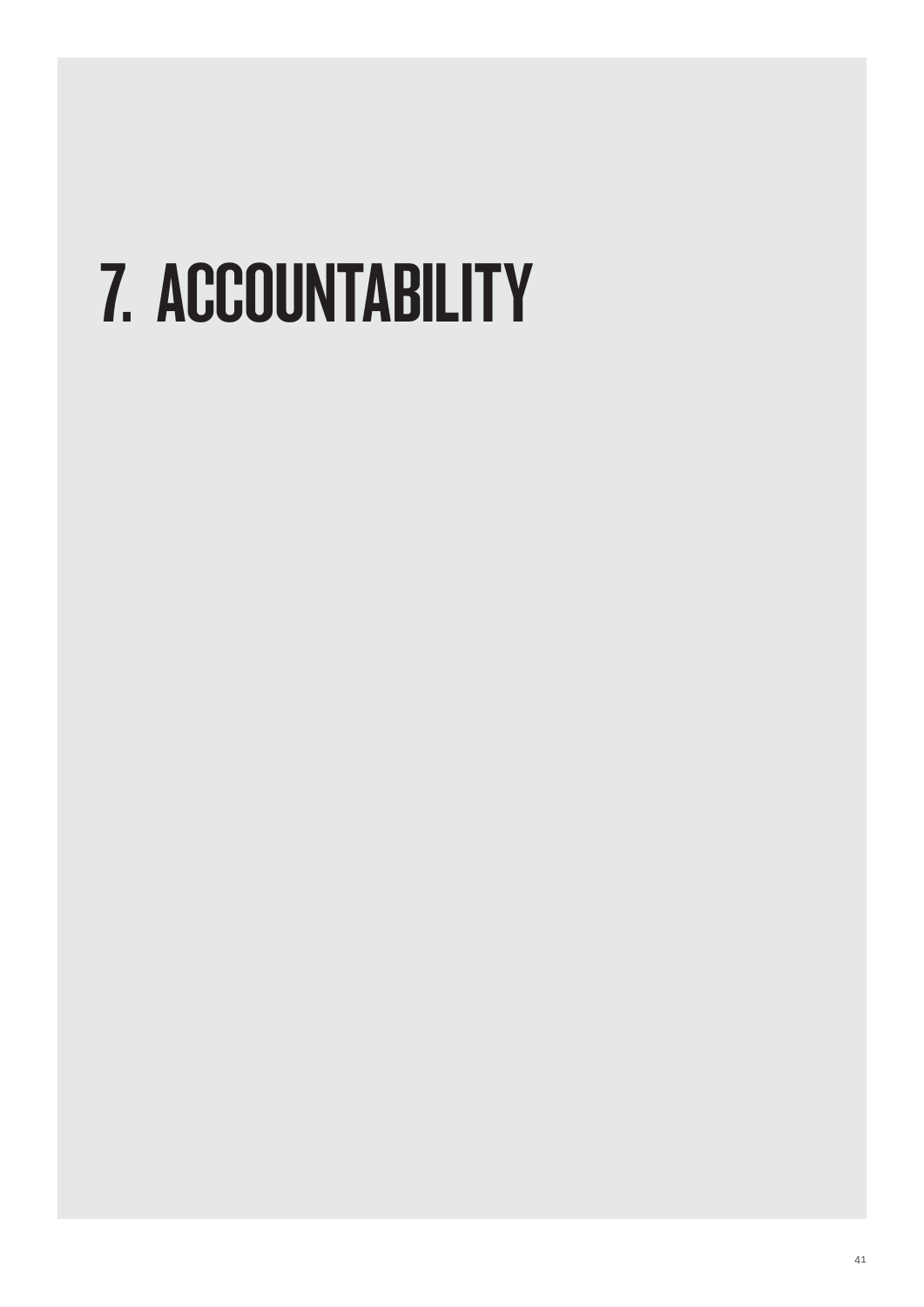# 7. ACCOUNTABILITY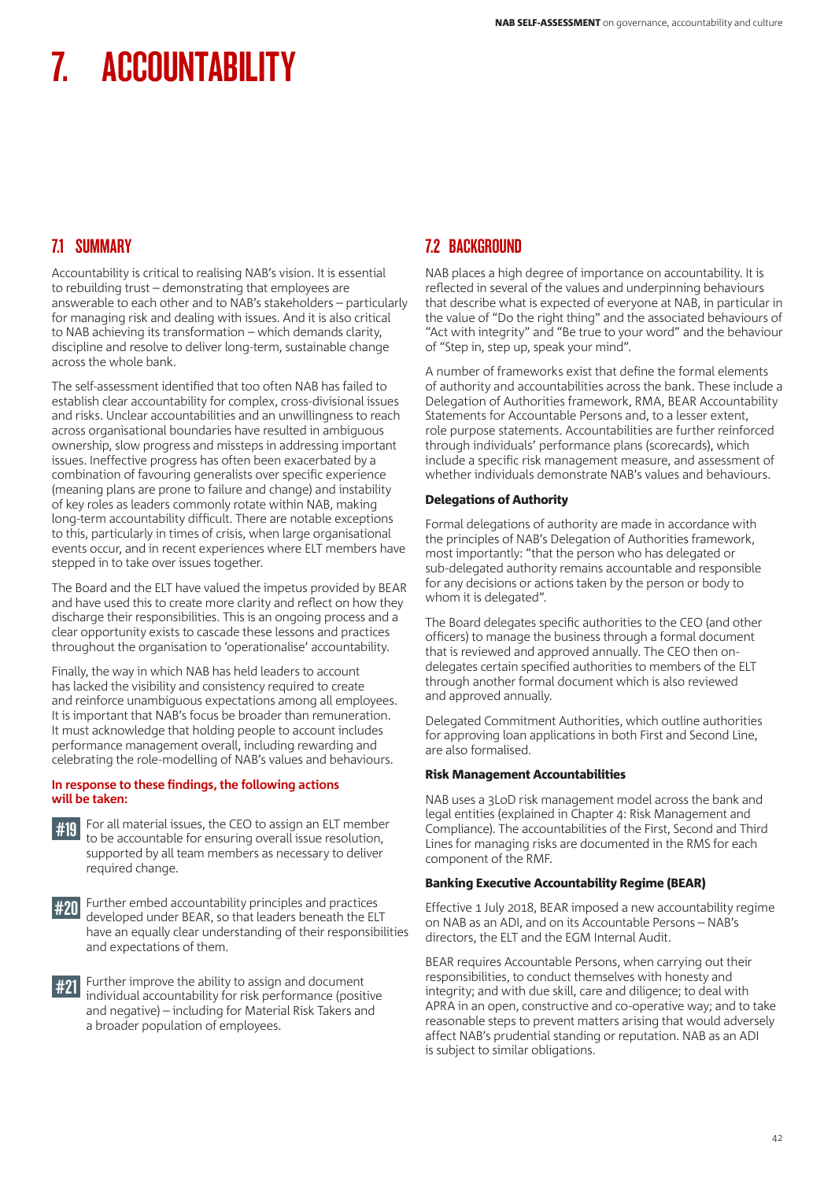# 7. ACCOUNTABILITY

## 7.1 SUMMARY

Accountability is critical to realising NAB's vision. It is essential to rebuilding trust – demonstrating that employees are answerable to each other and to NAB's stakeholders – particularly for managing risk and dealing with issues. And it is also critical to NAB achieving its transformation – which demands clarity, discipline and resolve to deliver long-term, sustainable change across the whole bank.

The self-assessment identified that too often NAB has failed to establish clear accountability for complex, cross-divisional issues and risks. Unclear accountabilities and an unwillingness to reach across organisational boundaries have resulted in ambiguous ownership, slow progress and missteps in addressing important issues. Ineffective progress has often been exacerbated by a combination of favouring generalists over specific experience (meaning plans are prone to failure and change) and instability of key roles as leaders commonly rotate within NAB, making long-term accountability difficult. There are notable exceptions to this, particularly in times of crisis, when large organisational events occur, and in recent experiences where ELT members have stepped in to take over issues together.

The Board and the ELT have valued the impetus provided by BEAR and have used this to create more clarity and reflect on how they discharge their responsibilities. This is an ongoing process and a clear opportunity exists to cascade these lessons and practices throughout the organisation to 'operationalise' accountability.

Finally, the way in which NAB has held leaders to account has lacked the visibility and consistency required to create and reinforce unambiguous expectations among all employees. It is important that NAB's focus be broader than remuneration. It must acknowledge that holding people to account includes performance management overall, including rewarding and celebrating the role-modelling of NAB's values and behaviours.

**In response to these findings, the following actions will be taken:**

**#19** For all material issues, the CEO to assign an ELT member to be accountable for ensuring overall issue resolution, supported by all team members as necessary to deliver required change.

**#20** Further embed accountability principles and practices developed under BEAR, so that leaders beneath the ELT have an equally clear understanding of their responsibilities and expectations of them.

**#21** Further improve the ability to assign and document individual accountability for risk performance (positive and negative) – including for Material Risk Takers and a broader population of employees.

## 7.2 BACKGROUND

NAB places a high degree of importance on accountability. It is reflected in several of the values and underpinning behaviours that describe what is expected of everyone at NAB, in particular in the value of "Do the right thing" and the associated behaviours of "Act with integrity" and "Be true to your word" and the behaviour of "Step in, step up, speak your mind".

A number of frameworks exist that define the formal elements of authority and accountabilities across the bank. These include a Delegation of Authorities framework, RMA, BEAR Accountability Statements for Accountable Persons and, to a lesser extent, role purpose statements. Accountabilities are further reinforced through individuals' performance plans (scorecards), which include a specific risk management measure, and assessment of whether individuals demonstrate NAB's values and behaviours.

### Delegations of Authority

Formal delegations of authority are made in accordance with the principles of NAB's Delegation of Authorities framework, most importantly: "that the person who has delegated or sub-delegated authority remains accountable and responsible for any decisions or actions taken by the person or body to whom it is delegated".

The Board delegates specific authorities to the CEO (and other officers) to manage the business through a formal document that is reviewed and approved annually. The CEO then on-delegates certain specified authorities to members of the ELT through another formal document which is also reviewed and approved annually.

Delegated Commitment Authorities, which outline authorities for approving loan applications in both First and Second Line, are also formalised.

### Risk Management Accountabilities

NAB uses a 3LoD risk management model across the bank and legal entities (explained in Chapter 4: Risk Management and Compliance). The accountabilities of the First, Second and Third Lines for managing risks are documented in the RMS for each component of the RMF.

### Banking Executive Accountability Regime (BEAR)

Effective 1 July 2018, BEAR imposed a new accountability regime on NAB as an ADI, and on its Accountable Persons – NAB's directors, the ELT and the EGM Internal Audit.

BEAR requires Accountable Persons, when carrying out their responsibilities, to conduct themselves with honesty and integrity; and with due skill, care and diligence; to deal with APRA in an open, constructive and co-operative way; and to take reasonable steps to prevent matters arising that would adversely affect NAB's prudential standing or reputation. NAB as an ADI is subject to similar obligations.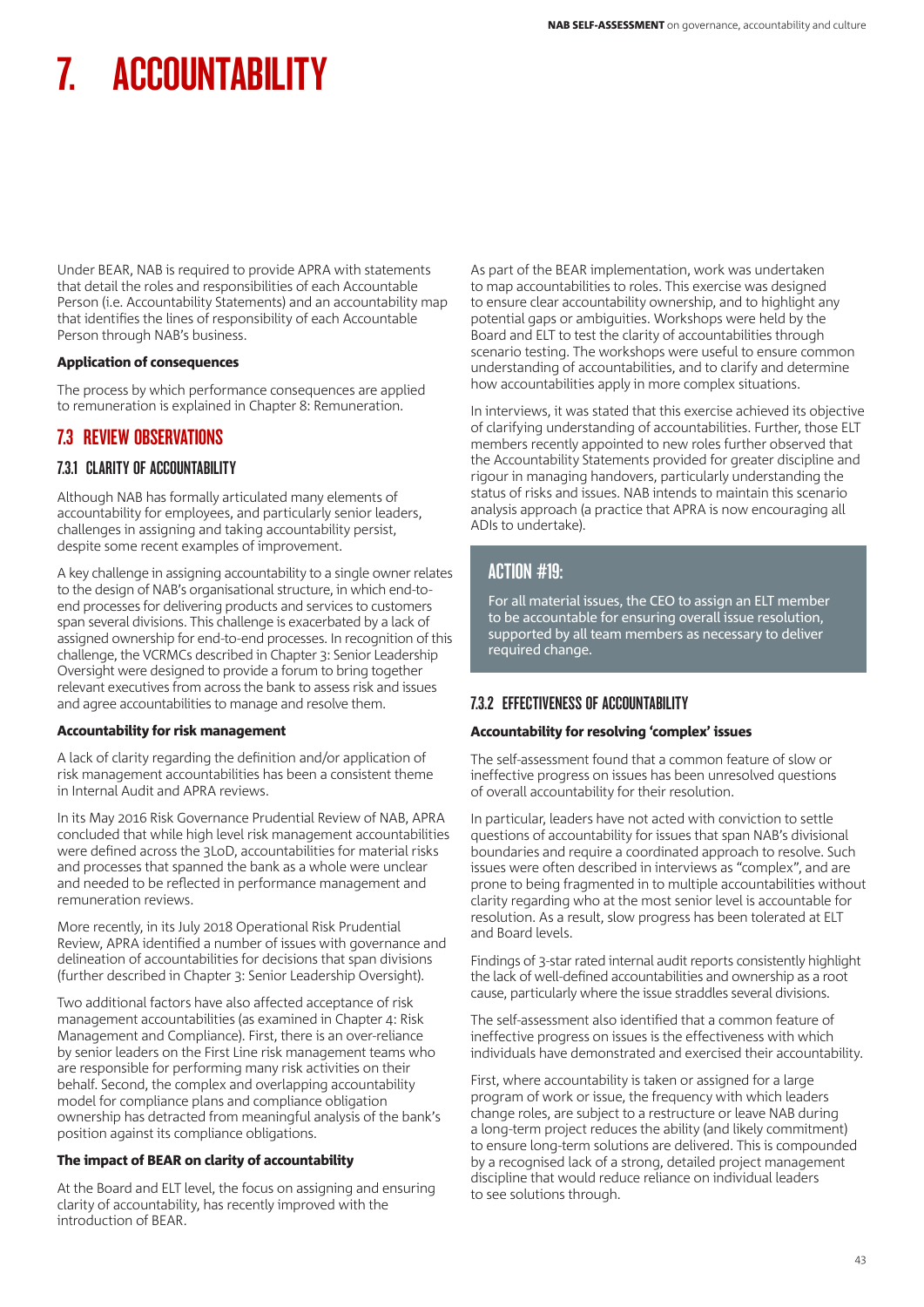# 7. ACCOUNTABILITY

Under BEAR, NAB is required to provide APRA with statements that detail the roles and responsibilities of each Accountable Person (i.e. Accountability Statements) and an accountability map that identifies the lines of responsibility of each Accountable Person through NAB's business.

**Application of consequences**

The process by which performance consequences are applied to remuneration is explained in Chapter 8: Remuneration.

## 7.3 REVIEW OBSERVATIONS

### 7.3.1 CLARITY OF ACCOUNTABILITY

Although NAB has formally articulated many elements of accountability for employees, and particularly senior leaders, challenges in assigning and taking accountability persist, despite some recent examples of improvement.

A key challenge in assigning accountability to a single owner relates to the design of NAB's organisational structure, in which end-to-end processes for delivering products and services to customers span several divisions. This challenge is exacerbated by a lack of assigned ownership for end-to-end processes. In recognition of this challenge, the VCRMCs described in Chapter 3: Senior Leadership Oversight were designed to provide a forum to bring together relevant executives from across the bank to assess risk and issues and agree accountabilities to manage and resolve them.

**Accountability for risk management**

A lack of clarity regarding the definition and/or application of risk management accountabilities has been a consistent theme in Internal Audit and APRA reviews.

In its May 2016 Risk Governance Prudential Review of NAB, APRA concluded that while high level risk management accountabilities were defined across the 3LoD, accountabilities for material risks and processes that spanned the bank as a whole were unclear and needed to be reflected in performance management and remuneration reviews.

More recently, in its July 2018 Operational Risk Prudential Review, APRA identified a number of issues with governance and delineation of accountabilities for decisions that span divisions (further described in Chapter 3: Senior Leadership Oversight).

Two additional factors have also affected acceptance of risk management accountabilities (as examined in Chapter 4: Risk Management and Compliance). First, there is an over-reliance by senior leaders on the First Line risk management teams who are responsible for performing many risk activities on their behalf. Second, the complex and overlapping accountability model for compliance plans and compliance obligation ownership has detracted from meaningful analysis of the bank's position against its compliance obligations.

**The impact of BEAR on clarity of accountability**

At the Board and ELT level, the focus on assigning and ensuring clarity of accountability, has recently improved with the introduction of BEAR.

As part of the BEAR implementation, work was undertaken to map accountabilities to roles. This exercise was designed to ensure clear accountability ownership, and to highlight any potential gaps or ambiguities. Workshops were held by the Board and ELT to test the clarity of accountabilities through scenario testing. The workshops were useful to ensure common understanding of accountabilities, and to clarify and determine how accountabilities apply in more complex situations.

In interviews, it was stated that this exercise achieved its objective of clarifying understanding of accountabilities. Further, those ELT members recently appointed to new roles further observed that the Accountability Statements provided for greater discipline and rigour in managing handovers, particularly understanding the status of risks and issues. NAB intends to maintain this scenario analysis approach (a practice that APRA is now encouraging all ADIs to undertake).

> **ACTION #19:**
>
> For all material issues, the CEO to assign an ELT member to be accountable for ensuring overall issue resolution, supported by all team members as necessary to deliver required change.

### 7.3.2 EFFECTIVENESS OF ACCOUNTABILITY

**Accountability for resolving 'complex' issues**

The self-assessment found that a common feature of slow or ineffective progress on issues has been unresolved questions of overall accountability for their resolution.

In particular, leaders have not acted with conviction to settle questions of accountability for issues that span NAB's divisional boundaries and require a coordinated approach to resolve. Such issues were often described in interviews as "complex", and are prone to being fragmented in to multiple accountabilities without clarity regarding who at the most senior level is accountable for resolution. As a result, slow progress has been tolerated at ELT and Board levels.

Findings of 3-star rated internal audit reports consistently highlight the lack of well-defined accountabilities and ownership as a root cause, particularly where the issue straddles several divisions.

The self-assessment also identified that a common feature of ineffective progress on issues is the effectiveness with which individuals have demonstrated and exercised their accountability.

First, where accountability is taken or assigned for a large program of work or issue, the frequency with which leaders change roles, are subject to a restructure or leave NAB during a long-term project reduces the ability (and likely commitment) to ensure long-term solutions are delivered. This is compounded by a recognised lack of a strong, detailed project management discipline that would reduce reliance on individual leaders to see solutions through.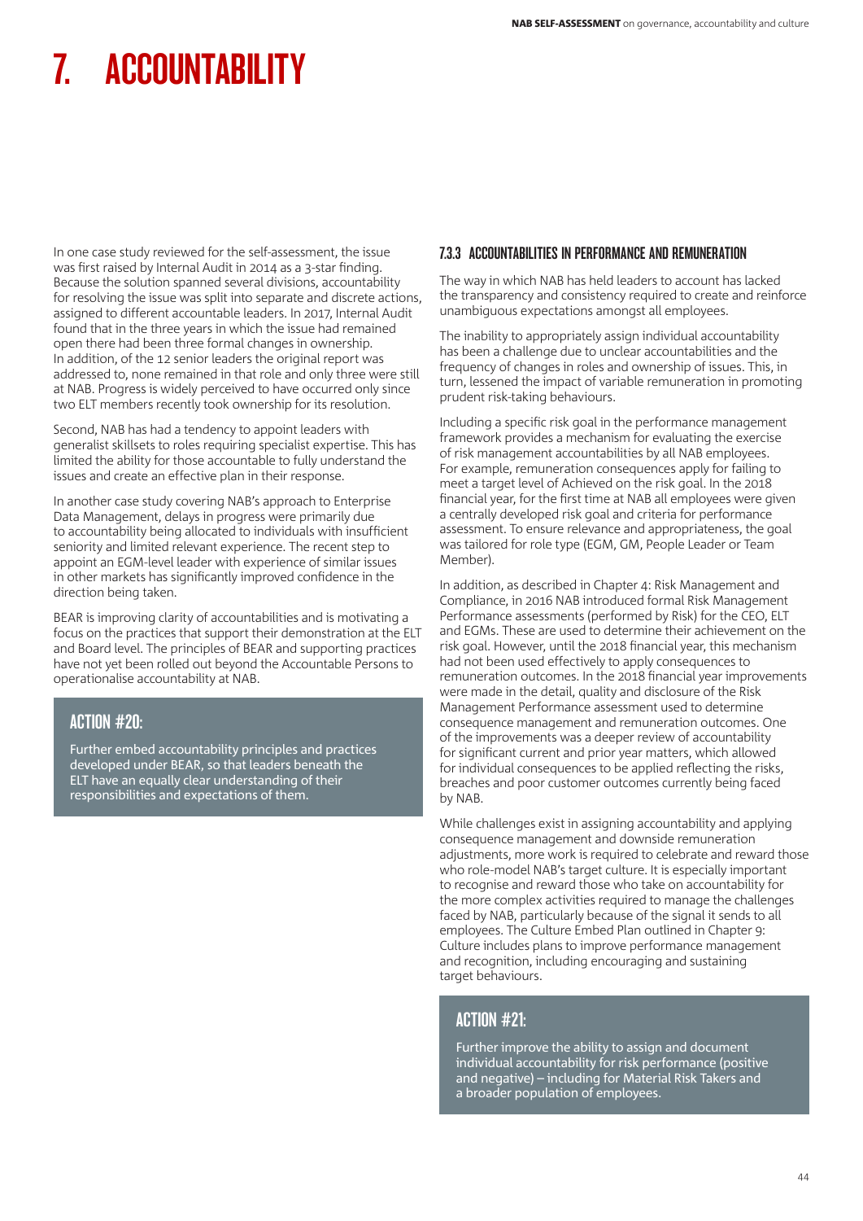# 7. ACCOUNTABILITY

In one case study reviewed for the self-assessment, the issue was first raised by Internal Audit in 2014 as a 3-star finding. Because the solution spanned several divisions, accountability for resolving the issue was split into separate and discrete actions, assigned to different accountable leaders. In 2017, Internal Audit found that in the three years in which the issue had remained open there had been three formal changes in ownership. In addition, of the 12 senior leaders the original report was addressed to, none remained in that role and only three were still at NAB. Progress is widely perceived to have occurred only since two ELT members recently took ownership for its resolution.

Second, NAB has had a tendency to appoint leaders with generalist skillsets to roles requiring specialist expertise. This has limited the ability for those accountable to fully understand the issues and create an effective plan in their response.

In another case study covering NAB's approach to Enterprise Data Management, delays in progress were primarily due to accountability being allocated to individuals with insufficient seniority and limited relevant experience. The recent step to appoint an EGM-level leader with experience of similar issues in other markets has significantly improved confidence in the direction being taken.

BEAR is improving clarity of accountabilities and is motivating a focus on the practices that support their demonstration at the ELT and Board level. The principles of BEAR and supporting practices have not yet been rolled out beyond the Accountable Persons to operationalise accountability at NAB.

> **ACTION #20:**
>
> Further embed accountability principles and practices developed under BEAR, so that leaders beneath the ELT have an equally clear understanding of their responsibilities and expectations of them.

### 7.3.3 ACCOUNTABILITIES IN PERFORMANCE AND REMUNERATION

The way in which NAB has held leaders to account has lacked the transparency and consistency required to create and reinforce unambiguous expectations amongst all employees.

The inability to appropriately assign individual accountability has been a challenge due to unclear accountabilities and the frequency of changes in roles and ownership of issues. This, in turn, lessened the impact of variable remuneration in promoting prudent risk-taking behaviours.

Including a specific risk goal in the performance management framework provides a mechanism for evaluating the exercise of risk management accountabilities by all NAB employees. For example, remuneration consequences apply for failing to meet a target level of Achieved on the risk goal. In the 2018 financial year, for the first time at NAB all employees were given a centrally developed risk goal and criteria for performance assessment. To ensure relevance and appropriateness, the goal was tailored for role type (EGM, GM, People Leader or Team Member).

In addition, as described in Chapter 4: Risk Management and Compliance, in 2016 NAB introduced formal Risk Management Performance assessments (performed by Risk) for the CEO, ELT and EGMs. These are used to determine their achievement on the risk goal. However, until the 2018 financial year, this mechanism had not been used effectively to apply consequences to remuneration outcomes. In the 2018 financial year improvements were made in the detail, quality and disclosure of the Risk Management Performance assessment used to determine consequence management and remuneration outcomes. One of the improvements was a deeper review of accountability for significant current and prior year matters, which allowed for individual consequences to be applied reflecting the risks, breaches and poor customer outcomes currently being faced by NAB.

While challenges exist in assigning accountability and applying consequence management and downside remuneration adjustments, more work is required to celebrate and reward those who role-model NAB's target culture. It is especially important to recognise and reward those who take on accountability for the more complex activities required to manage the challenges faced by NAB, particularly because of the signal it sends to all employees. The Culture Embed Plan outlined in Chapter 9: Culture includes plans to improve performance management and recognition, including encouraging and sustaining target behaviours.

> **ACTION #21:**
>
> Further improve the ability to assign and document individual accountability for risk performance (positive and negative) – including for Material Risk Takers and a broader population of employees.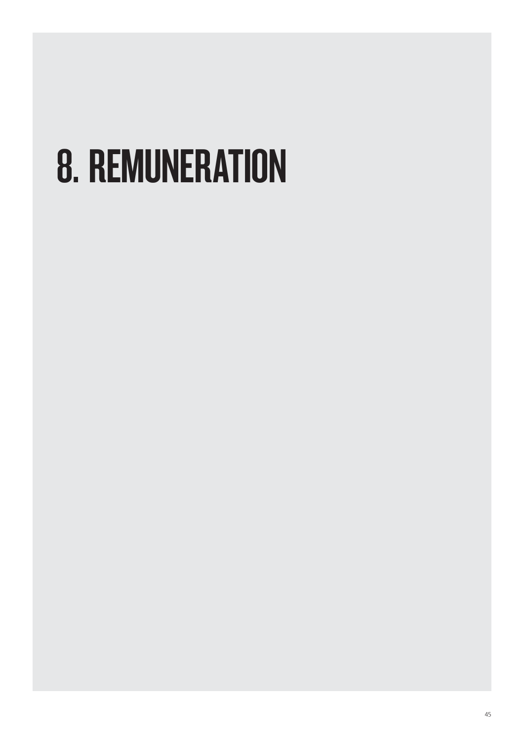# 8. REMUNERATION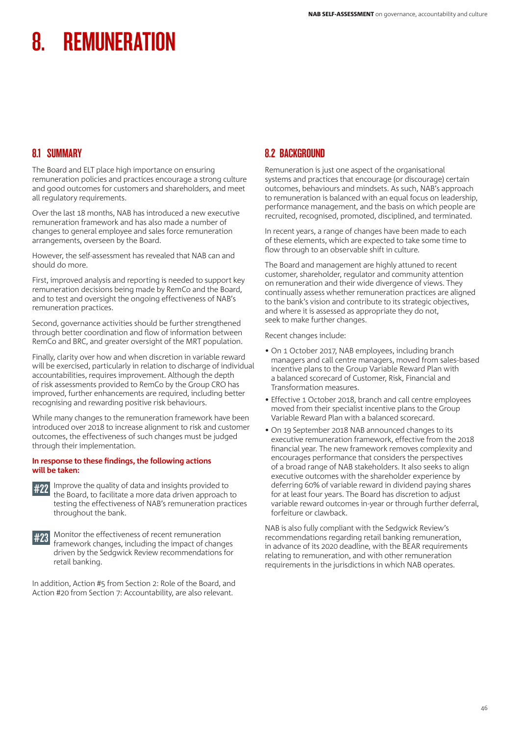# 8. REMUNERATION

## 8.1 SUMMARY

The Board and ELT place high importance on ensuring remuneration policies and practices encourage a strong culture and good outcomes for customers and shareholders, and meet all regulatory requirements.

Over the last 18 months, NAB has introduced a new executive remuneration framework and has also made a number of changes to general employee and sales force remuneration arrangements, overseen by the Board.

However, the self-assessment has revealed that NAB can and should do more.

First, improved analysis and reporting is needed to support key remuneration decisions being made by RemCo and the Board, and to test and oversight the ongoing effectiveness of NAB's remuneration practices.

Second, governance activities should be further strengthened through better coordination and flow of information between RemCo and BRC, and greater oversight of the MRT population.

Finally, clarity over how and when discretion in variable reward will be exercised, particularly in relation to discharge of individual accountabilities, requires improvement. Although the depth of risk assessments provided to RemCo by the Group CRO has improved, further enhancements are required, including better recognising and rewarding positive risk behaviours.

While many changes to the remuneration framework have been introduced over 2018 to increase alignment to risk and customer outcomes, the effectiveness of such changes must be judged through their implementation.

**In response to these findings, the following actions will be taken:**

**#22** Improve the quality of data and insights provided to the Board, to facilitate a more data driven approach to testing the effectiveness of NAB's remuneration practices throughout the bank.

**#23** Monitor the effectiveness of recent remuneration framework changes, including the impact of changes driven by the Sedgwick Review recommendations for retail banking.

In addition, Action #5 from Section 2: Role of the Board, and Action #20 from Section 7: Accountability, are also relevant.

## 8.2 BACKGROUND

Remuneration is just one aspect of the organisational systems and practices that encourage (or discourage) certain outcomes, behaviours and mindsets. As such, NAB's approach to remuneration is balanced with an equal focus on leadership, performance management, and the basis on which people are recruited, recognised, promoted, disciplined, and terminated.

In recent years, a range of changes have been made to each of these elements, which are expected to take some time to flow through to an observable shift in culture.

The Board and management are highly attuned to recent customer, shareholder, regulator and community attention on remuneration and their wide divergence of views. They continually assess whether remuneration practices are aligned to the bank's vision and contribute to its strategic objectives, and where it is assessed as appropriate they do not, seek to make further changes.

Recent changes include:

- On 1 October 2017, NAB employees, including branch managers and call centre managers, moved from sales-based incentive plans to the Group Variable Reward Plan with a balanced scorecard of Customer, Risk, Financial and Transformation measures.
- Effective 1 October 2018, branch and call centre employees moved from their specialist incentive plans to the Group Variable Reward Plan with a balanced scorecard.
- On 19 September 2018 NAB announced changes to its executive remuneration framework, effective from the 2018 financial year. The new framework removes complexity and encourages performance that considers the perspectives of a broad range of NAB stakeholders. It also seeks to align executive outcomes with the shareholder experience by deferring 60% of variable reward in dividend paying shares for at least four years. The Board has discretion to adjust variable reward outcomes in-year or through further deferral, forfeiture or clawback.

NAB is also fully compliant with the Sedgwick Review's recommendations regarding retail banking remuneration, in advance of its 2020 deadline, with the BEAR requirements relating to remuneration, and with other remuneration requirements in the jurisdictions in which NAB operates.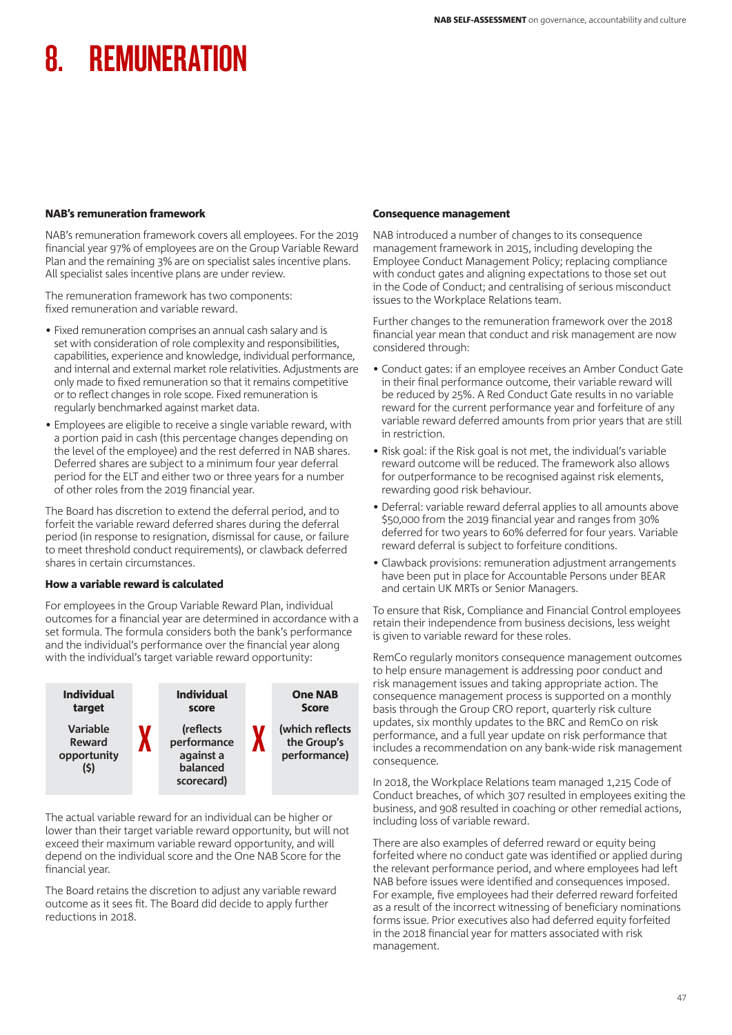# 8. REMUNERATION

### NAB's remuneration framework

NAB's remuneration framework covers all employees. For the 2019 financial year 97% of employees are on the Group Variable Reward Plan and the remaining 3% are on specialist sales incentive plans. All specialist sales incentive plans are under review.

The remuneration framework has two components: fixed remuneration and variable reward.

- Fixed remuneration comprises an annual cash salary and is set with consideration of role complexity and responsibilities, capabilities, experience and knowledge, individual performance, and internal and external market role relativities. Adjustments are only made to fixed remuneration so that it remains competitive or to reflect changes in role scope. Fixed remuneration is regularly benchmarked against market data.
- Employees are eligible to receive a single variable reward, with a portion paid in cash (this percentage changes depending on the level of the employee) and the rest deferred in NAB shares. Deferred shares are subject to a minimum four year deferral period for the ELT and either two or three years for a number of other roles from the 2019 financial year.

The Board has discretion to extend the deferral period, and to forfeit the variable reward deferred shares during the deferral period (in response to resignation, dismissal for cause, or failure to meet threshold conduct requirements), or clawback deferred shares in certain circumstances.

### How a variable reward is calculated

For employees in the Group Variable Reward Plan, individual outcomes for a financial year are determined in accordance with a set formula. The formula considers both the bank's performance and the individual's performance over the financial year along with the individual's target variable reward opportunity:

| Individual target | | Individual score | | One NAB Score |
|---|---|---|---|---|
| Variable Reward opportunity ($) | X | (reflects performance against a balanced scorecard) | X | (which reflects the Group's performance) |

The actual variable reward for an individual can be higher or lower than their target variable reward opportunity, but will not exceed their maximum variable reward opportunity, and will depend on the individual score and the One NAB Score for the financial year.

The Board retains the discretion to adjust any variable reward outcome as it sees fit. The Board did decide to apply further reductions in 2018.

### Consequence management

NAB introduced a number of changes to its consequence management framework in 2015, including developing the Employee Conduct Management Policy; replacing compliance with conduct gates and aligning expectations to those set out in the Code of Conduct; and centralising of serious misconduct issues to the Workplace Relations team.

Further changes to the remuneration framework over the 2018 financial year mean that conduct and risk management are now considered through:

- Conduct gates: if an employee receives an Amber Conduct Gate in their final performance outcome, their variable reward will be reduced by 25%. A Red Conduct Gate results in no variable reward for the current performance year and forfeiture of any variable reward deferred amounts from prior years that are still in restriction.
- Risk goal: if the Risk goal is not met, the individual's variable reward outcome will be reduced. The framework also allows for outperformance to be recognised against risk elements, rewarding good risk behaviour.
- Deferral: variable reward deferral applies to all amounts above $50,000 from the 2019 financial year and ranges from 30% deferred for two years to 60% deferred for four years. Variable reward deferral is subject to forfeiture conditions.
- Clawback provisions: remuneration adjustment arrangements have been put in place for Accountable Persons under BEAR and certain UK MRTs or Senior Managers.

To ensure that Risk, Compliance and Financial Control employees retain their independence from business decisions, less weight is given to variable reward for these roles.

RemCo regularly monitors consequence management outcomes to help ensure management is addressing poor conduct and risk management issues and taking appropriate action. The consequence management process is supported on a monthly basis through the Group CRO report, quarterly risk culture updates, six monthly updates to the BRC and RemCo on risk performance, and a full year update on risk performance that includes a recommendation on any bank-wide risk management consequence.

In 2018, the Workplace Relations team managed 1,215 Code of Conduct breaches, of which 307 resulted in employees exiting the business, and 908 resulted in coaching or other remedial actions, including loss of variable reward.

There are also examples of deferred reward or equity being forfeited where no conduct gate was identified or applied during the relevant performance period, and where employees had left NAB before issues were identified and consequences imposed. For example, five employees had their deferred reward forfeited as a result of the incorrect witnessing of beneficiary nominations forms issue. Prior executives also had deferred equity forfeited in the 2018 financial year for matters associated with risk management.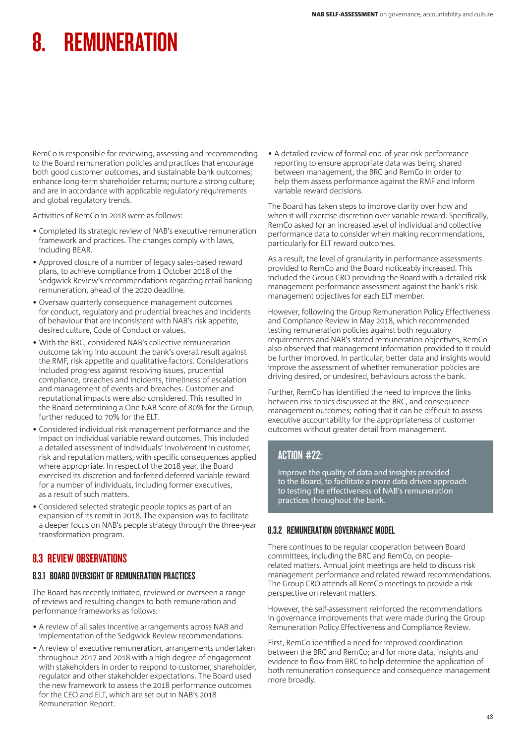# 8. REMUNERATION

RemCo is responsible for reviewing, assessing and recommending to the Board remuneration policies and practices that encourage both good customer outcomes, and sustainable bank outcomes; enhance long-term shareholder returns; nurture a strong culture; and are in accordance with applicable regulatory requirements and global regulatory trends.

Activities of RemCo in 2018 were as follows:

- Completed its strategic review of NAB's executive remuneration framework and practices. The changes comply with laws, including BEAR.
- Approved closure of a number of legacy sales-based reward plans, to achieve compliance from 1 October 2018 of the Sedgwick Review's recommendations regarding retail banking remuneration, ahead of the 2020 deadline.
- Oversaw quarterly consequence management outcomes for conduct, regulatory and prudential breaches and incidents of behaviour that are inconsistent with NAB's risk appetite, desired culture, Code of Conduct or values.
- With the BRC, considered NAB's collective remuneration outcome taking into account the bank's overall result against the RMF, risk appetite and qualitative factors. Considerations included progress against resolving issues, prudential compliance, breaches and incidents, timeliness of escalation and management of events and breaches. Customer and reputational impacts were also considered. This resulted in the Board determining a One NAB Score of 80% for the Group, further reduced to 70% for the ELT.
- Considered individual risk management performance and the impact on individual variable reward outcomes. This included a detailed assessment of individuals' involvement in customer, risk and reputation matters, with specific consequences applied where appropriate. In respect of the 2018 year, the Board exercised its discretion and forfeited deferred variable reward for a number of individuals, including former executives, as a result of such matters.
- Considered selected strategic people topics as part of an expansion of its remit in 2018. The expansion was to facilitate a deeper focus on NAB's people strategy through the three-year transformation program.

## 8.3 REVIEW OBSERVATIONS

### 8.3.1 BOARD OVERSIGHT OF REMUNERATION PRACTICES

The Board has recently initiated, reviewed or overseen a range of reviews and resulting changes to both remuneration and performance frameworks as follows:

- A review of all sales incentive arrangements across NAB and implementation of the Sedgwick Review recommendations.
- A review of executive remuneration, arrangements undertaken throughout 2017 and 2018 with a high degree of engagement with stakeholders in order to respond to customer, shareholder, regulator and other stakeholder expectations. The Board used the new framework to assess the 2018 performance outcomes for the CEO and ELT, which are set out in NAB's 2018 Remuneration Report.
- A detailed review of formal end-of-year risk performance reporting to ensure appropriate data was being shared between management, the BRC and RemCo in order to help them assess performance against the RMF and inform variable reward decisions.

The Board has taken steps to improve clarity over how and when it will exercise discretion over variable reward. Specifically, RemCo asked for an increased level of individual and collective performance data to consider when making recommendations, particularly for ELT reward outcomes.

As a result, the level of granularity in performance assessments provided to RemCo and the Board noticeably increased. This included the Group CRO providing the Board with a detailed risk management performance assessment against the bank's risk management objectives for each ELT member.

However, following the Group Remuneration Policy Effectiveness and Compliance Review in May 2018, which recommended testing remuneration policies against both regulatory requirements and NAB's stated remuneration objectives, RemCo also observed that management information provided to it could be further improved. In particular, better data and insights would improve the assessment of whether remuneration policies are driving desired, or undesired, behaviours across the bank.

Further, RemCo has identified the need to improve the links between risk topics discussed at the BRC, and consequence management outcomes; noting that it can be difficult to assess executive accountability for the appropriateness of customer outcomes without greater detail from management.

> **ACTION #22:**
>
> Improve the quality of data and insights provided to the Board, to facilitate a more data driven approach to testing the effectiveness of NAB's remuneration practices throughout the bank.

### 8.3.2 REMUNERATION GOVERNANCE MODEL

There continues to be regular cooperation between Board committees, including the BRC and RemCo, on people-related matters. Annual joint meetings are held to discuss risk management performance and related reward recommendations. The Group CRO attends all RemCo meetings to provide a risk perspective on relevant matters.

However, the self-assessment reinforced the recommendations in governance improvements that were made during the Group Remuneration Policy Effectiveness and Compliance Review.

First, RemCo identified a need for improved coordination between the BRC and RemCo; and for more data, insights and evidence to flow from BRC to help determine the application of both remuneration consequence and consequence management more broadly.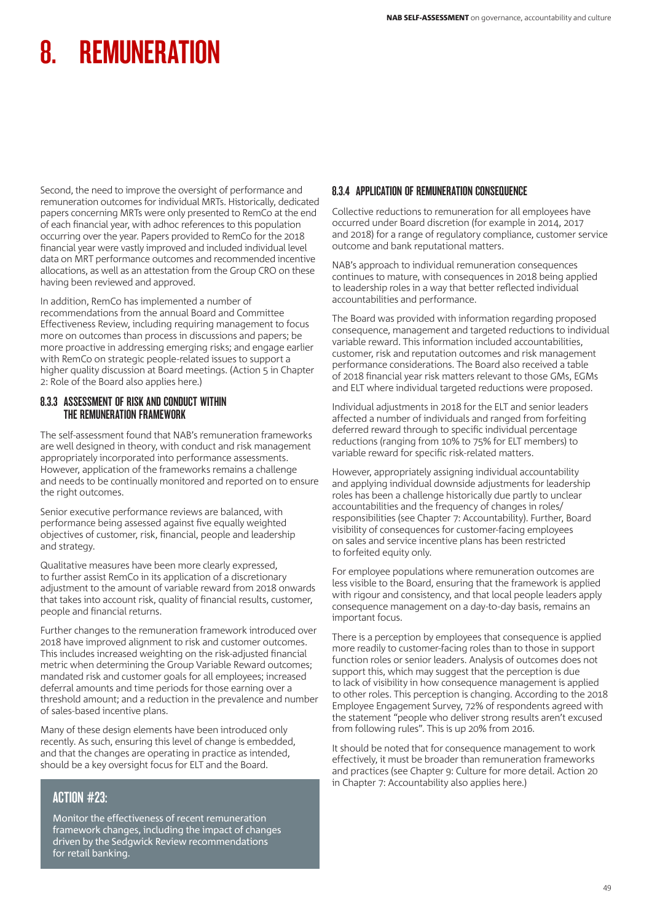# 8. REMUNERATION

Second, the need to improve the oversight of performance and remuneration outcomes for individual MRTs. Historically, dedicated papers concerning MRTs were only presented to RemCo at the end of each financial year, with adhoc references to this population occurring over the year. Papers provided to RemCo for the 2018 financial year were vastly improved and included individual level data on MRT performance outcomes and recommended incentive allocations, as well as an attestation from the Group CRO on these having been reviewed and approved.

In addition, RemCo has implemented a number of recommendations from the annual Board and Committee Effectiveness Review, including requiring management to focus more on outcomes than process in discussions and papers; be more proactive in addressing emerging risks; and engage earlier with RemCo on strategic people-related issues to support a higher quality discussion at Board meetings. (Action 5 in Chapter 2: Role of the Board also applies here.)

### 8.3.3 ASSESSMENT OF RISK AND CONDUCT WITHIN THE REMUNERATION FRAMEWORK

The self-assessment found that NAB's remuneration frameworks are well designed in theory, with conduct and risk management appropriately incorporated into performance assessments. However, application of the frameworks remains a challenge and needs to be continually monitored and reported on to ensure the right outcomes.

Senior executive performance reviews are balanced, with performance being assessed against five equally weighted objectives of customer, risk, financial, people and leadership and strategy.

Qualitative measures have been more clearly expressed, to further assist RemCo in its application of a discretionary adjustment to the amount of variable reward from 2018 onwards that takes into account risk, quality of financial results, customer, people and financial returns.

Further changes to the remuneration framework introduced over 2018 have improved alignment to risk and customer outcomes. This includes increased weighting on the risk-adjusted financial metric when determining the Group Variable Reward outcomes; mandated risk and customer goals for all employees; increased deferral amounts and time periods for those earning over a threshold amount; and a reduction in the prevalence and number of sales-based incentive plans.

Many of these design elements have been introduced only recently. As such, ensuring this level of change is embedded, and that the changes are operating in practice as intended, should be a key oversight focus for ELT and the Board.

> **ACTION #23:**
>
> Monitor the effectiveness of recent remuneration framework changes, including the impact of changes driven by the Sedgwick Review recommendations for retail banking.

### 8.3.4 APPLICATION OF REMUNERATION CONSEQUENCE

Collective reductions to remuneration for all employees have occurred under Board discretion (for example in 2014, 2017 and 2018) for a range of regulatory compliance, customer service outcome and bank reputational matters.

NAB's approach to individual remuneration consequences continues to mature, with consequences in 2018 being applied to leadership roles in a way that better reflected individual accountabilities and performance.

The Board was provided with information regarding proposed consequence, management and targeted reductions to individual variable reward. This information included accountabilities, customer, risk and reputation outcomes and risk management performance considerations. The Board also received a table of 2018 financial year risk matters relevant to those GMs, EGMs and ELT where individual targeted reductions were proposed.

Individual adjustments in 2018 for the ELT and senior leaders affected a number of individuals and ranged from forfeiting deferred reward through to specific individual percentage reductions (ranging from 10% to 75% for ELT members) to variable reward for specific risk-related matters.

However, appropriately assigning individual accountability and applying individual downside adjustments for leadership roles has been a challenge historically due partly to unclear accountabilities and the frequency of changes in roles/responsibilities (see Chapter 7: Accountability). Further, Board visibility of consequences for customer-facing employees on sales and service incentive plans has been restricted to forfeited equity only.

For employee populations where remuneration outcomes are less visible to the Board, ensuring that the framework is applied with rigour and consistency, and that local people leaders apply consequence management on a day-to-day basis, remains an important focus.

There is a perception by employees that consequence is applied more readily to customer-facing roles than to those in support function roles or senior leaders. Analysis of outcomes does not support this, which may suggest that the perception is due to lack of visibility in how consequence management is applied to other roles. This perception is changing. According to the 2018 Employee Engagement Survey, 72% of respondents agreed with the statement "people who deliver strong results aren't excused from following rules". This is up 20% from 2016.

It should be noted that for consequence management to work effectively, it must be broader than remuneration frameworks and practices (see Chapter 9: Culture for more detail. Action 20 in Chapter 7: Accountability also applies here.)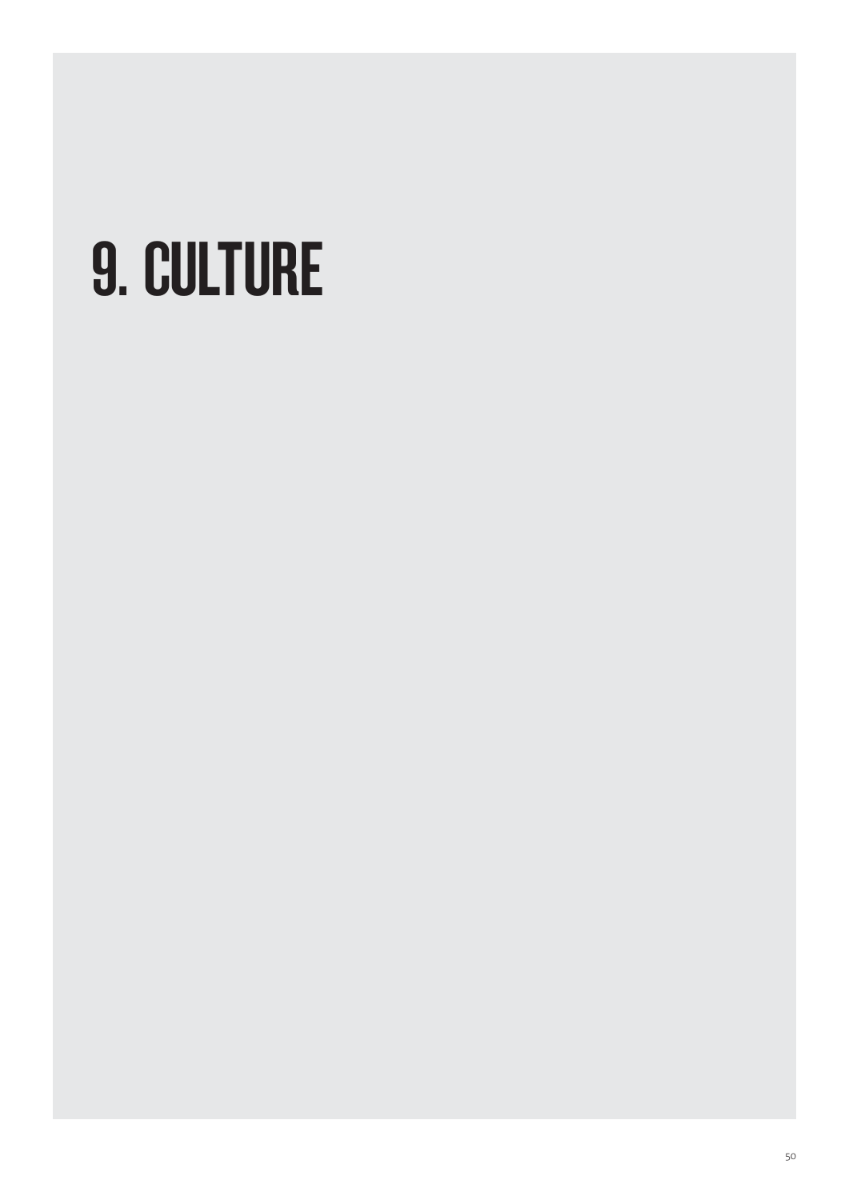# 9. CULTURE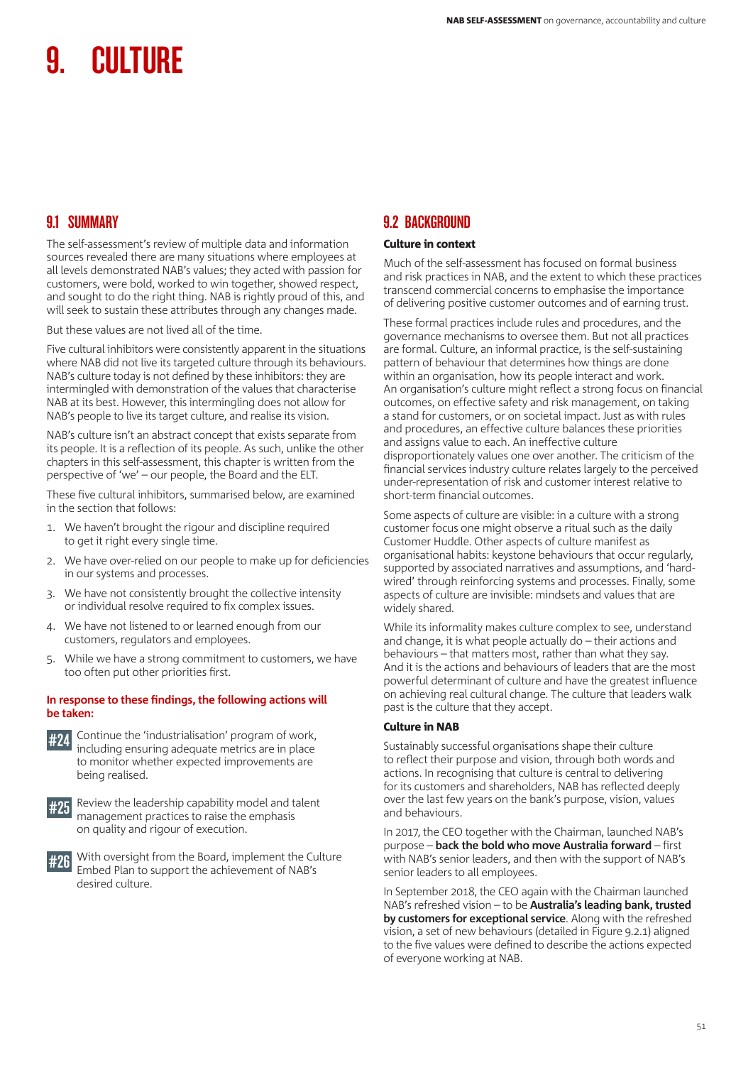# 9. CULTURE

## 9.1 SUMMARY

The self-assessment's review of multiple data and information sources revealed there are many situations where employees at all levels demonstrated NAB's values; they acted with passion for customers, were bold, worked to win together, showed respect, and sought to do the right thing. NAB is rightly proud of this, and will seek to sustain these attributes through any changes made.

But these values are not lived all of the time.

Five cultural inhibitors were consistently apparent in the situations where NAB did not live its targeted culture through its behaviours. NAB's culture today is not defined by these inhibitors: they are intermingled with demonstration of the values that characterise NAB at its best. However, this intermingling does not allow for NAB's people to live its target culture, and realise its vision.

NAB's culture isn't an abstract concept that exists separate from its people. It is a reflection of its people. As such, unlike the other chapters in this self-assessment, this chapter is written from the perspective of 'we' – our people, the Board and the ELT.

These five cultural inhibitors, summarised below, are examined in the section that follows:

1. We haven't brought the rigour and discipline required to get it right every single time.
2. We have over-relied on our people to make up for deficiencies in our systems and processes.
3. We have not consistently brought the collective intensity or individual resolve required to fix complex issues.
4. We have not listened to or learned enough from our customers, regulators and employees.
5. While we have a strong commitment to customers, we have too often put other priorities first.

**In response to these findings, the following actions will be taken:**

**#24** Continue the 'industrialisation' program of work, including ensuring adequate metrics are in place to monitor whether expected improvements are being realised.

**#25** Review the leadership capability model and talent management practices to raise the emphasis on quality and rigour of execution.

**#26** With oversight from the Board, implement the Culture Embed Plan to support the achievement of NAB's desired culture.

## 9.2 BACKGROUND

### Culture in context

Much of the self-assessment has focused on formal business and risk practices in NAB, and the extent to which these practices transcend commercial concerns to emphasise the importance of delivering positive customer outcomes and of earning trust.

These formal practices include rules and procedures, and the governance mechanisms to oversee them. But not all practices are formal. Culture, an informal practice, is the self-sustaining pattern of behaviour that determines how things are done within an organisation, how its people interact and work. An organisation's culture might reflect a strong focus on financial outcomes, on effective safety and risk management, on taking a stand for customers, or on societal impact. Just as with rules and procedures, an effective culture balances these priorities and assigns value to each. An ineffective culture disproportionately values one over another. The criticism of the financial services industry culture relates largely to the perceived under-representation of risk and customer interest relative to short-term financial outcomes.

Some aspects of culture are visible: in a culture with a strong customer focus one might observe a ritual such as the daily Customer Huddle. Other aspects of culture manifest as organisational habits: keystone behaviours that occur regularly, supported by associated narratives and assumptions, and 'hard-wired' through reinforcing systems and processes. Finally, some aspects of culture are invisible: mindsets and values that are widely shared.

While its informality makes culture complex to see, understand and change, it is what people actually do – their actions and behaviours – that matters most, rather than what they say. And it is the actions and behaviours of leaders that are the most powerful determinant of culture and have the greatest influence on achieving real cultural change. The culture that leaders walk past is the culture that they accept.

### Culture in NAB

Sustainably successful organisations shape their culture to reflect their purpose and vision, through both words and actions. In recognising that culture is central to delivering for its customers and shareholders, NAB has reflected deeply over the last few years on the bank's purpose, vision, values and behaviours.

In 2017, the CEO together with the Chairman, launched NAB's purpose – **back the bold who move Australia forward** – first with NAB's senior leaders, and then with the support of NAB's senior leaders to all employees.

In September 2018, the CEO again with the Chairman launched NAB's refreshed vision – to be **Australia's leading bank, trusted by customers for exceptional service**. Along with the refreshed vision, a set of new behaviours (detailed in Figure 9.2.1) aligned to the five values were defined to describe the actions expected of everyone working at NAB.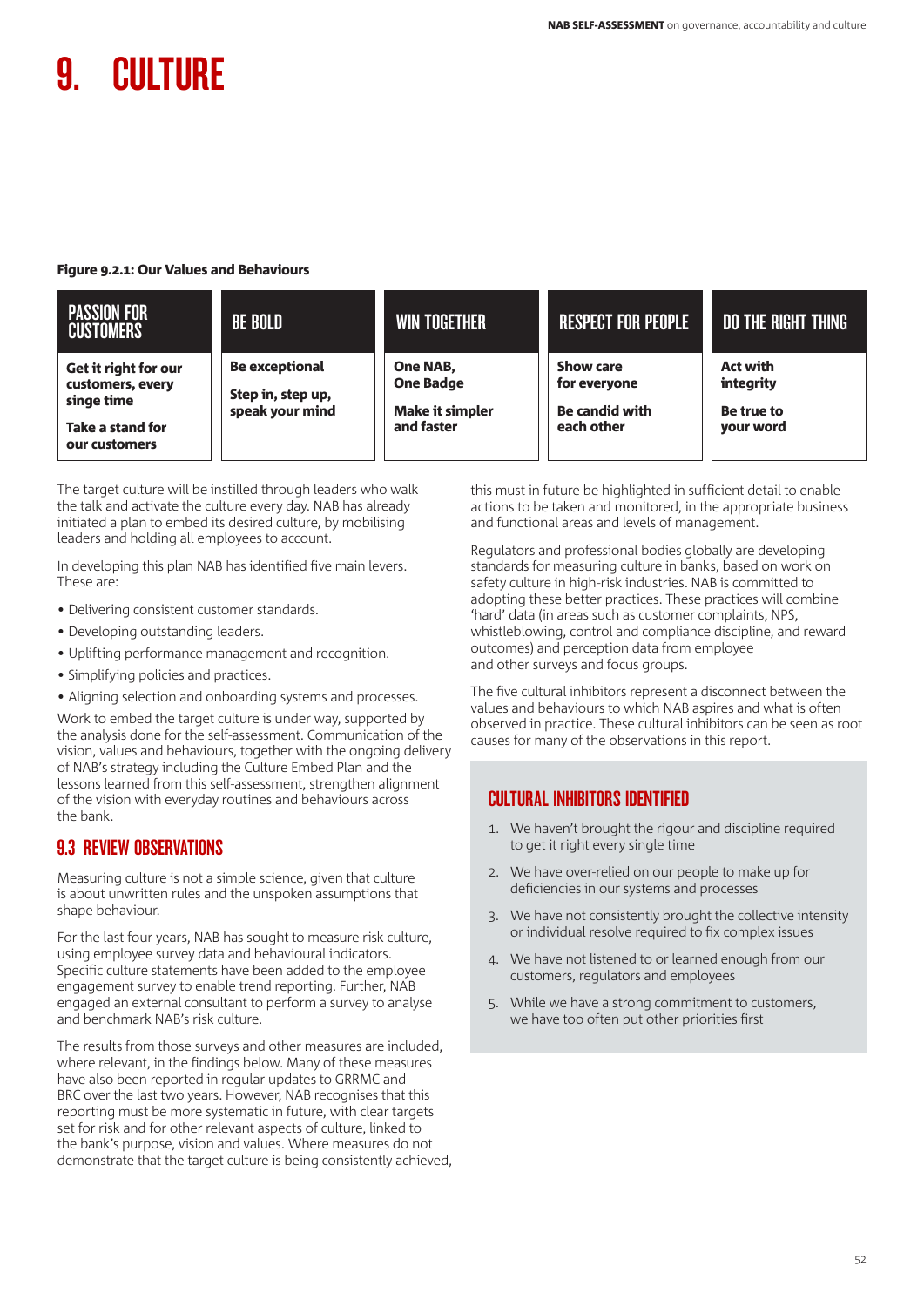# 9. CULTURE

**Figure 9.2.1: Our Values and Behaviours**

| PASSION FOR CUSTOMERS | BE BOLD | WIN TOGETHER | RESPECT FOR PEOPLE | DO THE RIGHT THING |
|---|---|---|---|---|
| **Get it right for our customers, every singe time**<br>**Take a stand for our customers** | **Be exceptional**<br>**Step in, step up, speak your mind** | **One NAB, One Badge**<br>**Make it simpler and faster** | **Show care for everyone**<br>**Be candid with each other** | **Act with integrity**<br>**Be true to your word** |

The target culture will be instilled through leaders who walk the talk and activate the culture every day. NAB has already initiated a plan to embed its desired culture, by mobilising leaders and holding all employees to account.

In developing this plan NAB has identified five main levers. These are:

- Delivering consistent customer standards.
- Developing outstanding leaders.
- Uplifting performance management and recognition.
- Simplifying policies and practices.
- Aligning selection and onboarding systems and processes.

Work to embed the target culture is under way, supported by the analysis done for the self-assessment. Communication of the vision, values and behaviours, together with the ongoing delivery of NAB's strategy including the Culture Embed Plan and the lessons learned from this self-assessment, strengthen alignment of the vision with everyday routines and behaviours across the bank.

## 9.3 REVIEW OBSERVATIONS

Measuring culture is not a simple science, given that culture is about unwritten rules and the unspoken assumptions that shape behaviour.

For the last four years, NAB has sought to measure risk culture, using employee survey data and behavioural indicators. Specific culture statements have been added to the employee engagement survey to enable trend reporting. Further, NAB engaged an external consultant to perform a survey to analyse and benchmark NAB's risk culture.

The results from those surveys and other measures are included, where relevant, in the findings below. Many of these measures have also been reported in regular updates to GRRMC and BRC over the last two years. However, NAB recognises that this reporting must be more systematic in future, with clear targets set for risk and for other relevant aspects of culture, linked to the bank's purpose, vision and values. Where measures do not demonstrate that the target culture is being consistently achieved, this must in future be highlighted in sufficient detail to enable actions to be taken and monitored, in the appropriate business and functional areas and levels of management.

Regulators and professional bodies globally are developing standards for measuring culture in banks, based on work on safety culture in high-risk industries. NAB is committed to adopting these better practices. These practices will combine 'hard' data (in areas such as customer complaints, NPS, whistleblowing, control and compliance discipline, and reward outcomes) and perception data from employee and other surveys and focus groups.

The five cultural inhibitors represent a disconnect between the values and behaviours to which NAB aspires and what is often observed in practice. These cultural inhibitors can be seen as root causes for many of the observations in this report.

### CULTURAL INHIBITORS IDENTIFIED

1. We haven't brought the rigour and discipline required to get it right every single time
2. We have over-relied on our people to make up for deficiencies in our systems and processes
3. We have not consistently brought the collective intensity or individual resolve required to fix complex issues
4. We have not listened to or learned enough from our customers, regulators and employees
5. While we have a strong commitment to customers, we have too often put other priorities first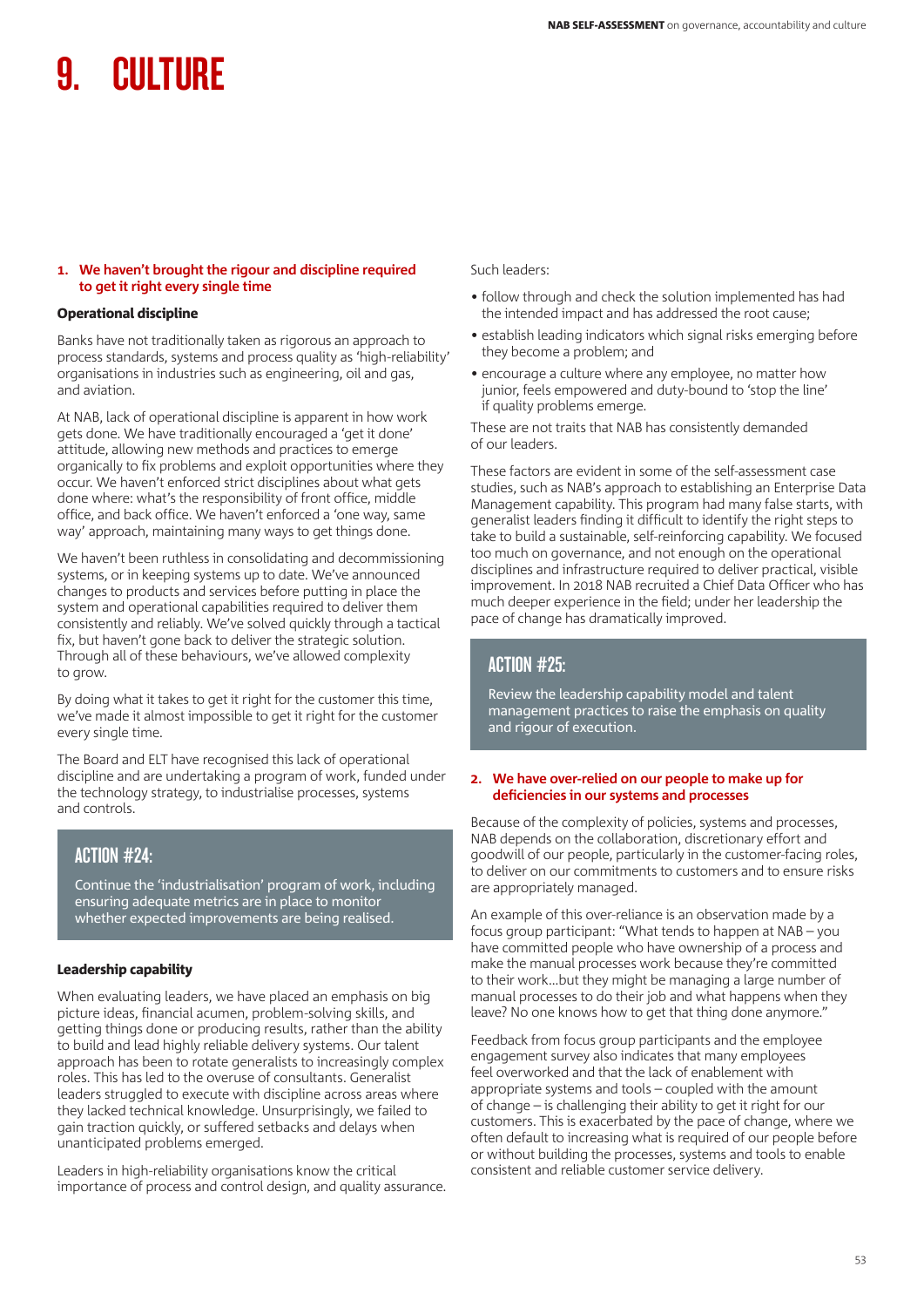# 9. CULTURE

### 1. We haven't brought the rigour and discipline required to get it right every single time

#### Operational discipline

Banks have not traditionally taken as rigorous an approach to process standards, systems and process quality as 'high-reliability' organisations in industries such as engineering, oil and gas, and aviation.

At NAB, lack of operational discipline is apparent in how work gets done. We have traditionally encouraged a 'get it done' attitude, allowing new methods and practices to emerge organically to fix problems and exploit opportunities where they occur. We haven't enforced strict disciplines about what gets done where: what's the responsibility of front office, middle office, and back office. We haven't enforced a 'one way, same way' approach, maintaining many ways to get things done.

We haven't been ruthless in consolidating and decommissioning systems, or in keeping systems up to date. We've announced changes to products and services before putting in place the system and operational capabilities required to deliver them consistently and reliably. We've solved quickly through a tactical fix, but haven't gone back to deliver the strategic solution. Through all of these behaviours, we've allowed complexity to grow.

By doing what it takes to get it right for the customer this time, we've made it almost impossible to get it right for the customer every single time.

The Board and ELT have recognised this lack of operational discipline and are undertaking a program of work, funded under the technology strategy, to industrialise processes, systems and controls.

> **ACTION #24:**
>
> Continue the 'industrialisation' program of work, including ensuring adequate metrics are in place to monitor whether expected improvements are being realised.

#### Leadership capability

When evaluating leaders, we have placed an emphasis on big picture ideas, financial acumen, problem-solving skills, and getting things done or producing results, rather than the ability to build and lead highly reliable delivery systems. Our talent approach has been to rotate generalists to increasingly complex roles. This has led to the overuse of consultants. Generalist leaders struggled to execute with discipline across areas where they lacked technical knowledge. Unsurprisingly, we failed to gain traction quickly, or suffered setbacks and delays when unanticipated problems emerged.

Leaders in high-reliability organisations know the critical importance of process and control design, and quality assurance.

Such leaders:

- follow through and check the solution implemented has had the intended impact and has addressed the root cause;
- establish leading indicators which signal risks emerging before they become a problem; and
- encourage a culture where any employee, no matter how junior, feels empowered and duty-bound to 'stop the line' if quality problems emerge.

These are not traits that NAB has consistently demanded of our leaders.

These factors are evident in some of the self-assessment case studies, such as NAB's approach to establishing an Enterprise Data Management capability. This program had many false starts, with generalist leaders finding it difficult to identify the right steps to take to build a sustainable, self-reinforcing capability. We focused too much on governance, and not enough on the operational disciplines and infrastructure required to deliver practical, visible improvement. In 2018 NAB recruited a Chief Data Officer who has much deeper experience in the field; under her leadership the pace of change has dramatically improved.

> **ACTION #25:**
>
> Review the leadership capability model and talent management practices to raise the emphasis on quality and rigour of execution.

### 2. We have over-relied on our people to make up for deficiencies in our systems and processes

Because of the complexity of policies, systems and processes, NAB depends on the collaboration, discretionary effort and goodwill of our people, particularly in the customer-facing roles, to deliver on our commitments to customers and to ensure risks are appropriately managed.

An example of this over-reliance is an observation made by a focus group participant: "What tends to happen at NAB – you have committed people who have ownership of a process and make the manual processes work because they're committed to their work…but they might be managing a large number of manual processes to do their job and what happens when they leave? No one knows how to get that thing done anymore."

Feedback from focus group participants and the employee engagement survey also indicates that many employees feel overworked and that the lack of enablement with appropriate systems and tools – coupled with the amount of change – is challenging their ability to get it right for our customers. This is exacerbated by the pace of change, where we often default to increasing what is required of our people before or without building the processes, systems and tools to enable consistent and reliable customer service delivery.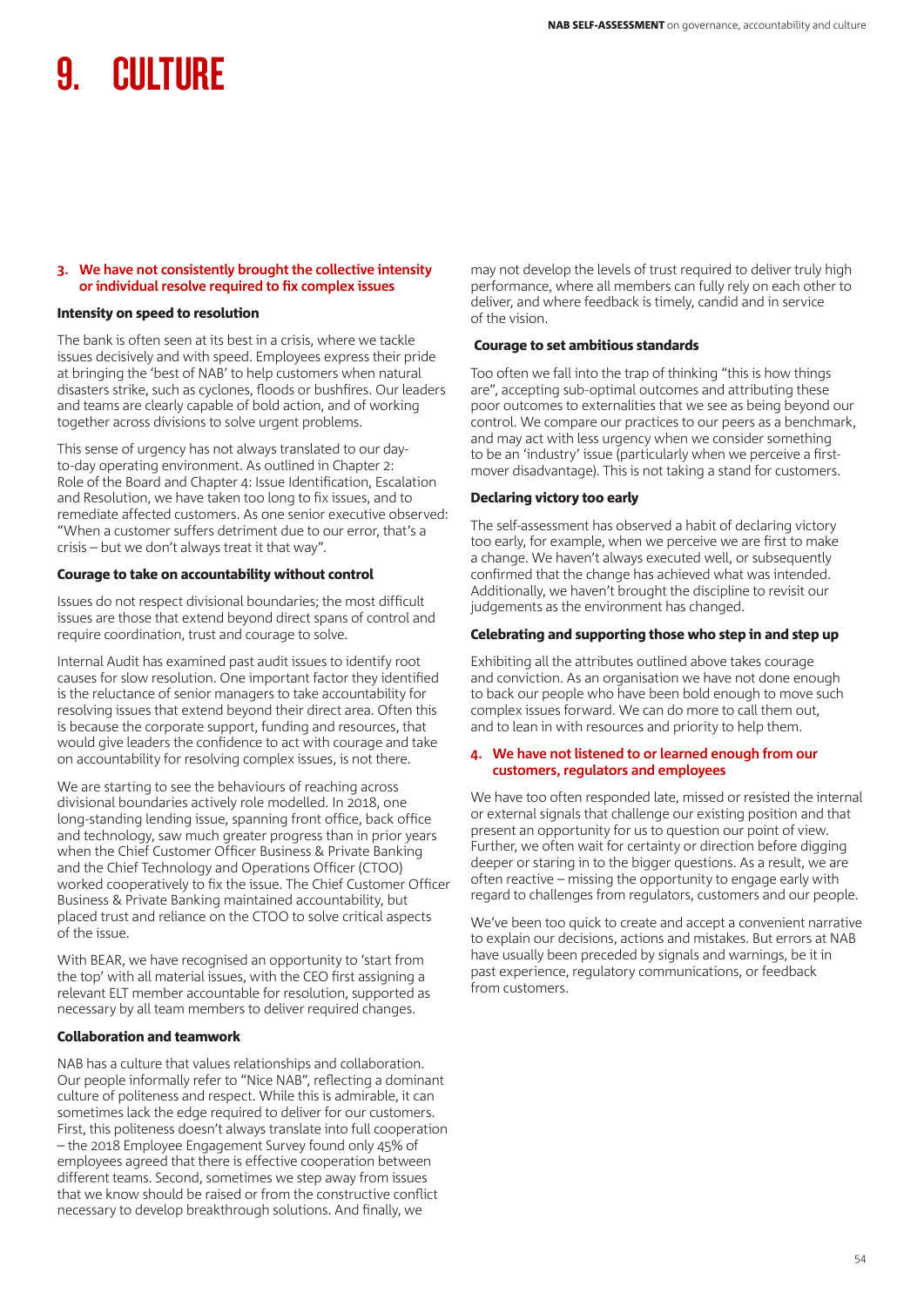# 9. CULTURE

### 3. We have not consistently brought the collective intensity or individual resolve required to fix complex issues

#### Intensity on speed to resolution

The bank is often seen at its best in a crisis, where we tackle issues decisively and with speed. Employees express their pride at bringing the 'best of NAB' to help customers when natural disasters strike, such as cyclones, floods or bushfires. Our leaders and teams are clearly capable of bold action, and of working together across divisions to solve urgent problems.

This sense of urgency has not always translated to our day-to-day operating environment. As outlined in Chapter 2: Role of the Board and Chapter 4: Issue Identification, Escalation and Resolution, we have taken too long to fix issues, and to remediate affected customers. As one senior executive observed: "When a customer suffers detriment due to our error, that's a crisis – but we don't always treat it that way".

#### Courage to take on accountability without control

Issues do not respect divisional boundaries; the most difficult issues are those that extend beyond direct spans of control and require coordination, trust and courage to solve.

Internal Audit has examined past audit issues to identify root causes for slow resolution. One important factor they identified is the reluctance of senior managers to take accountability for resolving issues that extend beyond their direct area. Often this is because the corporate support, funding and resources, that would give leaders the confidence to act with courage and take on accountability for resolving complex issues, is not there.

We are starting to see the behaviours of reaching across divisional boundaries actively role modelled. In 2018, one long-standing lending issue, spanning front office, back office and technology, saw much greater progress than in prior years when the Chief Customer Officer Business & Private Banking and the Chief Technology and Operations Officer (CTOO) worked cooperatively to fix the issue. The Chief Customer Officer Business & Private Banking maintained accountability, but placed trust and reliance on the CTOO to solve critical aspects of the issue.

With BEAR, we have recognised an opportunity to 'start from the top' with all material issues, with the CEO first assigning a relevant ELT member accountable for resolution, supported as necessary by all team members to deliver required changes.

#### Collaboration and teamwork

NAB has a culture that values relationships and collaboration. Our people informally refer to "Nice NAB", reflecting a dominant culture of politeness and respect. While this is admirable, it can sometimes lack the edge required to deliver for our customers. First, this politeness doesn't always translate into full cooperation – the 2018 Employee Engagement Survey found only 45% of employees agreed that there is effective cooperation between different teams. Second, sometimes we step away from issues that we know should be raised or from the constructive conflict necessary to develop breakthrough solutions. And finally, we may not develop the levels of trust required to deliver truly high performance, where all members can fully rely on each other to deliver, and where feedback is timely, candid and in service of the vision.

#### Courage to set ambitious standards

Too often we fall into the trap of thinking "this is how things are", accepting sub-optimal outcomes and attributing these poor outcomes to externalities that we see as being beyond our control. We compare our practices to our peers as a benchmark, and may act with less urgency when we consider something to be an 'industry' issue (particularly when we perceive a first-mover disadvantage). This is not taking a stand for customers.

#### Declaring victory too early

The self-assessment has observed a habit of declaring victory too early, for example, when we perceive we are first to make a change. We haven't always executed well, or subsequently confirmed that the change has achieved what was intended. Additionally, we haven't brought the discipline to revisit our judgements as the environment has changed.

#### Celebrating and supporting those who step in and step up

Exhibiting all the attributes outlined above takes courage and conviction. As an organisation we have not done enough to back our people who have been bold enough to move such complex issues forward. We can do more to call them out, and to lean in with resources and priority to help them.

### 4. We have not listened to or learned enough from our customers, regulators and employees

We have too often responded late, missed or resisted the internal or external signals that challenge our existing position and that present an opportunity for us to question our point of view. Further, we often wait for certainty or direction before digging deeper or staring in to the bigger questions. As a result, we are often reactive – missing the opportunity to engage early with regard to challenges from regulators, customers and our people.

We've been too quick to create and accept a convenient narrative to explain our decisions, actions and mistakes. But errors at NAB have usually been preceded by signals and warnings, be it in past experience, regulatory communications, or feedback from customers.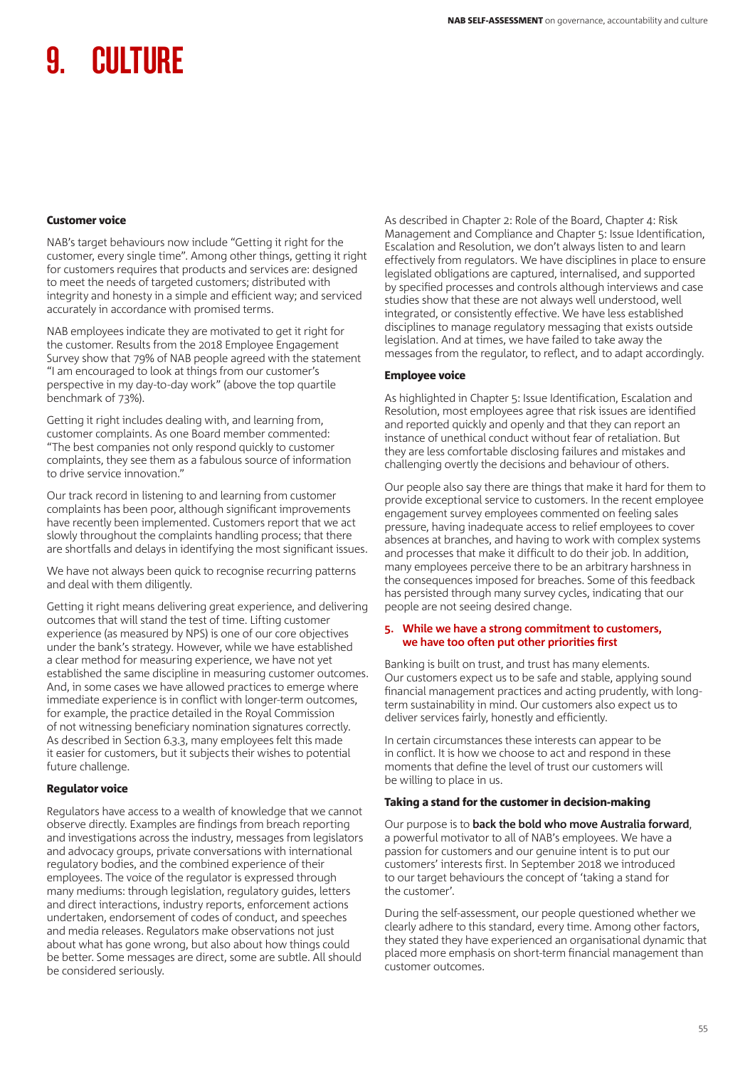# 9. CULTURE

### Customer voice

NAB's target behaviours now include "Getting it right for the customer, every single time". Among other things, getting it right for customers requires that products and services are: designed to meet the needs of targeted customers; distributed with integrity and honesty in a simple and efficient way; and serviced accurately in accordance with promised terms.

NAB employees indicate they are motivated to get it right for the customer. Results from the 2018 Employee Engagement Survey show that 79% of NAB people agreed with the statement "I am encouraged to look at things from our customer's perspective in my day-to-day work" (above the top quartile benchmark of 73%).

Getting it right includes dealing with, and learning from, customer complaints. As one Board member commented: "The best companies not only respond quickly to customer complaints, they see them as a fabulous source of information to drive service innovation."

Our track record in listening to and learning from customer complaints has been poor, although significant improvements have recently been implemented. Customers report that we act slowly throughout the complaints handling process; that there are shortfalls and delays in identifying the most significant issues.

We have not always been quick to recognise recurring patterns and deal with them diligently.

Getting it right means delivering great experience, and delivering outcomes that will stand the test of time. Lifting customer experience (as measured by NPS) is one of our core objectives under the bank's strategy. However, while we have established a clear method for measuring experience, we have not yet established the same discipline in measuring customer outcomes. And, in some cases we have allowed practices to emerge where immediate experience is in conflict with longer-term outcomes, for example, the practice detailed in the Royal Commission of not witnessing beneficiary nomination signatures correctly. As described in Section 6.3.3, many employees felt this made it easier for customers, but it subjects their wishes to potential future challenge.

### Regulator voice

Regulators have access to a wealth of knowledge that we cannot observe directly. Examples are findings from breach reporting and investigations across the industry, messages from legislators and advocacy groups, private conversations with international regulatory bodies, and the combined experience of their employees. The voice of the regulator is expressed through many mediums: through legislation, regulatory guides, letters and direct interactions, industry reports, enforcement actions undertaken, endorsement of codes of conduct, and speeches and media releases. Regulators make observations not just about what has gone wrong, but also about how things could be better. Some messages are direct, some are subtle. All should be considered seriously.

As described in Chapter 2: Role of the Board, Chapter 4: Risk Management and Compliance and Chapter 5: Issue Identification, Escalation and Resolution, we don't always listen to and learn effectively from regulators. We have disciplines in place to ensure legislated obligations are captured, internalised, and supported by specified processes and controls although interviews and case studies show that these are not always well understood, well integrated, or consistently effective. We have less established disciplines to manage regulatory messaging that exists outside legislation. And at times, we have failed to take away the messages from the regulator, to reflect, and to adapt accordingly.

### Employee voice

As highlighted in Chapter 5: Issue Identification, Escalation and Resolution, most employees agree that risk issues are identified and reported quickly and openly and that they can report an instance of unethical conduct without fear of retaliation. But they are less comfortable disclosing failures and mistakes and challenging overtly the decisions and behaviour of others.

Our people also say there are things that make it hard for them to provide exceptional service to customers. In the recent employee engagement survey employees commented on feeling sales pressure, having inadequate access to relief employees to cover absences at branches, and having to work with complex systems and processes that make it difficult to do their job. In addition, many employees perceive there to be an arbitrary harshness in the consequences imposed for breaches. Some of this feedback has persisted through many survey cycles, indicating that our people are not seeing desired change.

## 5. While we have a strong commitment to customers, we have too often put other priorities first

Banking is built on trust, and trust has many elements. Our customers expect us to be safe and stable, applying sound financial management practices and acting prudently, with long-term sustainability in mind. Our customers also expect us to deliver services fairly, honestly and efficiently.

In certain circumstances these interests can appear to be in conflict. It is how we choose to act and respond in these moments that define the level of trust our customers will be willing to place in us.

### Taking a stand for the customer in decision-making

Our purpose is to **back the bold who move Australia forward**, a powerful motivator to all of NAB's employees. We have a passion for customers and our genuine intent is to put our customers' interests first. In September 2018 we introduced to our target behaviours the concept of 'taking a stand for the customer'.

During the self-assessment, our people questioned whether we clearly adhere to this standard, every time. Among other factors, they stated they have experienced an organisational dynamic that placed more emphasis on short-term financial management than customer outcomes.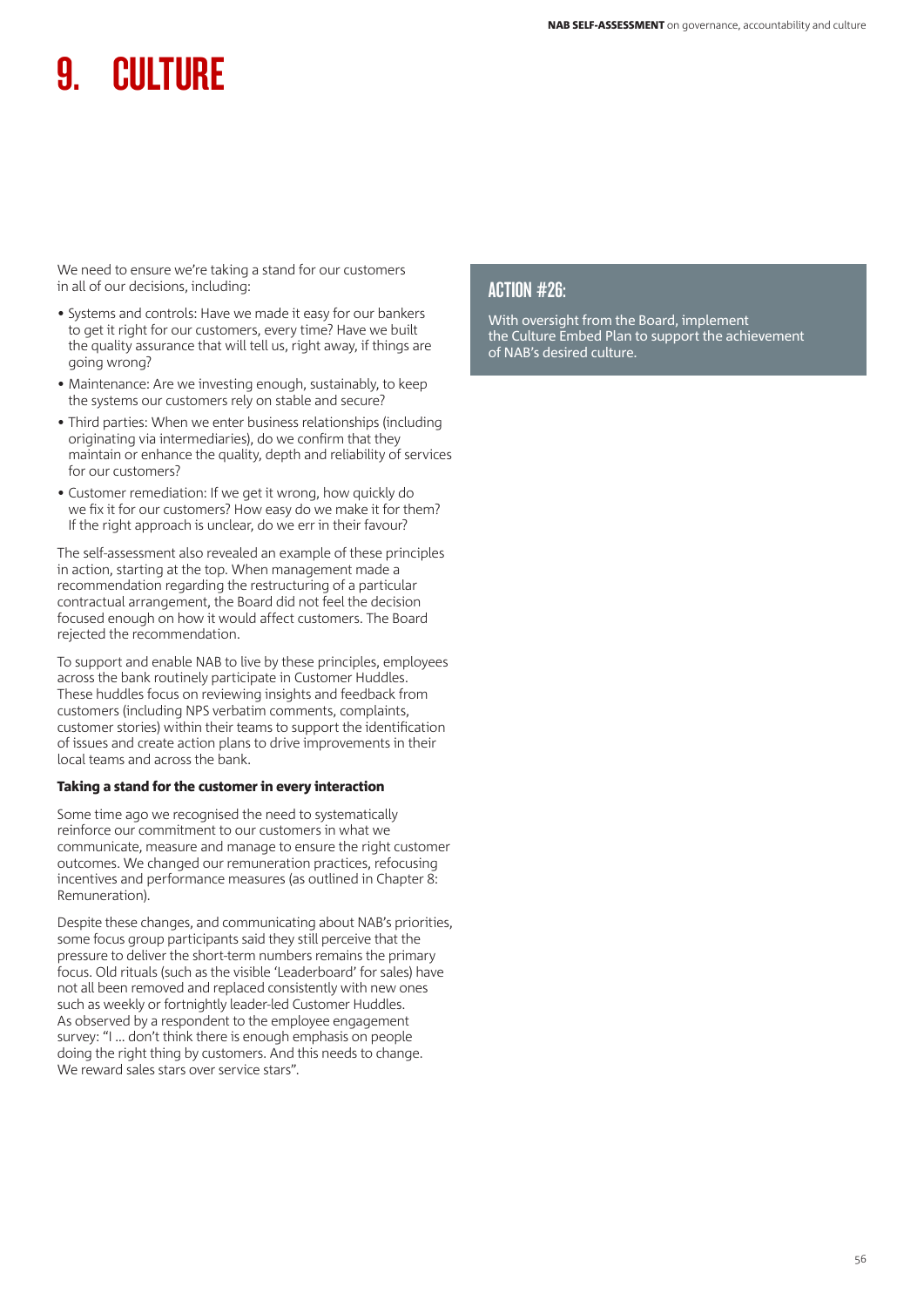# 9. CULTURE

We need to ensure we're taking a stand for our customers in all of our decisions, including:

- Systems and controls: Have we made it easy for our bankers to get it right for our customers, every time? Have we built the quality assurance that will tell us, right away, if things are going wrong?
- Maintenance: Are we investing enough, sustainably, to keep the systems our customers rely on stable and secure?
- Third parties: When we enter business relationships (including originating via intermediaries), do we confirm that they maintain or enhance the quality, depth and reliability of services for our customers?
- Customer remediation: If we get it wrong, how quickly do we fix it for our customers? How easy do we make it for them? If the right approach is unclear, do we err in their favour?

The self-assessment also revealed an example of these principles in action, starting at the top. When management made a recommendation regarding the restructuring of a particular contractual arrangement, the Board did not feel the decision focused enough on how it would affect customers. The Board rejected the recommendation.

To support and enable NAB to live by these principles, employees across the bank routinely participate in Customer Huddles. These huddles focus on reviewing insights and feedback from customers (including NPS verbatim comments, complaints, customer stories) within their teams to support the identification of issues and create action plans to drive improvements in their local teams and across the bank.

**Taking a stand for the customer in every interaction**

Some time ago we recognised the need to systematically reinforce our commitment to our customers in what we communicate, measure and manage to ensure the right customer outcomes. We changed our remuneration practices, refocusing incentives and performance measures (as outlined in Chapter 8: Remuneration).

Despite these changes, and communicating about NAB's priorities, some focus group participants said they still perceive that the pressure to deliver the short-term numbers remains the primary focus. Old rituals (such as the visible 'Leaderboard' for sales) have not all been removed and replaced consistently with new ones such as weekly or fortnightly leader-led Customer Huddles. As observed by a respondent to the employee engagement survey: "I ... don't think there is enough emphasis on people doing the right thing by customers. And this needs to change. We reward sales stars over service stars".

## ACTION #26:

With oversight from the Board, implement the Culture Embed Plan to support the achievement of NAB's desired culture.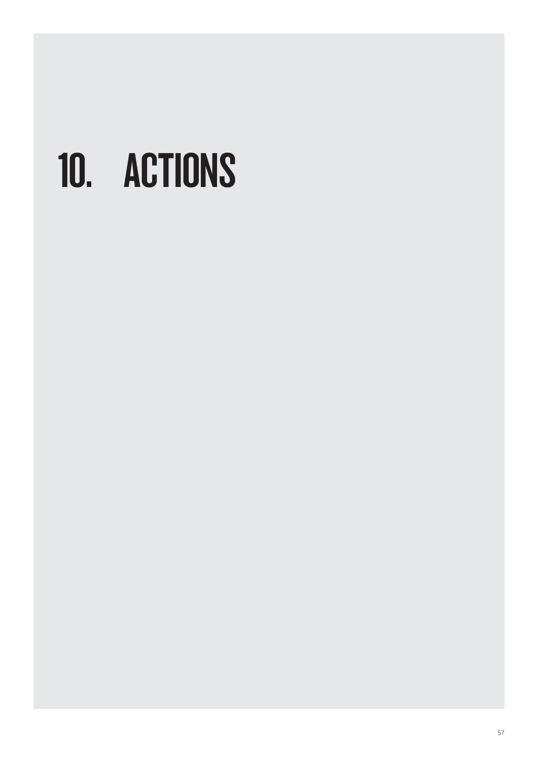# 10. ACTIONS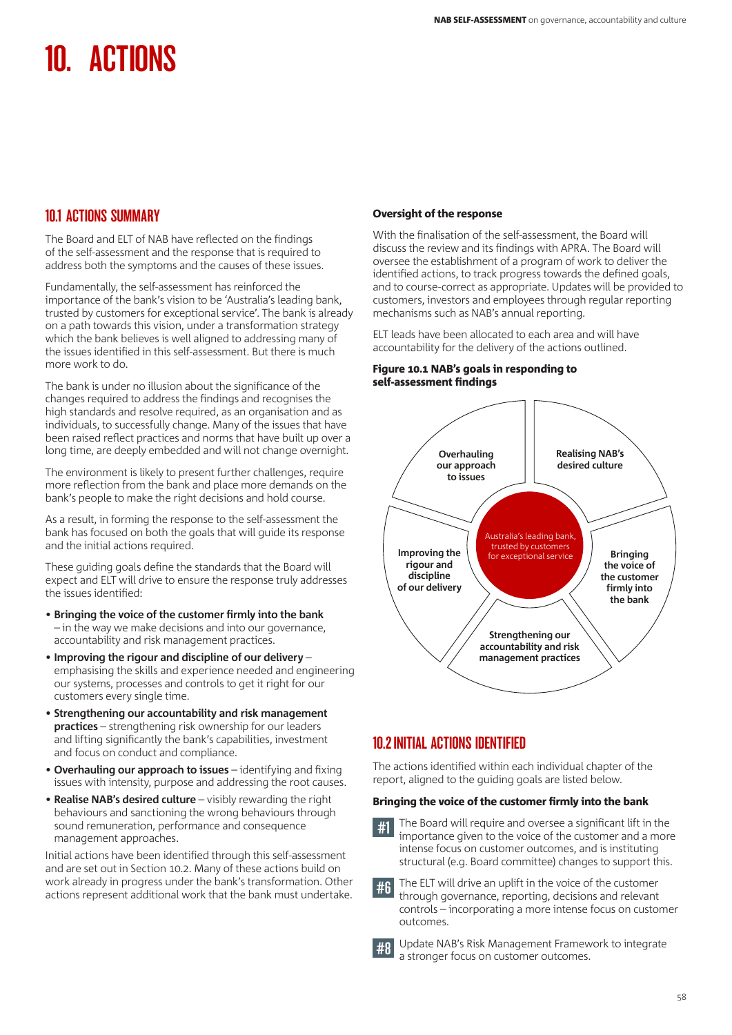# 10. ACTIONS

## 10.1 ACTIONS SUMMARY

The Board and ELT of NAB have reflected on the findings of the self-assessment and the response that is required to address both the symptoms and the causes of these issues.

Fundamentally, the self-assessment has reinforced the importance of the bank's vision to be 'Australia's leading bank, trusted by customers for exceptional service'. The bank is already on a path towards this vision, under a transformation strategy which the bank believes is well aligned to addressing many of the issues identified in this self-assessment. But there is much more work to do.

The bank is under no illusion about the significance of the changes required to address the findings and recognises the high standards and resolve required, as an organisation and as individuals, to successfully change. Many of the issues that have been raised reflect practices and norms that have built up over a long time, are deeply embedded and will not change overnight.

The environment is likely to present further challenges, require more reflection from the bank and place more demands on the bank's people to make the right decisions and hold course.

As a result, in forming the response to the self-assessment the bank has focused on both the goals that will guide its response and the initial actions required.

These guiding goals define the standards that the Board will expect and ELT will drive to ensure the response truly addresses the issues identified:

- **Bringing the voice of the customer firmly into the bank** – in the way we make decisions and into our governance, accountability and risk management practices.
- **Improving the rigour and discipline of our delivery** – emphasising the skills and experience needed and engineering our systems, processes and controls to get it right for our customers every single time.
- **Strengthening our accountability and risk management practices** – strengthening risk ownership for our leaders and lifting significantly the bank's capabilities, investment and focus on conduct and compliance.
- **Overhauling our approach to issues** – identifying and fixing issues with intensity, purpose and addressing the root causes.
- **Realise NAB's desired culture** – visibly rewarding the right behaviours and sanctioning the wrong behaviours through sound remuneration, performance and consequence management approaches.

Initial actions have been identified through this self-assessment and are set out in Section 10.2. Many of these actions build on work already in progress under the bank's transformation. Other actions represent additional work that the bank must undertake.

**Oversight of the response**

With the finalisation of the self-assessment, the Board will discuss the review and its findings with APRA. The Board will oversee the establishment of a program of work to deliver the identified actions, to track progress towards the defined goals, and to course-correct as appropriate. Updates will be provided to customers, investors and employees through regular reporting mechanisms such as NAB's annual reporting.

ELT leads have been allocated to each area and will have accountability for the delivery of the actions outlined.

**Figure 10.1 NAB's goals in responding to self-assessment findings**

- Centre: Australia's leading bank, trusted by customers for exceptional service
- Overhauling our approach to issues
- Realising NAB's desired culture
- Bringing the voice of the customer firmly into the bank
- Strengthening our accountability and risk management practices
- Improving the rigour and discipline of our delivery

## 10.2 INITIAL ACTIONS IDENTIFIED

The actions identified within each individual chapter of the report, aligned to the guiding goals are listed below.

**Bringing the voice of the customer firmly into the bank**

**#1** The Board will require and oversee a significant lift in the importance given to the voice of the customer and a more intense focus on customer outcomes, and is instituting structural (e.g. Board committee) changes to support this.

**#6** The ELT will drive an uplift in the voice of the customer through governance, reporting, decisions and relevant controls – incorporating a more intense focus on customer outcomes.

**#8** Update NAB's Risk Management Framework to integrate a stronger focus on customer outcomes.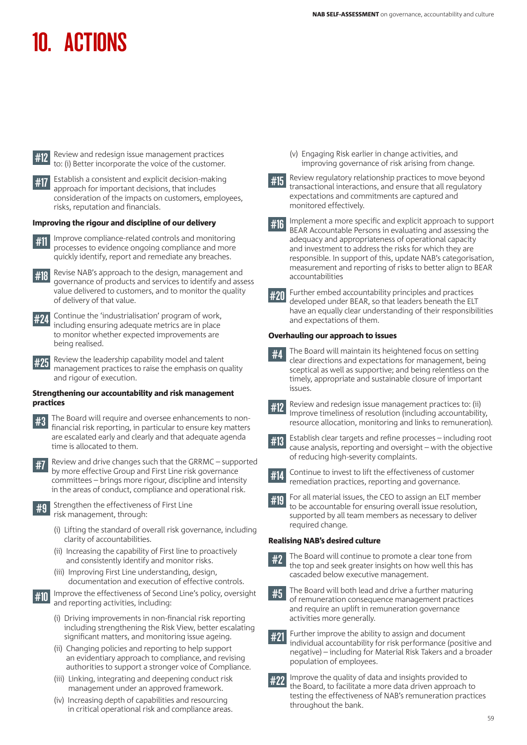# 10. ACTIONS

**#12** Review and redesign issue management practices to: (i) Better incorporate the voice of the customer.

**#17** Establish a consistent and explicit decision-making approach for important decisions, that includes consideration of the impacts on customers, employees, risks, reputation and financials.

### Improving the rigour and discipline of our delivery

**#11** Improve compliance-related controls and monitoring processes to evidence ongoing compliance and more quickly identify, report and remediate any breaches.

**#18** Revise NAB's approach to the design, management and governance of products and services to identify and assess value delivered to customers, and to monitor the quality of delivery of that value.

**#24** Continue the 'industrialisation' program of work, including ensuring adequate metrics are in place to monitor whether expected improvements are being realised.

**#25** Review the leadership capability model and talent management practices to raise the emphasis on quality and rigour of execution.

### Strengthening our accountability and risk management practices

**#3** The Board will require and oversee enhancements to non-financial risk reporting, in particular to ensure key matters are escalated early and clearly and that adequate agenda time is allocated to them.

**#7** Review and drive changes such that the GRRMC – supported by more effective Group and First Line risk governance committees – brings more rigour, discipline and intensity in the areas of conduct, compliance and operational risk.

**#9** Strengthen the effectiveness of First Line risk management, through:

(i) Lifting the standard of overall risk governance, including clarity of accountabilities.

(ii) Increasing the capability of First line to proactively and consistently identify and monitor risks.

(iii) Improving First Line understanding, design, documentation and execution of effective controls.

**#10** Improve the effectiveness of Second Line's policy, oversight and reporting activities, including:

(i) Driving improvements in non-financial risk reporting including strengthening the Risk View, better escalating significant matters, and monitoring issue ageing.

(ii) Changing policies and reporting to help support an evidentiary approach to compliance, and revising authorities to support a stronger voice of Compliance.

(iii) Linking, integrating and deepening conduct risk management under an approved framework.

(iv) Increasing depth of capabilities and resourcing in critical operational risk and compliance areas.

(v) Engaging Risk earlier in change activities, and improving governance of risk arising from change.

**#15** Review regulatory relationship practices to move beyond transactional interactions, and ensure that all regulatory expectations and commitments are captured and monitored effectively.

**#16** Implement a more specific and explicit approach to support BEAR Accountable Persons in evaluating and assessing the adequacy and appropriateness of operational capacity and investment to address the risks for which they are responsible. In support of this, update NAB's categorisation, measurement and reporting of risks to better align to BEAR accountabilities

**#20** Further embed accountability principles and practices developed under BEAR, so that leaders beneath the ELT have an equally clear understanding of their responsibilities and expectations of them.

### Overhauling our approach to issues

**#4** The Board will maintain its heightened focus on setting clear directions and expectations for management, being sceptical as well as supportive; and being relentless on the timely, appropriate and sustainable closure of important issues.

**#12** Review and redesign issue management practices to: (ii) Improve timeliness of resolution (including accountability, resource allocation, monitoring and links to remuneration).

**#13** Establish clear targets and refine processes – including root cause analysis, reporting and oversight – with the objective of reducing high-severity complaints.

**#14** Continue to invest to lift the effectiveness of customer remediation practices, reporting and governance.

**#19** For all material issues, the CEO to assign an ELT member to be accountable for ensuring overall issue resolution, supported by all team members as necessary to deliver required change.

### Realising NAB's desired culture

**#2** The Board will continue to promote a clear tone from the top and seek greater insights on how well this has cascaded below executive management.

**#5** The Board will both lead and drive a further maturing of remuneration consequence management practices and require an uplift in remuneration governance activities more generally.

**#21** Further improve the ability to assign and document individual accountability for risk performance (positive and negative) – including for Material Risk Takers and a broader population of employees.

**#22** Improve the quality of data and insights provided to the Board, to facilitate a more data driven approach to testing the effectiveness of NAB's remuneration practices throughout the bank.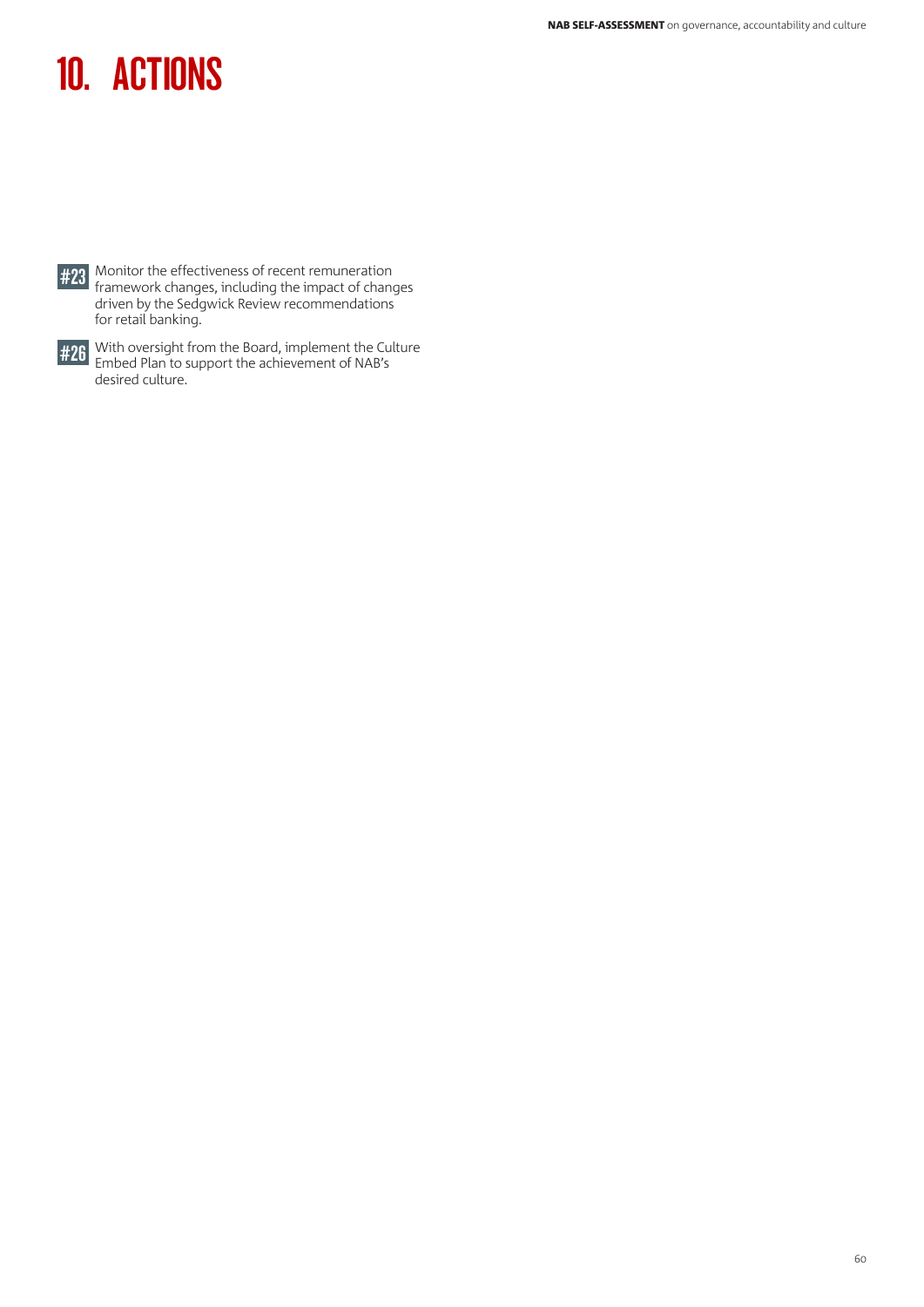# 10. ACTIONS

**#23** Monitor the effectiveness of recent remuneration framework changes, including the impact of changes driven by the Sedgwick Review recommendations for retail banking.

**#26** With oversight from the Board, implement the Culture Embed Plan to support the achievement of NAB's desired culture.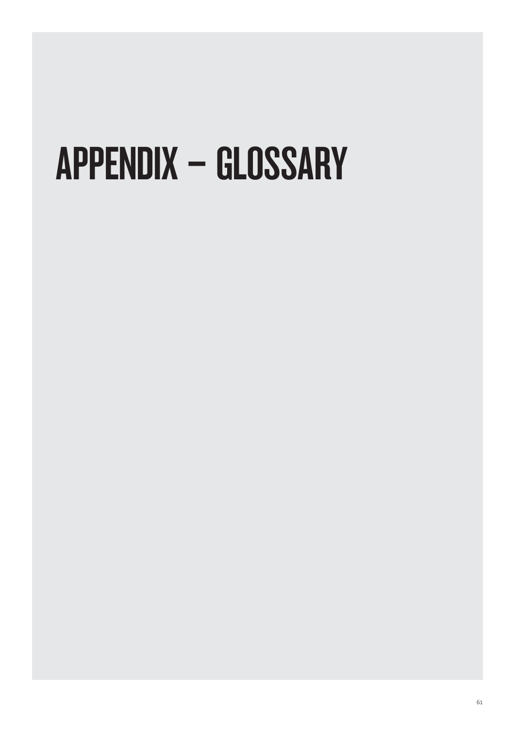# APPENDIX – GLOSSARY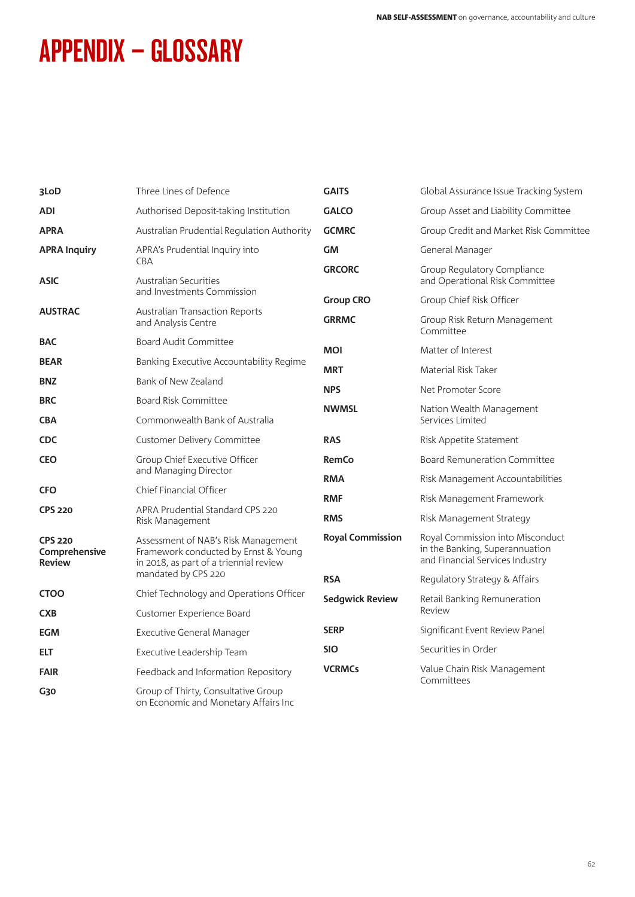# APPENDIX – GLOSSARY

| | |
|---|---|
| **3LoD** | Three Lines of Defence |
| **ADI** | Authorised Deposit-taking Institution |
| **APRA** | Australian Prudential Regulation Authority |
| **APRA Inquiry** | APRA's Prudential Inquiry into CBA |
| **ASIC** | Australian Securities and Investments Commission |
| **AUSTRAC** | Australian Transaction Reports and Analysis Centre |
| **BAC** | Board Audit Committee |
| **BEAR** | Banking Executive Accountability Regime |
| **BNZ** | Bank of New Zealand |
| **BRC** | Board Risk Committee |
| **CBA** | Commonwealth Bank of Australia |
| **CDC** | Customer Delivery Committee |
| **CEO** | Group Chief Executive Officer and Managing Director |
| **CFO** | Chief Financial Officer |
| **CPS 220** | APRA Prudential Standard CPS 220 Risk Management |
| **CPS 220 Comprehensive Review** | Assessment of NAB's Risk Management Framework conducted by Ernst & Young in 2018, as part of a triennial review mandated by CPS 220 |
| **CTOO** | Chief Technology and Operations Officer |
| **CXB** | Customer Experience Board |
| **EGM** | Executive General Manager |
| **ELT** | Executive Leadership Team |
| **FAIR** | Feedback and Information Repository |
| **G30** | Group of Thirty, Consultative Group on Economic and Monetary Affairs Inc |
| **GAITS** | Global Assurance Issue Tracking System |
| **GALCO** | Group Asset and Liability Committee |
| **GCMRC** | Group Credit and Market Risk Committee |
| **GM** | General Manager |
| **GRCORC** | Group Regulatory Compliance and Operational Risk Committee |
| **Group CRO** | Group Chief Risk Officer |
| **GRRMC** | Group Risk Return Management Committee |
| **MOI** | Matter of Interest |
| **MRT** | Material Risk Taker |
| **NPS** | Net Promoter Score |
| **NWMSL** | Nation Wealth Management Services Limited |
| **RAS** | Risk Appetite Statement |
| **RemCo** | Board Remuneration Committee |
| **RMA** | Risk Management Accountabilities |
| **RMF** | Risk Management Framework |
| **RMS** | Risk Management Strategy |
| **Royal Commission** | Royal Commission into Misconduct in the Banking, Superannuation and Financial Services Industry |
| **RSA** | Regulatory Strategy & Affairs |
| **Sedgwick Review** | Retail Banking Remuneration Review |
| **SERP** | Significant Event Review Panel |
| **SIO** | Securities in Order |
| **VCRMCs** | Value Chain Risk Management Committees |